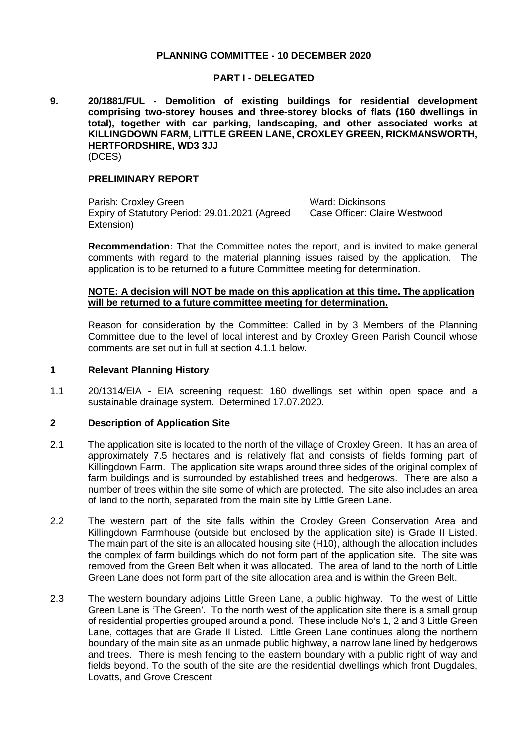**PLANNING COMMITTEE - 10 DECEMBER 2020**

**PART I - DELEGATED**

**9. 20/1881/FUL - Demolition of existing buildings for residential development comprising two-storey houses and three-storey blocks of flats (160 dwellings in total), together with car parking, landscaping, and other associated works at KILLINGDOWN FARM, LITTLE GREEN LANE, CROXLEY GREEN, RICKMANSWORTH, HERTFORDSHIRE, WD3 3JJ**
(DCES)

**PRELIMINARY REPORT**

Parish: Croxley Green
Ward: Dickinsons
Expiry of Statutory Period: 29.01.2021 (Agreed Extension)
Case Officer: Claire Westwood

**Recommendation:** That the Committee notes the report, and is invited to make general comments with regard to the material planning issues raised by the application. The application is to be returned to a future Committee meeting for determination.

**NOTE: A decision will NOT be made on this application at this time. The application will be returned to a future committee meeting for determination.**

Reason for consideration by the Committee: Called in by 3 Members of the Planning Committee due to the level of local interest and by Croxley Green Parish Council whose comments are set out in full at section 4.1.1 below.

## 1 Relevant Planning History

1.1 20/1314/EIA - EIA screening request: 160 dwellings set within open space and a sustainable drainage system. Determined 17.07.2020.

## 2 Description of Application Site

2.1 The application site is located to the north of the village of Croxley Green. It has an area of approximately 7.5 hectares and is relatively flat and consists of fields forming part of Killingdown Farm. The application site wraps around three sides of the original complex of farm buildings and is surrounded by established trees and hedgerows. There are also a number of trees within the site some of which are protected. The site also includes an area of land to the north, separated from the main site by Little Green Lane.

2.2 The western part of the site falls within the Croxley Green Conservation Area and Killingdown Farmhouse (outside but enclosed by the application site) is Grade II Listed. The main part of the site is an allocated housing site (H10), although the allocation includes the complex of farm buildings which do not form part of the application site. The site was removed from the Green Belt when it was allocated. The area of land to the north of Little Green Lane does not form part of the site allocation area and is within the Green Belt.

2.3 The western boundary adjoins Little Green Lane, a public highway. To the west of Little Green Lane is 'The Green'. To the north west of the application site there is a small group of residential properties grouped around a pond. These include No's 1, 2 and 3 Little Green Lane, cottages that are Grade II Listed. Little Green Lane continues along the northern boundary of the main site as an unmade public highway, a narrow lane lined by hedgerows and trees. There is mesh fencing to the eastern boundary with a public right of way and fields beyond. To the south of the site are the residential dwellings which front Dugdales, Lovatts, and Grove Crescent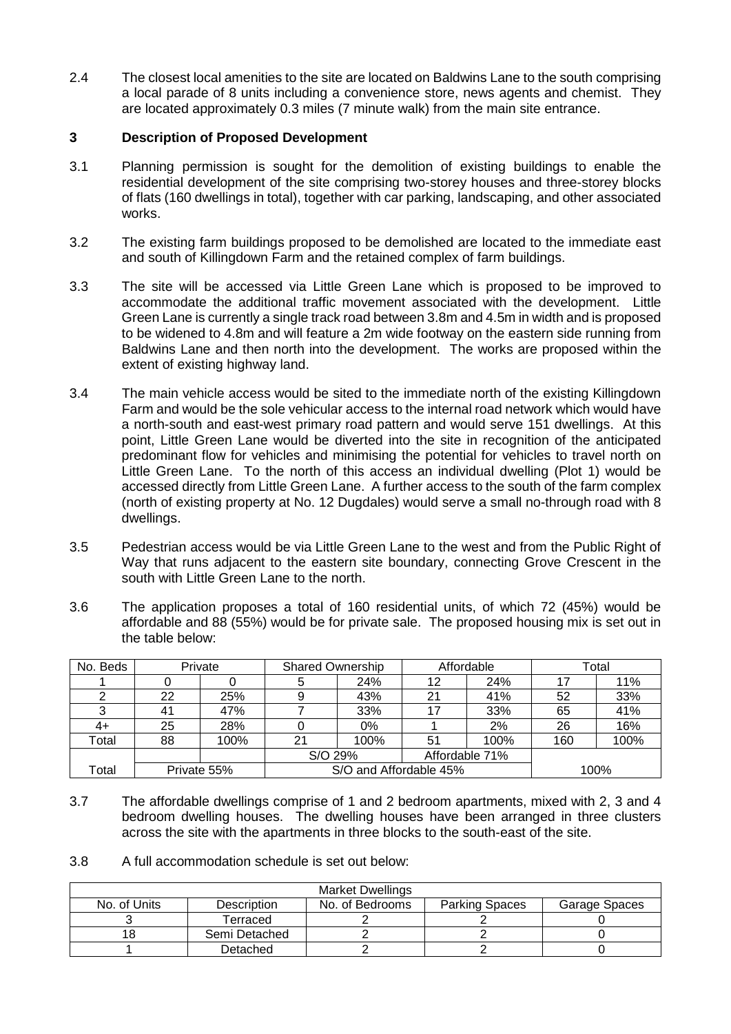2.4 The closest local amenities to the site are located on Baldwins Lane to the south comprising a local parade of 8 units including a convenience store, news agents and chemist. They are located approximately 0.3 miles (7 minute walk) from the main site entrance.

## 3 Description of Proposed Development

3.1 Planning permission is sought for the demolition of existing buildings to enable the residential development of the site comprising two-storey houses and three-storey blocks of flats (160 dwellings in total), together with car parking, landscaping, and other associated works.

3.2 The existing farm buildings proposed to be demolished are located to the immediate east and south of Killingdown Farm and the retained complex of farm buildings.

3.3 The site will be accessed via Little Green Lane which is proposed to be improved to accommodate the additional traffic movement associated with the development. Little Green Lane is currently a single track road between 3.8m and 4.5m in width and is proposed to be widened to 4.8m and will feature a 2m wide footway on the eastern side running from Baldwins Lane and then north into the development. The works are proposed within the extent of existing highway land.

3.4 The main vehicle access would be sited to the immediate north of the existing Killingdown Farm and would be the sole vehicular access to the internal road network which would have a north-south and east-west primary road pattern and would serve 151 dwellings. At this point, Little Green Lane would be diverted into the site in recognition of the anticipated predominant flow for vehicles and minimising the potential for vehicles to travel north on Little Green Lane. To the north of this access an individual dwelling (Plot 1) would be accessed directly from Little Green Lane. A further access to the south of the farm complex (north of existing property at No. 12 Dugdales) would serve a small no-through road with 8 dwellings.

3.5 Pedestrian access would be via Little Green Lane to the west and from the Public Right of Way that runs adjacent to the eastern site boundary, connecting Grove Crescent in the south with Little Green Lane to the north.

3.6 The application proposes a total of 160 residential units, of which 72 (45%) would be affordable and 88 (55%) would be for private sale. The proposed housing mix is set out in the table below:

| No. Beds | Private | | Shared Ownership | | Affordable | | Total | |
|---|---|---|---|---|---|---|---|---|
| 1 | 0 | 0 | 5 | 24% | 12 | 24% | 17 | 11% |
| 2 | 22 | 25% | 9 | 43% | 21 | 41% | 52 | 33% |
| 3 | 41 | 47% | 7 | 33% | 17 | 33% | 65 | 41% |
| 4+ | 25 | 28% | 0 | 0% | 1 | 2% | 26 | 16% |
| Total | 88 | 100% | 21 | 100% | 51 | 100% | 160 | 100% |
| | | | S/O 29% | | Affordable 71% | | | |
| Total | Private 55% | | S/O and Affordable 45% | | | | 100% | |

3.7 The affordable dwellings comprise of 1 and 2 bedroom apartments, mixed with 2, 3 and 4 bedroom dwelling houses. The dwelling houses have been arranged in three clusters across the site with the apartments in three blocks to the south-east of the site.

3.8 A full accommodation schedule is set out below:

| Market Dwellings | | | | |
|---|---|---|---|---|
| No. of Units | Description | No. of Bedrooms | Parking Spaces | Garage Spaces |
| 3 | Terraced | 2 | 2 | 0 |
| 18 | Semi Detached | 2 | 2 | 0 |
| 1 | Detached | 2 | 2 | 0 |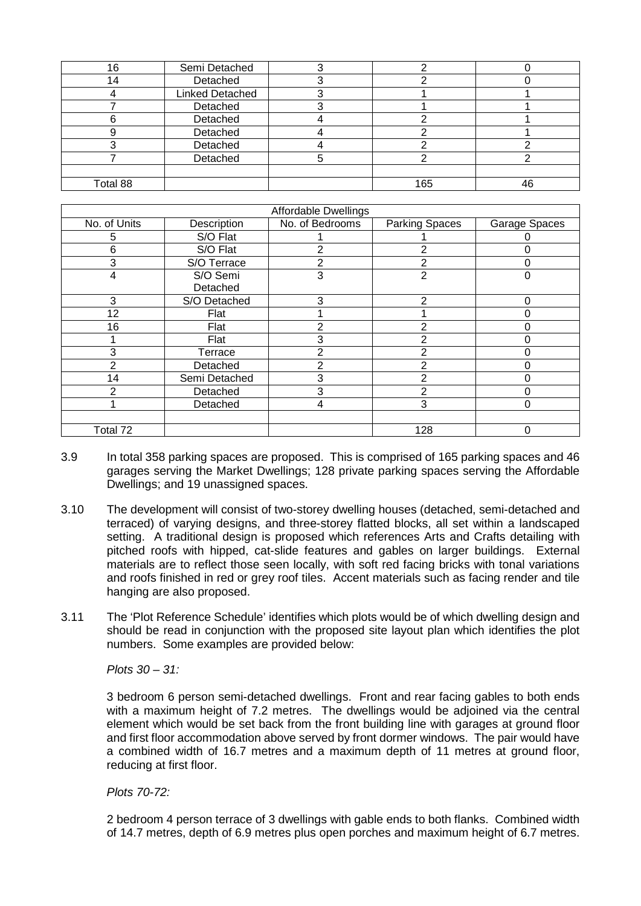| | | | | |
|---|---|---|---|---|
| 16 | Semi Detached | 3 | 2 | 0 |
| 14 | Detached | 3 | 2 | 0 |
| 4 | Linked Detached | 3 | 1 | 1 |
| 7 | Detached | 3 | 1 | 1 |
| 6 | Detached | 4 | 2 | 1 |
| 9 | Detached | 4 | 2 | 1 |
| 3 | Detached | 4 | 2 | 2 |
| 7 | Detached | 5 | 2 | 2 |
| | | | | |
| Total 88 | | | 165 | 46 |

| Affordable Dwellings | | | | |
|---|---|---|---|---|
| No. of Units | Description | No. of Bedrooms | Parking Spaces | Garage Spaces |
| 5 | S/O Flat | 1 | 1 | 0 |
| 6 | S/O Flat | 2 | 2 | 0 |
| 3 | S/O Terrace | 2 | 2 | 0 |
| 4 | S/O Semi Detached | 3 | 2 | 0 |
| 3 | S/O Detached | 3 | 2 | 0 |
| 12 | Flat | 1 | 1 | 0 |
| 16 | Flat | 2 | 2 | 0 |
| 1 | Flat | 3 | 2 | 0 |
| 3 | Terrace | 2 | 2 | 0 |
| 2 | Detached | 2 | 2 | 0 |
| 14 | Semi Detached | 3 | 2 | 0 |
| 2 | Detached | 3 | 2 | 0 |
| 1 | Detached | 4 | 3 | 0 |
| | | | | |
| Total 72 | | | 128 | 0 |

3.9 In total 358 parking spaces are proposed. This is comprised of 165 parking spaces and 46 garages serving the Market Dwellings; 128 private parking spaces serving the Affordable Dwellings; and 19 unassigned spaces.

3.10 The development will consist of two-storey dwelling houses (detached, semi-detached and terraced) of varying designs, and three-storey flatted blocks, all set within a landscaped setting. A traditional design is proposed which references Arts and Crafts detailing with pitched roofs with hipped, cat-slide features and gables on larger buildings. External materials are to reflect those seen locally, with soft red facing bricks with tonal variations and roofs finished in red or grey roof tiles. Accent materials such as facing render and tile hanging are also proposed.

3.11 The 'Plot Reference Schedule' identifies which plots would be of which dwelling design and should be read in conjunction with the proposed site layout plan which identifies the plot numbers. Some examples are provided below:

*Plots 30 – 31:*

3 bedroom 6 person semi-detached dwellings. Front and rear facing gables to both ends with a maximum height of 7.2 metres. The dwellings would be adjoined via the central element which would be set back from the front building line with garages at ground floor and first floor accommodation above served by front dormer windows. The pair would have a combined width of 16.7 metres and a maximum depth of 11 metres at ground floor, reducing at first floor.

*Plots 70-72:*

2 bedroom 4 person terrace of 3 dwellings with gable ends to both flanks. Combined width of 14.7 metres, depth of 6.9 metres plus open porches and maximum height of 6.7 metres.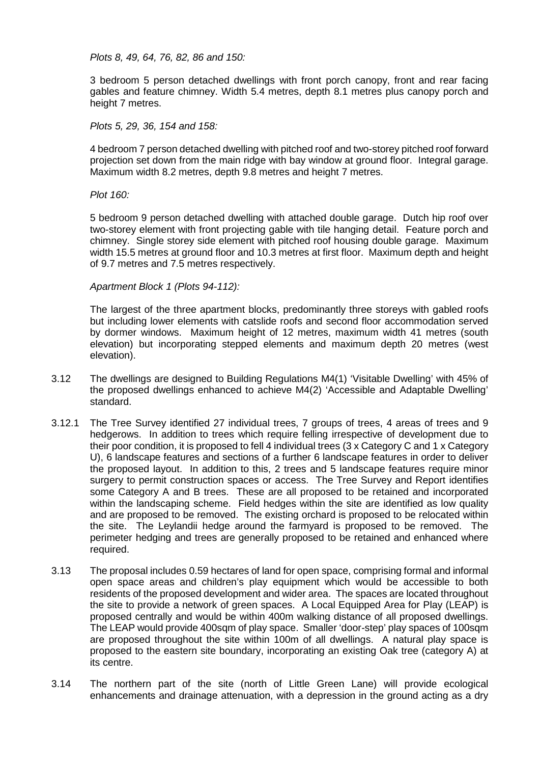*Plots 8, 49, 64, 76, 82, 86 and 150:*

3 bedroom 5 person detached dwellings with front porch canopy, front and rear facing gables and feature chimney. Width 5.4 metres, depth 8.1 metres plus canopy porch and height 7 metres.

*Plots 5, 29, 36, 154 and 158:*

4 bedroom 7 person detached dwelling with pitched roof and two-storey pitched roof forward projection set down from the main ridge with bay window at ground floor. Integral garage. Maximum width 8.2 metres, depth 9.8 metres and height 7 metres.

*Plot 160:*

5 bedroom 9 person detached dwelling with attached double garage. Dutch hip roof over two-storey element with front projecting gable with tile hanging detail. Feature porch and chimney. Single storey side element with pitched roof housing double garage. Maximum width 15.5 metres at ground floor and 10.3 metres at first floor. Maximum depth and height of 9.7 metres and 7.5 metres respectively.

*Apartment Block 1 (Plots 94-112):*

The largest of the three apartment blocks, predominantly three storeys with gabled roofs but including lower elements with catslide roofs and second floor accommodation served by dormer windows. Maximum height of 12 metres, maximum width 41 metres (south elevation) but incorporating stepped elements and maximum depth 20 metres (west elevation).

3.12 The dwellings are designed to Building Regulations M4(1) 'Visitable Dwelling' with 45% of the proposed dwellings enhanced to achieve M4(2) 'Accessible and Adaptable Dwelling' standard.

3.12.1 The Tree Survey identified 27 individual trees, 7 groups of trees, 4 areas of trees and 9 hedgerows. In addition to trees which require felling irrespective of development due to their poor condition, it is proposed to fell 4 individual trees (3 x Category C and 1 x Category U), 6 landscape features and sections of a further 6 landscape features in order to deliver the proposed layout. In addition to this, 2 trees and 5 landscape features require minor surgery to permit construction spaces or access. The Tree Survey and Report identifies some Category A and B trees. These are all proposed to be retained and incorporated within the landscaping scheme. Field hedges within the site are identified as low quality and are proposed to be removed. The existing orchard is proposed to be relocated within the site. The Leylandii hedge around the farmyard is proposed to be removed. The perimeter hedging and trees are generally proposed to be retained and enhanced where required.

3.13 The proposal includes 0.59 hectares of land for open space, comprising formal and informal open space areas and children's play equipment which would be accessible to both residents of the proposed development and wider area. The spaces are located throughout the site to provide a network of green spaces. A Local Equipped Area for Play (LEAP) is proposed centrally and would be within 400m walking distance of all proposed dwellings. The LEAP would provide 400sqm of play space. Smaller 'door-step' play spaces of 100sqm are proposed throughout the site within 100m of all dwellings. A natural play space is proposed to the eastern site boundary, incorporating an existing Oak tree (category A) at its centre.

3.14 The northern part of the site (north of Little Green Lane) will provide ecological enhancements and drainage attenuation, with a depression in the ground acting as a dry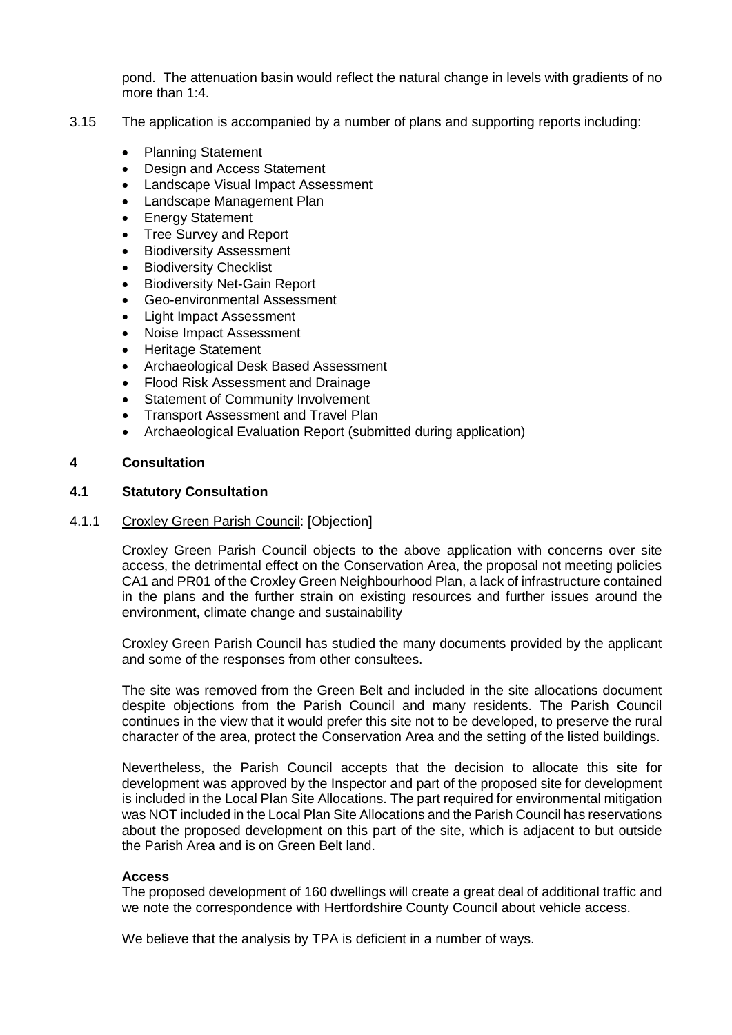pond. The attenuation basin would reflect the natural change in levels with gradients of no more than 1:4.

3.15 The application is accompanied by a number of plans and supporting reports including:

- Planning Statement
- Design and Access Statement
- Landscape Visual Impact Assessment
- Landscape Management Plan
- Energy Statement
- Tree Survey and Report
- Biodiversity Assessment
- Biodiversity Checklist
- Biodiversity Net-Gain Report
- Geo-environmental Assessment
- Light Impact Assessment
- Noise Impact Assessment
- Heritage Statement
- Archaeological Desk Based Assessment
- Flood Risk Assessment and Drainage
- Statement of Community Involvement
- Transport Assessment and Travel Plan
- Archaeological Evaluation Report (submitted during application)

## 4 Consultation

### 4.1 Statutory Consultation

4.1.1 Croxley Green Parish Council: [Objection]

Croxley Green Parish Council objects to the above application with concerns over site access, the detrimental effect on the Conservation Area, the proposal not meeting policies CA1 and PR01 of the Croxley Green Neighbourhood Plan, a lack of infrastructure contained in the plans and the further strain on existing resources and further issues around the environment, climate change and sustainability

Croxley Green Parish Council has studied the many documents provided by the applicant and some of the responses from other consultees.

The site was removed from the Green Belt and included in the site allocations document despite objections from the Parish Council and many residents. The Parish Council continues in the view that it would prefer this site not to be developed, to preserve the rural character of the area, protect the Conservation Area and the setting of the listed buildings.

Nevertheless, the Parish Council accepts that the decision to allocate this site for development was approved by the Inspector and part of the proposed site for development is included in the Local Plan Site Allocations. The part required for environmental mitigation was NOT included in the Local Plan Site Allocations and the Parish Council has reservations about the proposed development on this part of the site, which is adjacent to but outside the Parish Area and is on Green Belt land.

**Access**

The proposed development of 160 dwellings will create a great deal of additional traffic and we note the correspondence with Hertfordshire County Council about vehicle access.

We believe that the analysis by TPA is deficient in a number of ways.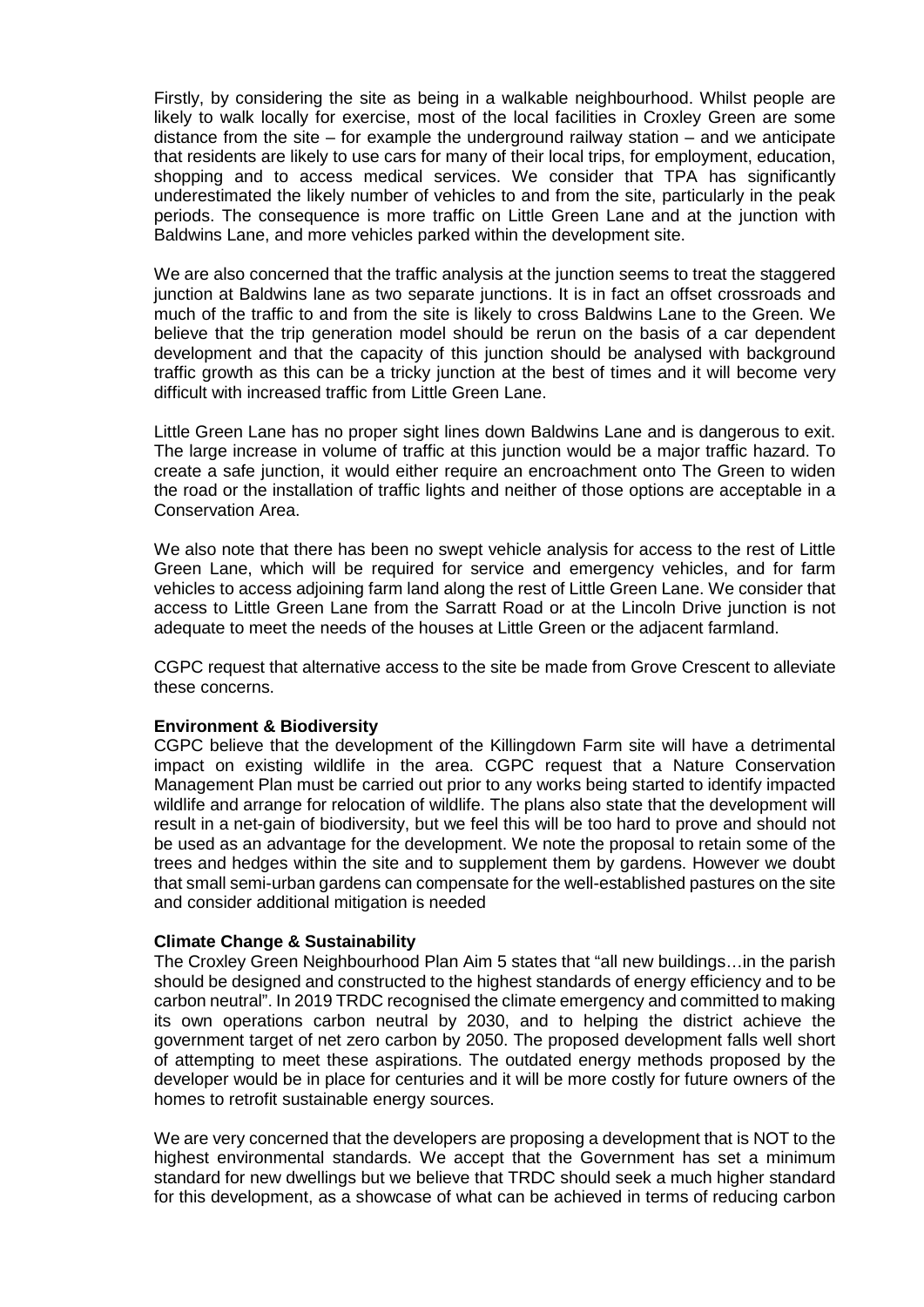Firstly, by considering the site as being in a walkable neighbourhood. Whilst people are likely to walk locally for exercise, most of the local facilities in Croxley Green are some distance from the site – for example the underground railway station – and we anticipate that residents are likely to use cars for many of their local trips, for employment, education, shopping and to access medical services. We consider that TPA has significantly underestimated the likely number of vehicles to and from the site, particularly in the peak periods. The consequence is more traffic on Little Green Lane and at the junction with Baldwins Lane, and more vehicles parked within the development site.

We are also concerned that the traffic analysis at the junction seems to treat the staggered junction at Baldwins lane as two separate junctions. It is in fact an offset crossroads and much of the traffic to and from the site is likely to cross Baldwins Lane to the Green. We believe that the trip generation model should be rerun on the basis of a car dependent development and that the capacity of this junction should be analysed with background traffic growth as this can be a tricky junction at the best of times and it will become very difficult with increased traffic from Little Green Lane.

Little Green Lane has no proper sight lines down Baldwins Lane and is dangerous to exit. The large increase in volume of traffic at this junction would be a major traffic hazard. To create a safe junction, it would either require an encroachment onto The Green to widen the road or the installation of traffic lights and neither of those options are acceptable in a Conservation Area.

We also note that there has been no swept vehicle analysis for access to the rest of Little Green Lane, which will be required for service and emergency vehicles, and for farm vehicles to access adjoining farm land along the rest of Little Green Lane. We consider that access to Little Green Lane from the Sarratt Road or at the Lincoln Drive junction is not adequate to meet the needs of the houses at Little Green or the adjacent farmland.

CGPC request that alternative access to the site be made from Grove Crescent to alleviate these concerns.

**Environment & Biodiversity**

CGPC believe that the development of the Killingdown Farm site will have a detrimental impact on existing wildlife in the area. CGPC request that a Nature Conservation Management Plan must be carried out prior to any works being started to identify impacted wildlife and arrange for relocation of wildlife. The plans also state that the development will result in a net-gain of biodiversity, but we feel this will be too hard to prove and should not be used as an advantage for the development. We note the proposal to retain some of the trees and hedges within the site and to supplement them by gardens. However we doubt that small semi-urban gardens can compensate for the well-established pastures on the site and consider additional mitigation is needed

**Climate Change & Sustainability**

The Croxley Green Neighbourhood Plan Aim 5 states that "all new buildings…in the parish should be designed and constructed to the highest standards of energy efficiency and to be carbon neutral". In 2019 TRDC recognised the climate emergency and committed to making its own operations carbon neutral by 2030, and to helping the district achieve the government target of net zero carbon by 2050. The proposed development falls well short of attempting to meet these aspirations. The outdated energy methods proposed by the developer would be in place for centuries and it will be more costly for future owners of the homes to retrofit sustainable energy sources.

We are very concerned that the developers are proposing a development that is NOT to the highest environmental standards. We accept that the Government has set a minimum standard for new dwellings but we believe that TRDC should seek a much higher standard for this development, as a showcase of what can be achieved in terms of reducing carbon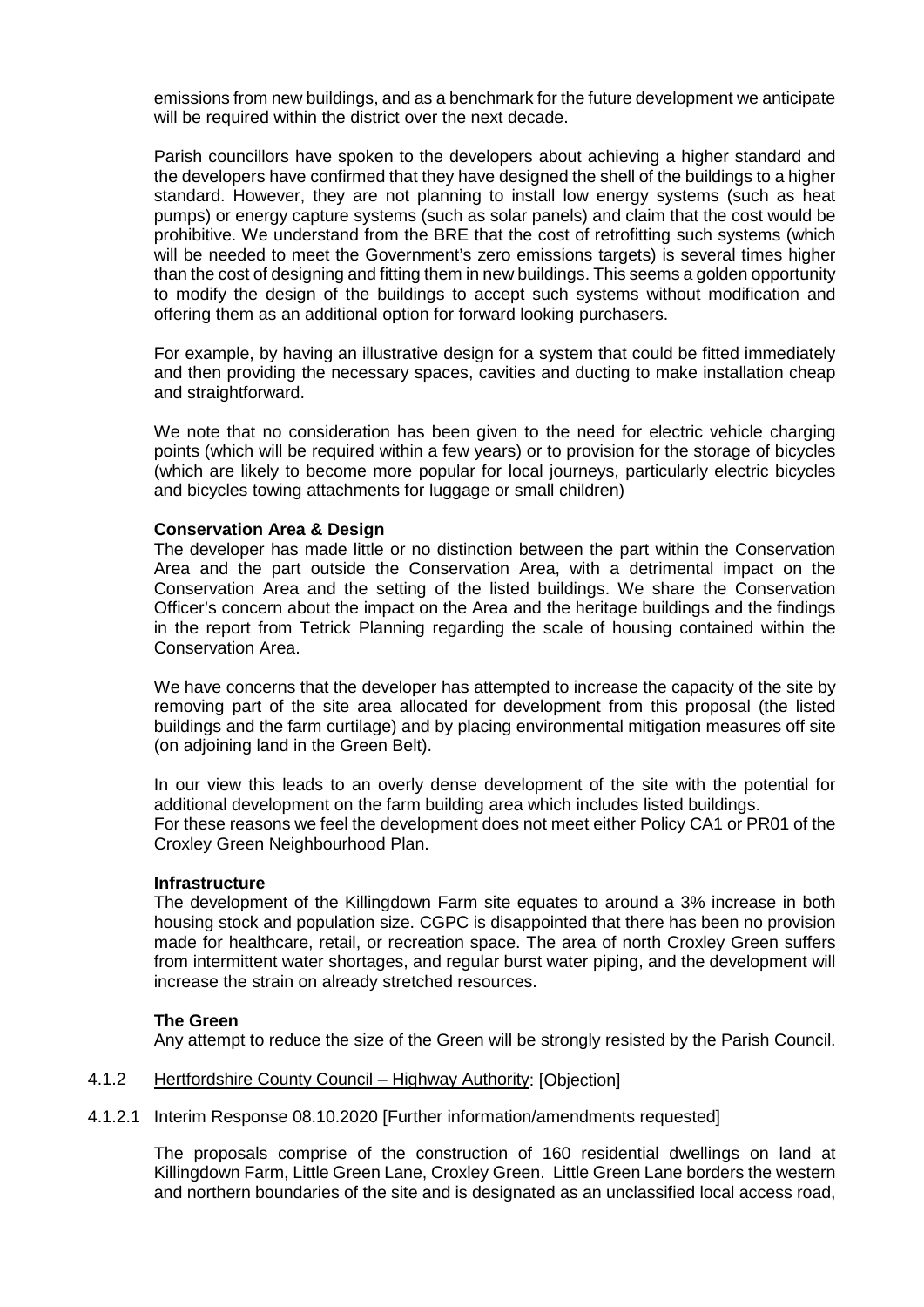emissions from new buildings, and as a benchmark for the future development we anticipate will be required within the district over the next decade.

Parish councillors have spoken to the developers about achieving a higher standard and the developers have confirmed that they have designed the shell of the buildings to a higher standard. However, they are not planning to install low energy systems (such as heat pumps) or energy capture systems (such as solar panels) and claim that the cost would be prohibitive. We understand from the BRE that the cost of retrofitting such systems (which will be needed to meet the Government's zero emissions targets) is several times higher than the cost of designing and fitting them in new buildings. This seems a golden opportunity to modify the design of the buildings to accept such systems without modification and offering them as an additional option for forward looking purchasers.

For example, by having an illustrative design for a system that could be fitted immediately and then providing the necessary spaces, cavities and ducting to make installation cheap and straightforward.

We note that no consideration has been given to the need for electric vehicle charging points (which will be required within a few years) or to provision for the storage of bicycles (which are likely to become more popular for local journeys, particularly electric bicycles and bicycles towing attachments for luggage or small children)

**Conservation Area & Design**

The developer has made little or no distinction between the part within the Conservation Area and the part outside the Conservation Area, with a detrimental impact on the Conservation Area and the setting of the listed buildings. We share the Conservation Officer's concern about the impact on the Area and the heritage buildings and the findings in the report from Tetrick Planning regarding the scale of housing contained within the Conservation Area.

We have concerns that the developer has attempted to increase the capacity of the site by removing part of the site area allocated for development from this proposal (the listed buildings and the farm curtilage) and by placing environmental mitigation measures off site (on adjoining land in the Green Belt).

In our view this leads to an overly dense development of the site with the potential for additional development on the farm building area which includes listed buildings.
For these reasons we feel the development does not meet either Policy CA1 or PR01 of the Croxley Green Neighbourhood Plan.

**Infrastructure**

The development of the Killingdown Farm site equates to around a 3% increase in both housing stock and population size. CGPC is disappointed that there has been no provision made for healthcare, retail, or recreation space. The area of north Croxley Green suffers from intermittent water shortages, and regular burst water piping, and the development will increase the strain on already stretched resources.

**The Green**

Any attempt to reduce the size of the Green will be strongly resisted by the Parish Council.

4.1.2 Hertfordshire County Council – Highway Authority: [Objection]

4.1.2.1 Interim Response 08.10.2020 [Further information/amendments requested]

The proposals comprise of the construction of 160 residential dwellings on land at Killingdown Farm, Little Green Lane, Croxley Green. Little Green Lane borders the western and northern boundaries of the site and is designated as an unclassified local access road,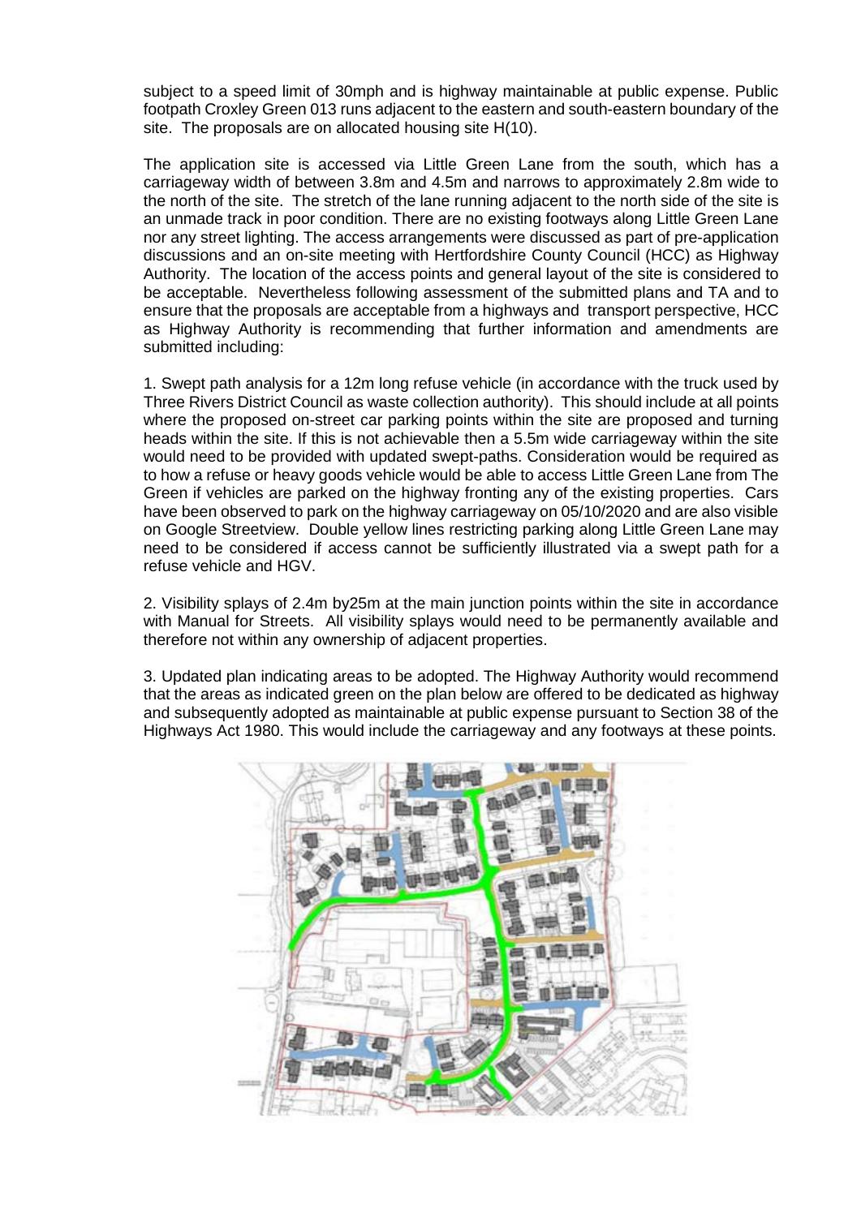subject to a speed limit of 30mph and is highway maintainable at public expense. Public footpath Croxley Green 013 runs adjacent to the eastern and south-eastern boundary of the site. The proposals are on allocated housing site H(10).

The application site is accessed via Little Green Lane from the south, which has a carriageway width of between 3.8m and 4.5m and narrows to approximately 2.8m wide to the north of the site. The stretch of the lane running adjacent to the north side of the site is an unmade track in poor condition. There are no existing footways along Little Green Lane nor any street lighting. The access arrangements were discussed as part of pre-application discussions and an on-site meeting with Hertfordshire County Council (HCC) as Highway Authority. The location of the access points and general layout of the site is considered to be acceptable. Nevertheless following assessment of the submitted plans and TA and to ensure that the proposals are acceptable from a highways and transport perspective, HCC as Highway Authority is recommending that further information and amendments are submitted including:

1. Swept path analysis for a 12m long refuse vehicle (in accordance with the truck used by Three Rivers District Council as waste collection authority). This should include at all points where the proposed on-street car parking points within the site are proposed and turning heads within the site. If this is not achievable then a 5.5m wide carriageway within the site would need to be provided with updated swept-paths. Consideration would be required as to how a refuse or heavy goods vehicle would be able to access Little Green Lane from The Green if vehicles are parked on the highway fronting any of the existing properties. Cars have been observed to park on the highway carriageway on 05/10/2020 and are also visible on Google Streetview. Double yellow lines restricting parking along Little Green Lane may need to be considered if access cannot be sufficiently illustrated via a swept path for a refuse vehicle and HGV.

2. Visibility splays of 2.4m by25m at the main junction points within the site in accordance with Manual for Streets. All visibility splays would need to be permanently available and therefore not within any ownership of adjacent properties.

3. Updated plan indicating areas to be adopted. The Highway Authority would recommend that the areas as indicated green on the plan below are offered to be dedicated as highway and subsequently adopted as maintainable at public expense pursuant to Section 38 of the Highways Act 1980. This would include the carriageway and any footways at these points.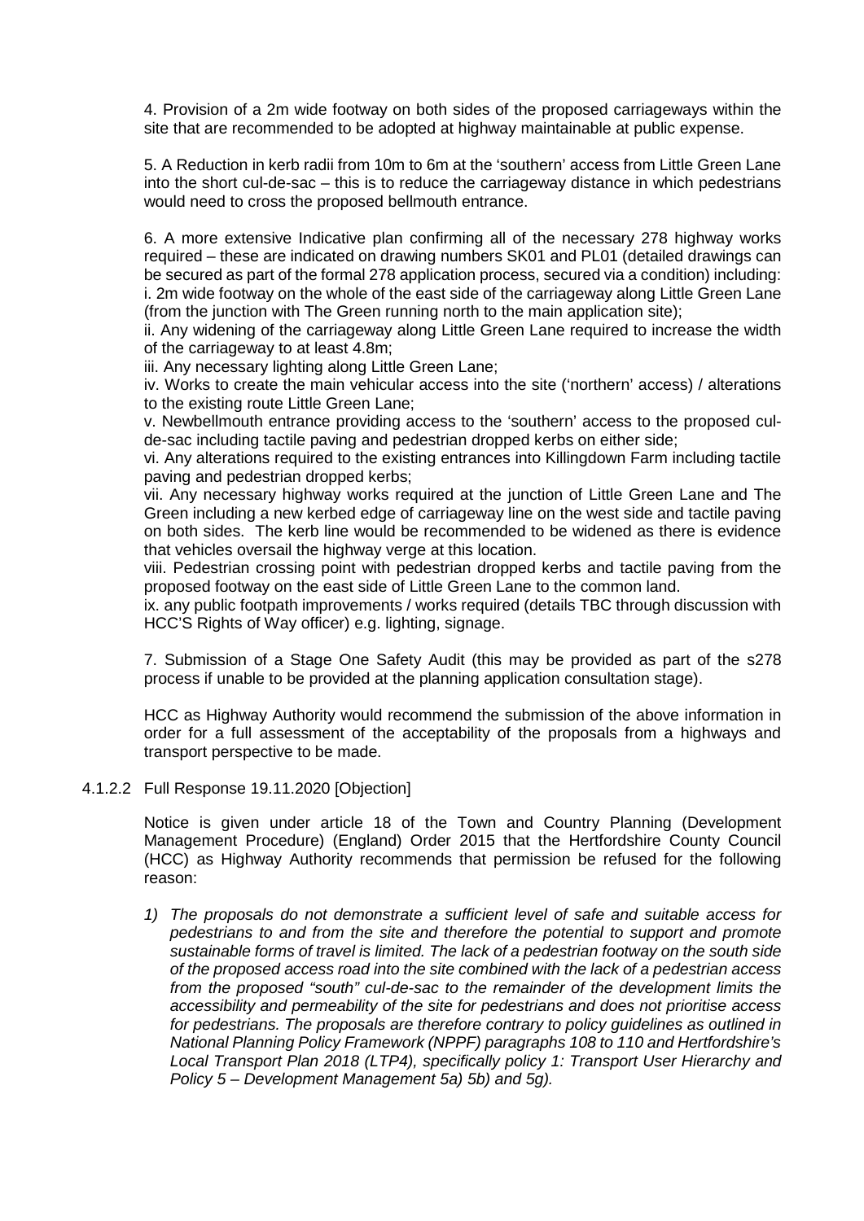4. Provision of a 2m wide footway on both sides of the proposed carriageways within the site that are recommended to be adopted at highway maintainable at public expense.

5. A Reduction in kerb radii from 10m to 6m at the 'southern' access from Little Green Lane into the short cul-de-sac – this is to reduce the carriageway distance in which pedestrians would need to cross the proposed bellmouth entrance.

6. A more extensive Indicative plan confirming all of the necessary 278 highway works required – these are indicated on drawing numbers SK01 and PL01 (detailed drawings can be secured as part of the formal 278 application process, secured via a condition) including:
i. 2m wide footway on the whole of the east side of the carriageway along Little Green Lane (from the junction with The Green running north to the main application site);
ii. Any widening of the carriageway along Little Green Lane required to increase the width of the carriageway to at least 4.8m;
iii. Any necessary lighting along Little Green Lane;
iv. Works to create the main vehicular access into the site ('northern' access) / alterations to the existing route Little Green Lane;
v. Newbellmouth entrance providing access to the 'southern' access to the proposed cul-de-sac including tactile paving and pedestrian dropped kerbs on either side;
vi. Any alterations required to the existing entrances into Killingdown Farm including tactile paving and pedestrian dropped kerbs;
vii. Any necessary highway works required at the junction of Little Green Lane and The Green including a new kerbed edge of carriageway line on the west side and tactile paving on both sides. The kerb line would be recommended to be widened as there is evidence that vehicles oversail the highway verge at this location.
viii. Pedestrian crossing point with pedestrian dropped kerbs and tactile paving from the proposed footway on the east side of Little Green Lane to the common land.
ix. any public footpath improvements / works required (details TBC through discussion with HCC'S Rights of Way officer) e.g. lighting, signage.

7. Submission of a Stage One Safety Audit (this may be provided as part of the s278 process if unable to be provided at the planning application consultation stage).

HCC as Highway Authority would recommend the submission of the above information in order for a full assessment of the acceptability of the proposals from a highways and transport perspective to be made.

4.1.2.2 Full Response 19.11.2020 [Objection]

Notice is given under article 18 of the Town and Country Planning (Development Management Procedure) (England) Order 2015 that the Hertfordshire County Council (HCC) as Highway Authority recommends that permission be refused for the following reason:

1) *The proposals do not demonstrate a sufficient level of safe and suitable access for pedestrians to and from the site and therefore the potential to support and promote sustainable forms of travel is limited. The lack of a pedestrian footway on the south side of the proposed access road into the site combined with the lack of a pedestrian access from the proposed "south" cul-de-sac to the remainder of the development limits the accessibility and permeability of the site for pedestrians and does not prioritise access for pedestrians. The proposals are therefore contrary to policy guidelines as outlined in National Planning Policy Framework (NPPF) paragraphs 108 to 110 and Hertfordshire's Local Transport Plan 2018 (LTP4), specifically policy 1: Transport User Hierarchy and Policy 5 – Development Management 5a) 5b) and 5g).*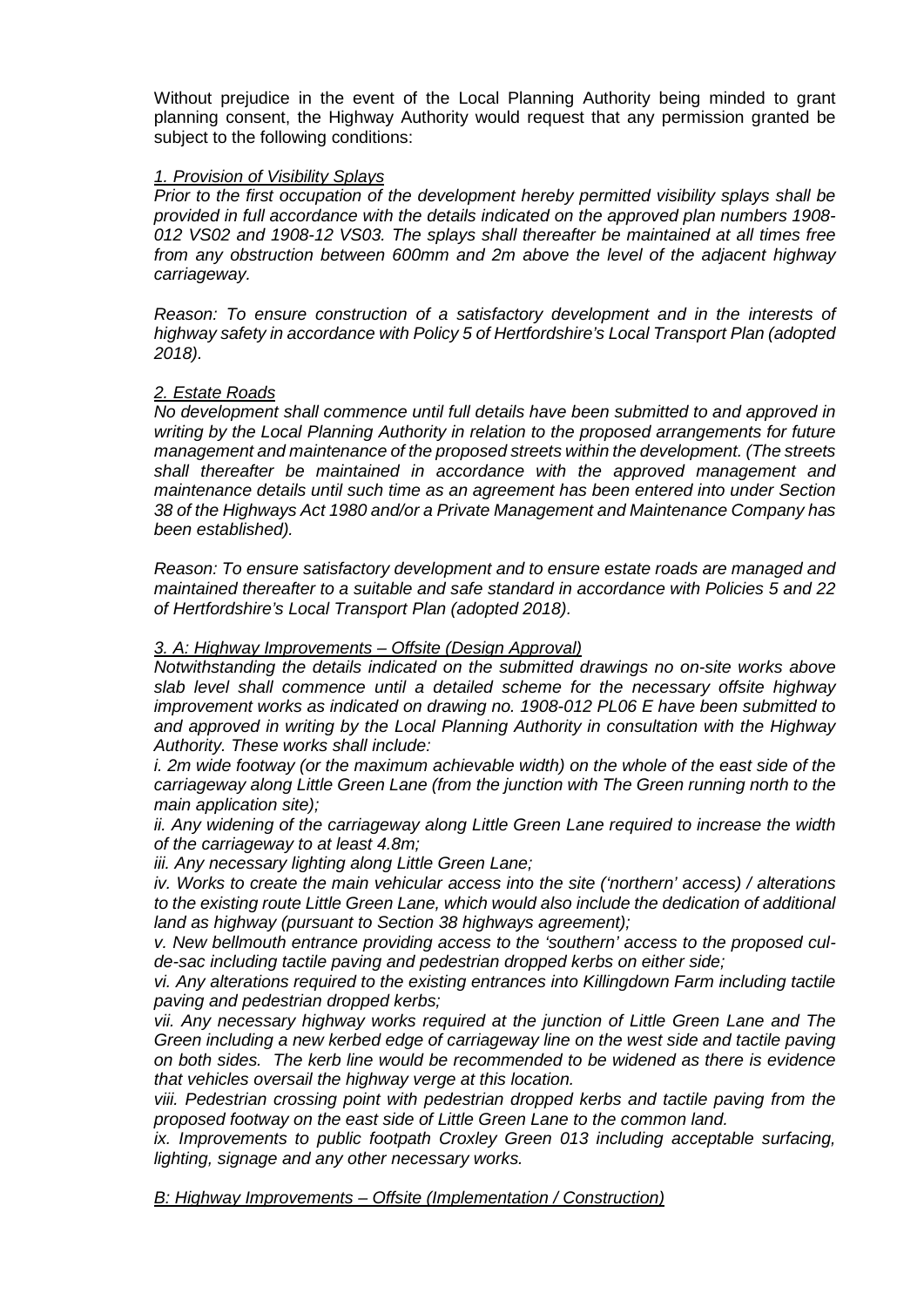Without prejudice in the event of the Local Planning Authority being minded to grant planning consent, the Highway Authority would request that any permission granted be subject to the following conditions:

*1. Provision of Visibility Splays*

*Prior to the first occupation of the development hereby permitted visibility splays shall be provided in full accordance with the details indicated on the approved plan numbers 1908-012 VS02 and 1908-12 VS03. The splays shall thereafter be maintained at all times free from any obstruction between 600mm and 2m above the level of the adjacent highway carriageway.*

*Reason: To ensure construction of a satisfactory development and in the interests of highway safety in accordance with Policy 5 of Hertfordshire's Local Transport Plan (adopted 2018).*

*2. Estate Roads*

*No development shall commence until full details have been submitted to and approved in writing by the Local Planning Authority in relation to the proposed arrangements for future management and maintenance of the proposed streets within the development. (The streets shall thereafter be maintained in accordance with the approved management and maintenance details until such time as an agreement has been entered into under Section 38 of the Highways Act 1980 and/or a Private Management and Maintenance Company has been established).*

*Reason: To ensure satisfactory development and to ensure estate roads are managed and maintained thereafter to a suitable and safe standard in accordance with Policies 5 and 22 of Hertfordshire's Local Transport Plan (adopted 2018).*

*3. A: Highway Improvements – Offsite (Design Approval)*

*Notwithstanding the details indicated on the submitted drawings no on-site works above slab level shall commence until a detailed scheme for the necessary offsite highway improvement works as indicated on drawing no. 1908-012 PL06 E have been submitted to and approved in writing by the Local Planning Authority in consultation with the Highway Authority. These works shall include:*

*i. 2m wide footway (or the maximum achievable width) on the whole of the east side of the carriageway along Little Green Lane (from the junction with The Green running north to the main application site);*

*ii. Any widening of the carriageway along Little Green Lane required to increase the width of the carriageway to at least 4.8m;*

*iii. Any necessary lighting along Little Green Lane;*

*iv. Works to create the main vehicular access into the site ('northern' access) / alterations to the existing route Little Green Lane, which would also include the dedication of additional land as highway (pursuant to Section 38 highways agreement);*

*v. New bellmouth entrance providing access to the 'southern' access to the proposed cul-de-sac including tactile paving and pedestrian dropped kerbs on either side;*

*vi. Any alterations required to the existing entrances into Killingdown Farm including tactile paving and pedestrian dropped kerbs;*

*vii. Any necessary highway works required at the junction of Little Green Lane and The Green including a new kerbed edge of carriageway line on the west side and tactile paving on both sides. The kerb line would be recommended to be widened as there is evidence that vehicles oversail the highway verge at this location.*

*viii. Pedestrian crossing point with pedestrian dropped kerbs and tactile paving from the proposed footway on the east side of Little Green Lane to the common land.*

*ix. Improvements to public footpath Croxley Green 013 including acceptable surfacing, lighting, signage and any other necessary works.*

*B: Highway Improvements – Offsite (Implementation / Construction)*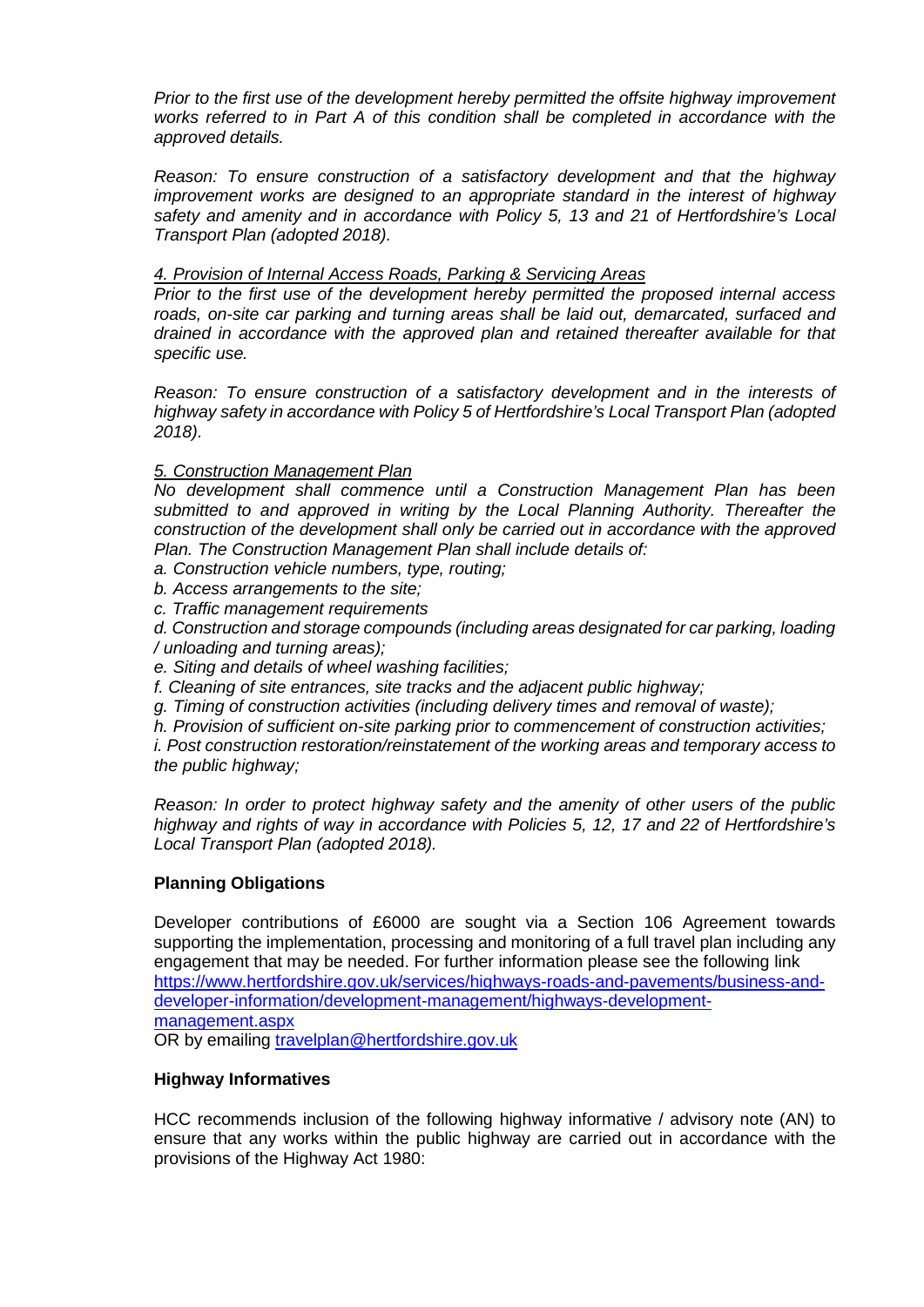*Prior to the first use of the development hereby permitted the offsite highway improvement works referred to in Part A of this condition shall be completed in accordance with the approved details.*

*Reason: To ensure construction of a satisfactory development and that the highway improvement works are designed to an appropriate standard in the interest of highway safety and amenity and in accordance with Policy 5, 13 and 21 of Hertfordshire's Local Transport Plan (adopted 2018).*

*4. Provision of Internal Access Roads, Parking & Servicing Areas*

*Prior to the first use of the development hereby permitted the proposed internal access roads, on-site car parking and turning areas shall be laid out, demarcated, surfaced and drained in accordance with the approved plan and retained thereafter available for that specific use.*

*Reason: To ensure construction of a satisfactory development and in the interests of highway safety in accordance with Policy 5 of Hertfordshire's Local Transport Plan (adopted 2018).*

*5. Construction Management Plan*

*No development shall commence until a Construction Management Plan has been submitted to and approved in writing by the Local Planning Authority. Thereafter the construction of the development shall only be carried out in accordance with the approved Plan. The Construction Management Plan shall include details of:*

*a. Construction vehicle numbers, type, routing;*
*b. Access arrangements to the site;*
*c. Traffic management requirements*
*d. Construction and storage compounds (including areas designated for car parking, loading / unloading and turning areas);*
*e. Siting and details of wheel washing facilities;*
*f. Cleaning of site entrances, site tracks and the adjacent public highway;*
*g. Timing of construction activities (including delivery times and removal of waste);*
*h. Provision of sufficient on-site parking prior to commencement of construction activities;*
*i. Post construction restoration/reinstatement of the working areas and temporary access to the public highway;*

*Reason: In order to protect highway safety and the amenity of other users of the public highway and rights of way in accordance with Policies 5, 12, 17 and 22 of Hertfordshire's Local Transport Plan (adopted 2018).*

**Planning Obligations**

Developer contributions of £6000 are sought via a Section 106 Agreement towards supporting the implementation, processing and monitoring of a full travel plan including any engagement that may be needed. For further information please see the following link https://www.hertfordshire.gov.uk/services/highways-roads-and-pavements/business-and-developer-information/development-management/highways-development-management.aspx
OR by emailing travelplan@hertfordshire.gov.uk

**Highway Informatives**

HCC recommends inclusion of the following highway informative / advisory note (AN) to ensure that any works within the public highway are carried out in accordance with the provisions of the Highway Act 1980: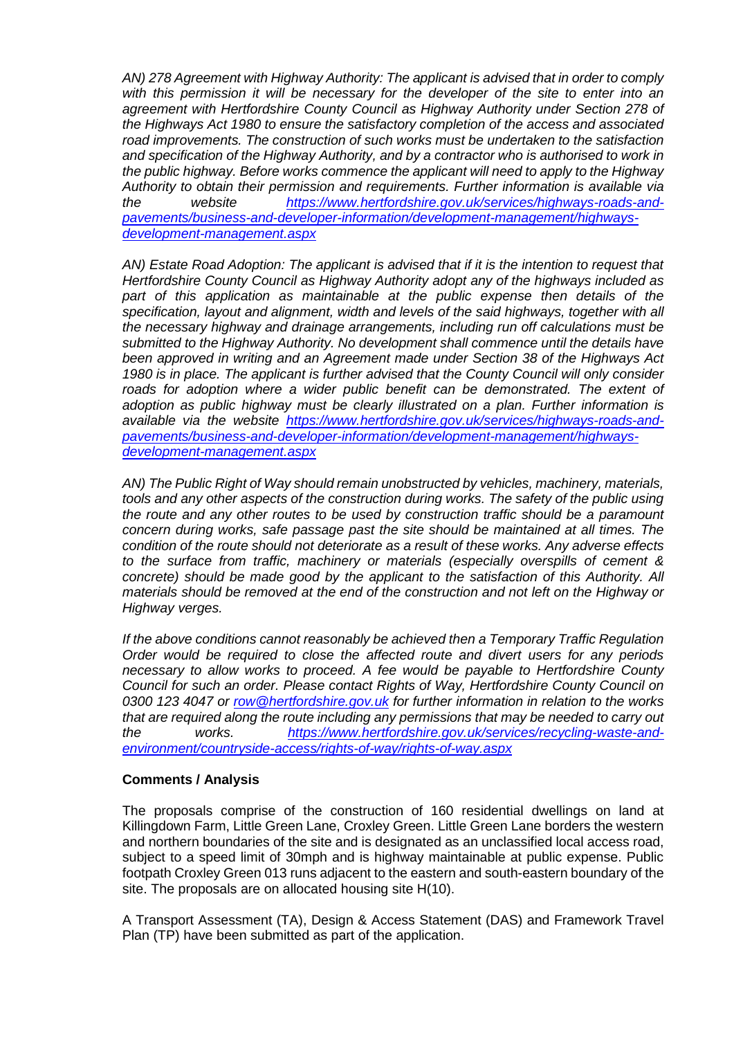*AN) 278 Agreement with Highway Authority: The applicant is advised that in order to comply with this permission it will be necessary for the developer of the site to enter into an agreement with Hertfordshire County Council as Highway Authority under Section 278 of the Highways Act 1980 to ensure the satisfactory completion of the access and associated road improvements. The construction of such works must be undertaken to the satisfaction and specification of the Highway Authority, and by a contractor who is authorised to work in the public highway. Before works commence the applicant will need to apply to the Highway Authority to obtain their permission and requirements. Further information is available via the website [https://www.hertfordshire.gov.uk/services/highways-roads-and-pavements/business-and-developer-information/development-management/highways-development-management.aspx](https://www.hertfordshire.gov.uk/services/highways-roads-and-pavements/business-and-developer-information/development-management/highways-development-management.aspx)*

*AN) Estate Road Adoption: The applicant is advised that if it is the intention to request that Hertfordshire County Council as Highway Authority adopt any of the highways included as part of this application as maintainable at the public expense then details of the specification, layout and alignment, width and levels of the said highways, together with all the necessary highway and drainage arrangements, including run off calculations must be submitted to the Highway Authority. No development shall commence until the details have been approved in writing and an Agreement made under Section 38 of the Highways Act 1980 is in place. The applicant is further advised that the County Council will only consider roads for adoption where a wider public benefit can be demonstrated. The extent of adoption as public highway must be clearly illustrated on a plan. Further information is available via the website [https://www.hertfordshire.gov.uk/services/highways-roads-and-pavements/business-and-developer-information/development-management/highways-development-management.aspx](https://www.hertfordshire.gov.uk/services/highways-roads-and-pavements/business-and-developer-information/development-management/highways-development-management.aspx)*

*AN) The Public Right of Way should remain unobstructed by vehicles, machinery, materials, tools and any other aspects of the construction during works. The safety of the public using the route and any other routes to be used by construction traffic should be a paramount concern during works, safe passage past the site should be maintained at all times. The condition of the route should not deteriorate as a result of these works. Any adverse effects to the surface from traffic, machinery or materials (especially overspills of cement & concrete) should be made good by the applicant to the satisfaction of this Authority. All materials should be removed at the end of the construction and not left on the Highway or Highway verges.*

*If the above conditions cannot reasonably be achieved then a Temporary Traffic Regulation Order would be required to close the affected route and divert users for any periods necessary to allow works to proceed. A fee would be payable to Hertfordshire County Council for such an order. Please contact Rights of Way, Hertfordshire County Council on 0300 123 4047 or [row@hertfordshire.gov.uk](mailto:row@hertfordshire.gov.uk) for further information in relation to the works that are required along the route including any permissions that may be needed to carry out the works. [https://www.hertfordshire.gov.uk/services/recycling-waste-and-environment/countryside-access/rights-of-way/rights-of-way.aspx](https://www.hertfordshire.gov.uk/services/recycling-waste-and-environment/countryside-access/rights-of-way/rights-of-way.aspx)*

**Comments / Analysis**

The proposals comprise of the construction of 160 residential dwellings on land at Killingdown Farm, Little Green Lane, Croxley Green. Little Green Lane borders the western and northern boundaries of the site and is designated as an unclassified local access road, subject to a speed limit of 30mph and is highway maintainable at public expense. Public footpath Croxley Green 013 runs adjacent to the eastern and south-eastern boundary of the site. The proposals are on allocated housing site H(10).

A Transport Assessment (TA), Design & Access Statement (DAS) and Framework Travel Plan (TP) have been submitted as part of the application.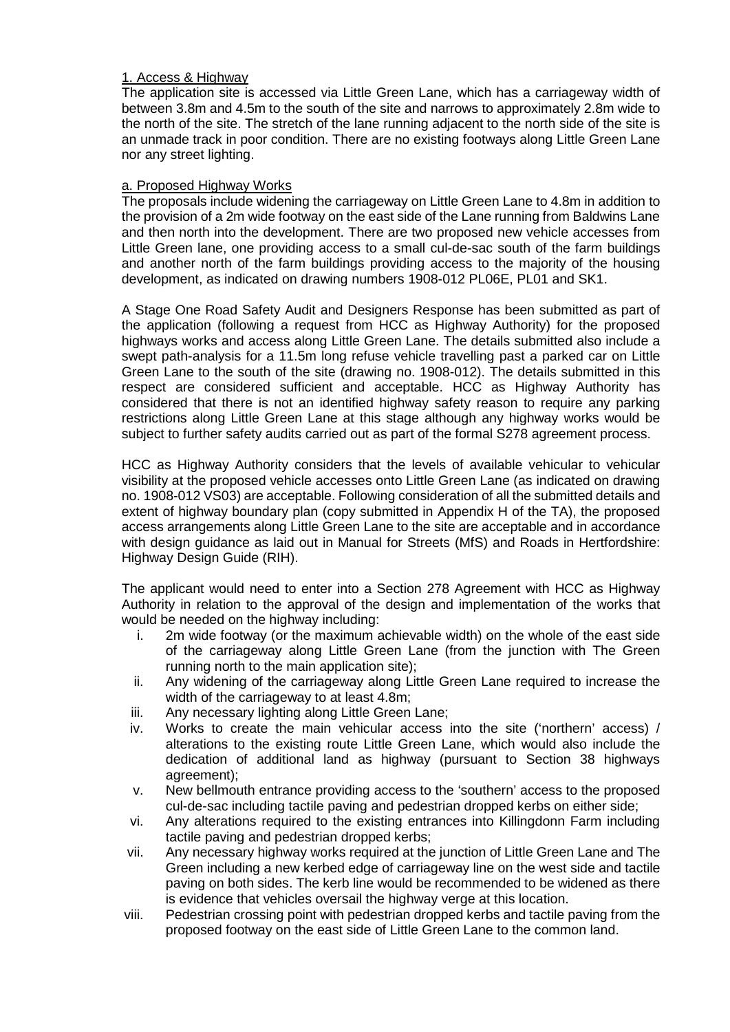## 1. Access & Highway

The application site is accessed via Little Green Lane, which has a carriageway width of between 3.8m and 4.5m to the south of the site and narrows to approximately 2.8m wide to the north of the site. The stretch of the lane running adjacent to the north side of the site is an unmade track in poor condition. There are no existing footways along Little Green Lane nor any street lighting.

### a. Proposed Highway Works

The proposals include widening the carriageway on Little Green Lane to 4.8m in addition to the provision of a 2m wide footway on the east side of the Lane running from Baldwins Lane and then north into the development. There are two proposed new vehicle accesses from Little Green lane, one providing access to a small cul-de-sac south of the farm buildings and another north of the farm buildings providing access to the majority of the housing development, as indicated on drawing numbers 1908-012 PL06E, PL01 and SK1.

A Stage One Road Safety Audit and Designers Response has been submitted as part of the application (following a request from HCC as Highway Authority) for the proposed highways works and access along Little Green Lane. The details submitted also include a swept path-analysis for a 11.5m long refuse vehicle travelling past a parked car on Little Green Lane to the south of the site (drawing no. 1908-012). The details submitted in this respect are considered sufficient and acceptable. HCC as Highway Authority has considered that there is not an identified highway safety reason to require any parking restrictions along Little Green Lane at this stage although any highway works would be subject to further safety audits carried out as part of the formal S278 agreement process.

HCC as Highway Authority considers that the levels of available vehicular to vehicular visibility at the proposed vehicle accesses onto Little Green Lane (as indicated on drawing no. 1908-012 VS03) are acceptable. Following consideration of all the submitted details and extent of highway boundary plan (copy submitted in Appendix H of the TA), the proposed access arrangements along Little Green Lane to the site are acceptable and in accordance with design guidance as laid out in Manual for Streets (MfS) and Roads in Hertfordshire: Highway Design Guide (RIH).

The applicant would need to enter into a Section 278 Agreement with HCC as Highway Authority in relation to the approval of the design and implementation of the works that would be needed on the highway including:

i. 2m wide footway (or the maximum achievable width) on the whole of the east side of the carriageway along Little Green Lane (from the junction with The Green running north to the main application site);

ii. Any widening of the carriageway along Little Green Lane required to increase the width of the carriageway to at least 4.8m;

iii. Any necessary lighting along Little Green Lane;

iv. Works to create the main vehicular access into the site ('northern' access) / alterations to the existing route Little Green Lane, which would also include the dedication of additional land as highway (pursuant to Section 38 highways agreement);

v. New bellmouth entrance providing access to the 'southern' access to the proposed cul-de-sac including tactile paving and pedestrian dropped kerbs on either side;

vi. Any alterations required to the existing entrances into Killingdonn Farm including tactile paving and pedestrian dropped kerbs;

vii. Any necessary highway works required at the junction of Little Green Lane and The Green including a new kerbed edge of carriageway line on the west side and tactile paving on both sides. The kerb line would be recommended to be widened as there is evidence that vehicles oversail the highway verge at this location.

viii. Pedestrian crossing point with pedestrian dropped kerbs and tactile paving from the proposed footway on the east side of Little Green Lane to the common land.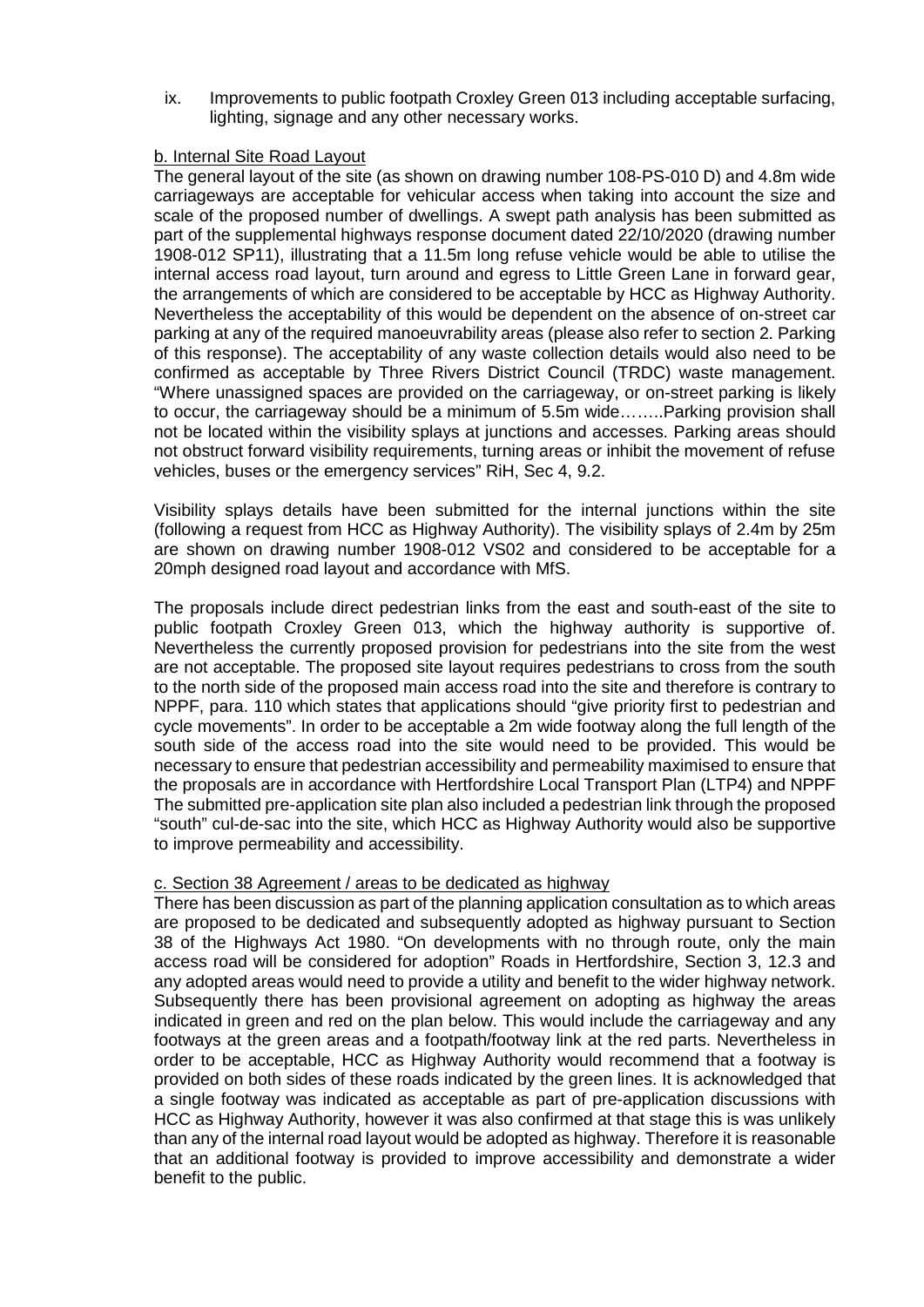ix. Improvements to public footpath Croxley Green 013 including acceptable surfacing, lighting, signage and any other necessary works.

b. Internal Site Road Layout

The general layout of the site (as shown on drawing number 108-PS-010 D) and 4.8m wide carriageways are acceptable for vehicular access when taking into account the size and scale of the proposed number of dwellings. A swept path analysis has been submitted as part of the supplemental highways response document dated 22/10/2020 (drawing number 1908-012 SP11), illustrating that a 11.5m long refuse vehicle would be able to utilise the internal access road layout, turn around and egress to Little Green Lane in forward gear, the arrangements of which are considered to be acceptable by HCC as Highway Authority. Nevertheless the acceptability of this would be dependent on the absence of on-street car parking at any of the required manoeuvrability areas (please also refer to section 2. Parking of this response). The acceptability of any waste collection details would also need to be confirmed as acceptable by Three Rivers District Council (TRDC) waste management. "Where unassigned spaces are provided on the carriageway, or on-street parking is likely to occur, the carriageway should be a minimum of 5.5m wide……..Parking provision shall not be located within the visibility splays at junctions and accesses. Parking areas should not obstruct forward visibility requirements, turning areas or inhibit the movement of refuse vehicles, buses or the emergency services" RiH, Sec 4, 9.2.

Visibility splays details have been submitted for the internal junctions within the site (following a request from HCC as Highway Authority). The visibility splays of 2.4m by 25m are shown on drawing number 1908-012 VS02 and considered to be acceptable for a 20mph designed road layout and accordance with MfS.

The proposals include direct pedestrian links from the east and south-east of the site to public footpath Croxley Green 013, which the highway authority is supportive of. Nevertheless the currently proposed provision for pedestrians into the site from the west are not acceptable. The proposed site layout requires pedestrians to cross from the south to the north side of the proposed main access road into the site and therefore is contrary to NPPF, para. 110 which states that applications should "give priority first to pedestrian and cycle movements". In order to be acceptable a 2m wide footway along the full length of the south side of the access road into the site would need to be provided. This would be necessary to ensure that pedestrian accessibility and permeability maximised to ensure that the proposals are in accordance with Hertfordshire Local Transport Plan (LTP4) and NPPF The submitted pre-application site plan also included a pedestrian link through the proposed "south" cul-de-sac into the site, which HCC as Highway Authority would also be supportive to improve permeability and accessibility.

c. Section 38 Agreement / areas to be dedicated as highway

There has been discussion as part of the planning application consultation as to which areas are proposed to be dedicated and subsequently adopted as highway pursuant to Section 38 of the Highways Act 1980. "On developments with no through route, only the main access road will be considered for adoption" Roads in Hertfordshire, Section 3, 12.3 and any adopted areas would need to provide a utility and benefit to the wider highway network. Subsequently there has been provisional agreement on adopting as highway the areas indicated in green and red on the plan below. This would include the carriageway and any footways at the green areas and a footpath/footway link at the red parts. Nevertheless in order to be acceptable, HCC as Highway Authority would recommend that a footway is provided on both sides of these roads indicated by the green lines. It is acknowledged that a single footway was indicated as acceptable as part of pre-application discussions with HCC as Highway Authority, however it was also confirmed at that stage this is was unlikely than any of the internal road layout would be adopted as highway. Therefore it is reasonable that an additional footway is provided to improve accessibility and demonstrate a wider benefit to the public.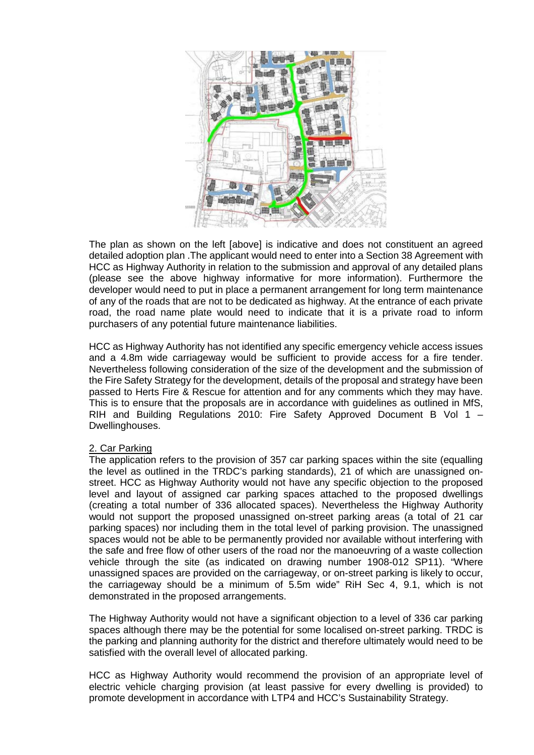The plan as shown on the left [above] is indicative and does not constituient an agreed detailed adoption plan .The applicant would need to enter into a Section 38 Agreement with HCC as Highway Authority in relation to the submission and approval of any detailed plans (please see the above highway informative for more information). Furthermore the developer would need to put in place a permanent arrangement for long term maintenance of any of the roads that are not to be dedicated as highway. At the entrance of each private road, the road name plate would need to indicate that it is a private road to inform purchasers of any potential future maintenance liabilities.

HCC as Highway Authority has not identified any specific emergency vehicle access issues and a 4.8m wide carriageway would be sufficient to provide access for a fire tender. Nevertheless following consideration of the size of the development and the submission of the Fire Safety Strategy for the development, details of the proposal and strategy have been passed to Herts Fire & Rescue for attention and for any comments which they may have. This is to ensure that the proposals are in accordance with guidelines as outlined in MfS, RIH and Building Regulations 2010: Fire Safety Approved Document B Vol 1 – Dwellinghouses.

2. Car Parking

The application refers to the provision of 357 car parking spaces within the site (equalling the level as outlined in the TRDC's parking standards), 21 of which are unassigned on-street. HCC as Highway Authority would not have any specific objection to the proposed level and layout of assigned car parking spaces attached to the proposed dwellings (creating a total number of 336 allocated spaces). Nevertheless the Highway Authority would not support the proposed unassigned on-street parking areas (a total of 21 car parking spaces) nor including them in the total level of parking provision. The unassigned spaces would not be able to be permanently provided nor available without interfering with the safe and free flow of other users of the road nor the manoeuvring of a waste collection vehicle through the site (as indicated on drawing number 1908-012 SP11). "Where unassigned spaces are provided on the carriageway, or on-street parking is likely to occur, the carriageway should be a minimum of 5.5m wide" RiH Sec 4, 9.1, which is not demonstrated in the proposed arrangements.

The Highway Authority would not have a significant objection to a level of 336 car parking spaces although there may be the potential for some localised on-street parking. TRDC is the parking and planning authority for the district and therefore ultimately would need to be satisfied with the overall level of allocated parking.

HCC as Highway Authority would recommend the provision of an appropriate level of electric vehicle charging provision (at least passive for every dwelling is provided) to promote development in accordance with LTP4 and HCC's Sustainability Strategy.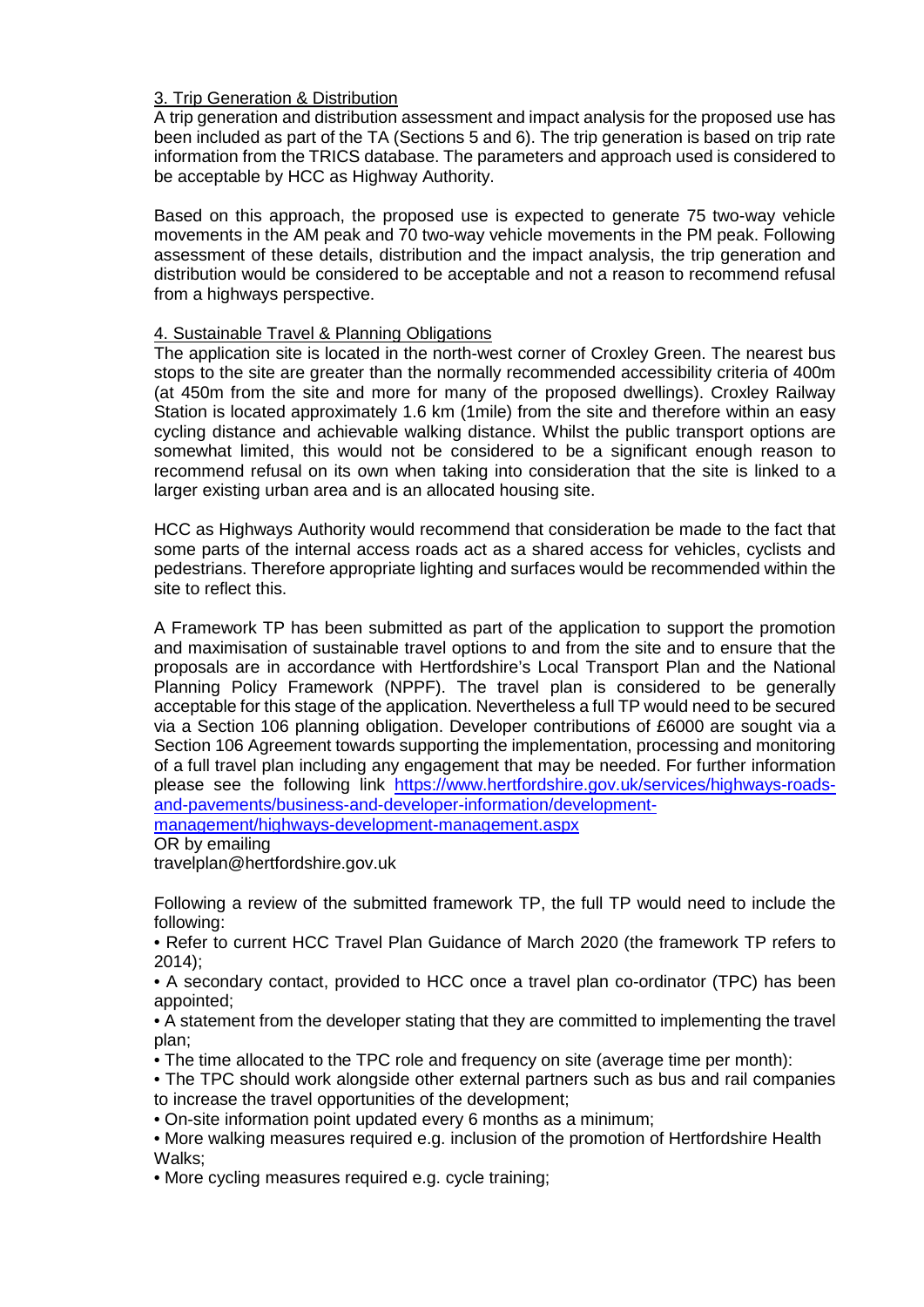### 3. Trip Generation & Distribution

A trip generation and distribution assessment and impact analysis for the proposed use has been included as part of the TA (Sections 5 and 6). The trip generation is based on trip rate information from the TRICS database. The parameters and approach used is considered to be acceptable by HCC as Highway Authority.

Based on this approach, the proposed use is expected to generate 75 two-way vehicle movements in the AM peak and 70 two-way vehicle movements in the PM peak. Following assessment of these details, distribution and the impact analysis, the trip generation and distribution would be considered to be acceptable and not a reason to recommend refusal from a highways perspective.

### 4. Sustainable Travel & Planning Obligations

The application site is located in the north-west corner of Croxley Green. The nearest bus stops to the site are greater than the normally recommended accessibility criteria of 400m (at 450m from the site and more for many of the proposed dwellings). Croxley Railway Station is located approximately 1.6 km (1mile) from the site and therefore within an easy cycling distance and achievable walking distance. Whilst the public transport options are somewhat limited, this would not be considered to be a significant enough reason to recommend refusal on its own when taking into consideration that the site is linked to a larger existing urban area and is an allocated housing site.

HCC as Highways Authority would recommend that consideration be made to the fact that some parts of the internal access roads act as a shared access for vehicles, cyclists and pedestrians. Therefore appropriate lighting and surfaces would be recommended within the site to reflect this.

A Framework TP has been submitted as part of the application to support the promotion and maximisation of sustainable travel options to and from the site and to ensure that the proposals are in accordance with Hertfordshire's Local Transport Plan and the National Planning Policy Framework (NPPF). The travel plan is considered to be generally acceptable for this stage of the application. Nevertheless a full TP would need to be secured via a Section 106 planning obligation. Developer contributions of £6000 are sought via a Section 106 Agreement towards supporting the implementation, processing and monitoring of a full travel plan including any engagement that may be needed. For further information please see the following link [https://www.hertfordshire.gov.uk/services/highways-roads-and-pavements/business-and-developer-information/development-management/highways-development-management.aspx](https://www.hertfordshire.gov.uk/services/highways-roads-and-pavements/business-and-developer-information/development-management/highways-development-management.aspx)
OR by emailing
travelplan@hertfordshire.gov.uk

Following a review of the submitted framework TP, the full TP would need to include the following:

- Refer to current HCC Travel Plan Guidance of March 2020 (the framework TP refers to 2014);
- A secondary contact, provided to HCC once a travel plan co-ordinator (TPC) has been appointed;
- A statement from the developer stating that they are committed to implementing the travel plan;
- The time allocated to the TPC role and frequency on site (average time per month):
- The TPC should work alongside other external partners such as bus and rail companies to increase the travel opportunities of the development;
- On-site information point updated every 6 months as a minimum;
- More walking measures required e.g. inclusion of the promotion of Hertfordshire Health Walks;
- More cycling measures required e.g. cycle training;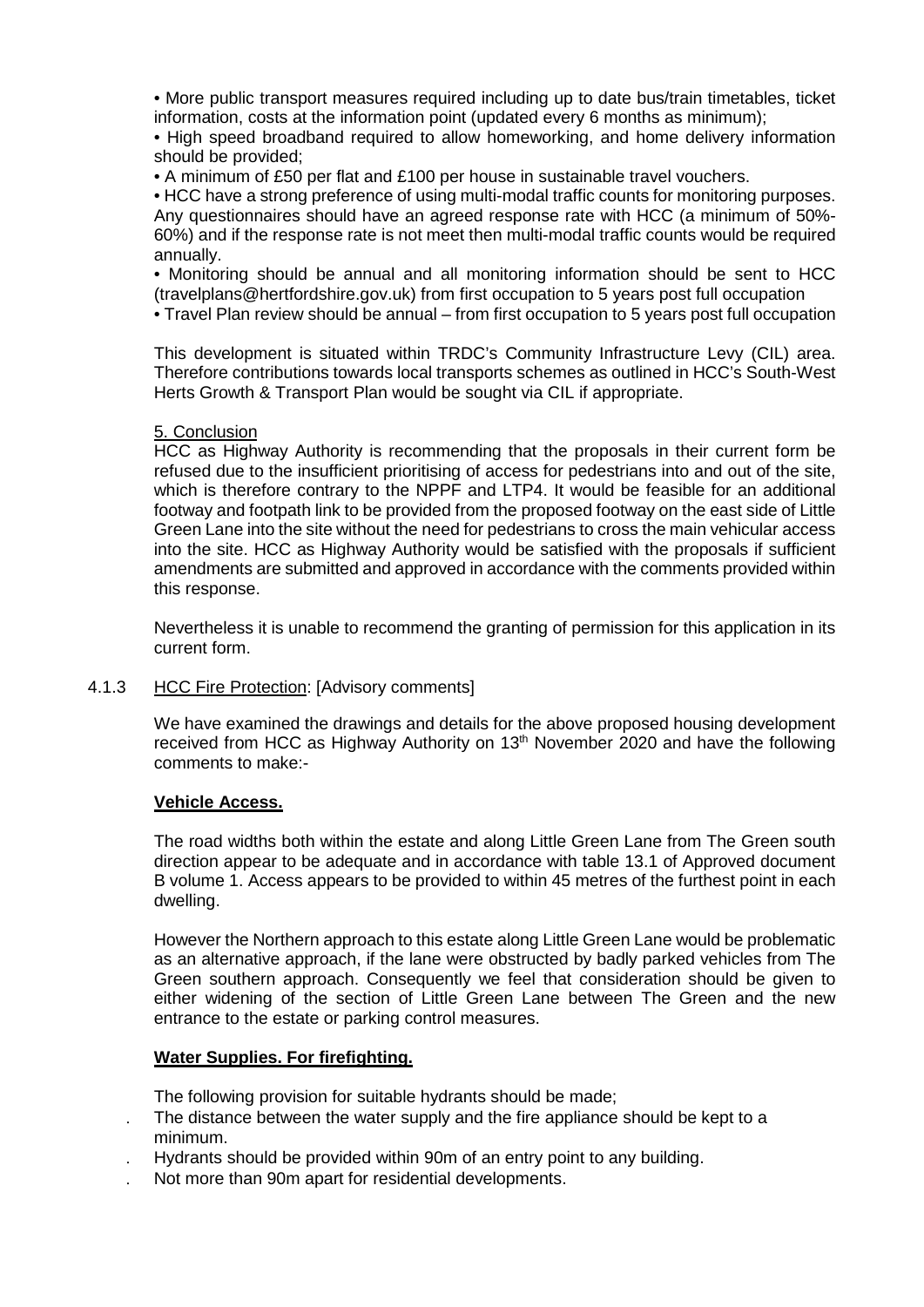- More public transport measures required including up to date bus/train timetables, ticket information, costs at the information point (updated every 6 months as minimum);
- High speed broadband required to allow homeworking, and home delivery information should be provided;
- A minimum of £50 per flat and £100 per house in sustainable travel vouchers.
- HCC have a strong preference of using multi-modal traffic counts for monitoring purposes. Any questionnaires should have an agreed response rate with HCC (a minimum of 50%-60%) and if the response rate is not meet then multi-modal traffic counts would be required annually.
- Monitoring should be annual and all monitoring information should be sent to HCC (travelplans@hertfordshire.gov.uk) from first occupation to 5 years post full occupation
- Travel Plan review should be annual – from first occupation to 5 years post full occupation

This development is situated within TRDC's Community Infrastructure Levy (CIL) area. Therefore contributions towards local transports schemes as outlined in HCC's South-West Herts Growth & Transport Plan would be sought via CIL if appropriate.

5. Conclusion

HCC as Highway Authority is recommending that the proposals in their current form be refused due to the insufficient prioritising of access for pedestrians into and out of the site, which is therefore contrary to the NPPF and LTP4. It would be feasible for an additional footway and footpath link to be provided from the proposed footway on the east side of Little Green Lane into the site without the need for pedestrians to cross the main vehicular access into the site. HCC as Highway Authority would be satisfied with the proposals if sufficient amendments are submitted and approved in accordance with the comments provided within this response.

Nevertheless it is unable to recommend the granting of permission for this application in its current form.

4.1.3 HCC Fire Protection: [Advisory comments]

We have examined the drawings and details for the above proposed housing development received from HCC as Highway Authority on 13th November 2020 and have the following comments to make:-

**Vehicle Access.**

The road widths both within the estate and along Little Green Lane from The Green south direction appear to be adequate and in accordance with table 13.1 of Approved document B volume 1. Access appears to be provided to within 45 metres of the furthest point in each dwelling.

However the Northern approach to this estate along Little Green Lane would be problematic as an alternative approach, if the lane were obstructed by badly parked vehicles from The Green southern approach. Consequently we feel that consideration should be given to either widening of the section of Little Green Lane between The Green and the new entrance to the estate or parking control measures.

**Water Supplies. For firefighting.**

The following provision for suitable hydrants should be made;

- The distance between the water supply and the fire appliance should be kept to a minimum.
- Hydrants should be provided within 90m of an entry point to any building.
- Not more than 90m apart for residential developments.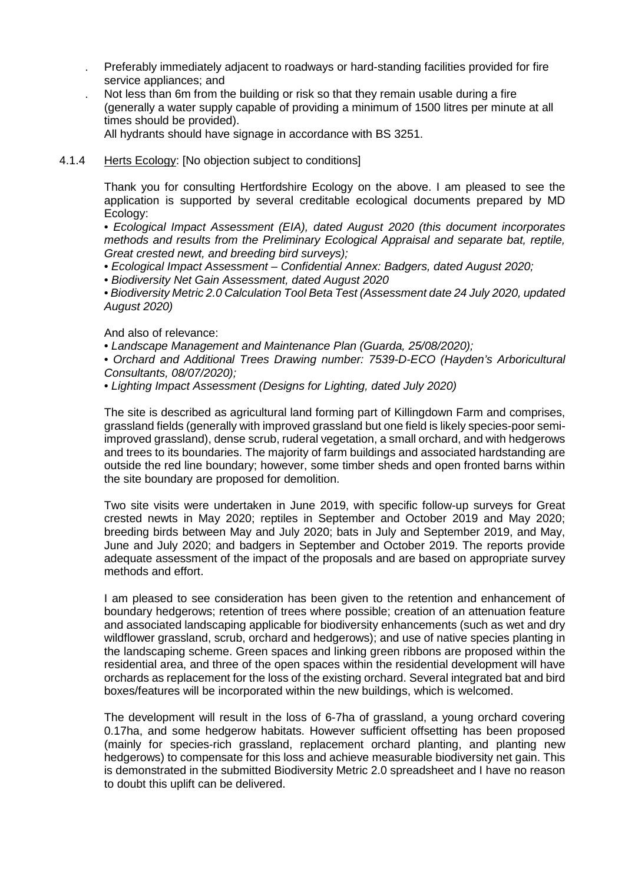- Preferably immediately adjacent to roadways or hard-standing facilities provided for fire service appliances; and
- Not less than 6m from the building or risk so that they remain usable during a fire (generally a water supply capable of providing a minimum of 1500 litres per minute at all times should be provided).

All hydrants should have signage in accordance with BS 3251.

4.1.4 Herts Ecology: [No objection subject to conditions]

Thank you for consulting Hertfordshire Ecology on the above. I am pleased to see the application is supported by several creditable ecological documents prepared by MD Ecology:

- *Ecological Impact Assessment (EIA), dated August 2020 (this document incorporates methods and results from the Preliminary Ecological Appraisal and separate bat, reptile, Great crested newt, and breeding bird surveys);*
- *Ecological Impact Assessment – Confidential Annex: Badgers, dated August 2020;*
- *Biodiversity Net Gain Assessment, dated August 2020*
- *Biodiversity Metric 2.0 Calculation Tool Beta Test (Assessment date 24 July 2020, updated August 2020)*

And also of relevance:

- *Landscape Management and Maintenance Plan (Guarda, 25/08/2020);*
- *Orchard and Additional Trees Drawing number: 7539-D-ECO (Hayden's Arboricultural Consultants, 08/07/2020);*
- *Lighting Impact Assessment (Designs for Lighting, dated July 2020)*

The site is described as agricultural land forming part of Killingdown Farm and comprises, grassland fields (generally with improved grassland but one field is likely species-poor semi-improved grassland), dense scrub, ruderal vegetation, a small orchard, and with hedgerows and trees to its boundaries. The majority of farm buildings and associated hardstanding are outside the red line boundary; however, some timber sheds and open fronted barns within the site boundary are proposed for demolition.

Two site visits were undertaken in June 2019, with specific follow-up surveys for Great crested newts in May 2020; reptiles in September and October 2019 and May 2020; breeding birds between May and July 2020; bats in July and September 2019, and May, June and July 2020; and badgers in September and October 2019. The reports provide adequate assessment of the impact of the proposals and are based on appropriate survey methods and effort.

I am pleased to see consideration has been given to the retention and enhancement of boundary hedgerows; retention of trees where possible; creation of an attenuation feature and associated landscaping applicable for biodiversity enhancements (such as wet and dry wildflower grassland, scrub, orchard and hedgerows); and use of native species planting in the landscaping scheme. Green spaces and linking green ribbons are proposed within the residential area, and three of the open spaces within the residential development will have orchards as replacement for the loss of the existing orchard. Several integrated bat and bird boxes/features will be incorporated within the new buildings, which is welcomed.

The development will result in the loss of 6-7ha of grassland, a young orchard covering 0.17ha, and some hedgerow habitats. However sufficient offsetting has been proposed (mainly for species-rich grassland, replacement orchard planting, and planting new hedgerows) to compensate for this loss and achieve measurable biodiversity net gain. This is demonstrated in the submitted Biodiversity Metric 2.0 spreadsheet and I have no reason to doubt this uplift can be delivered.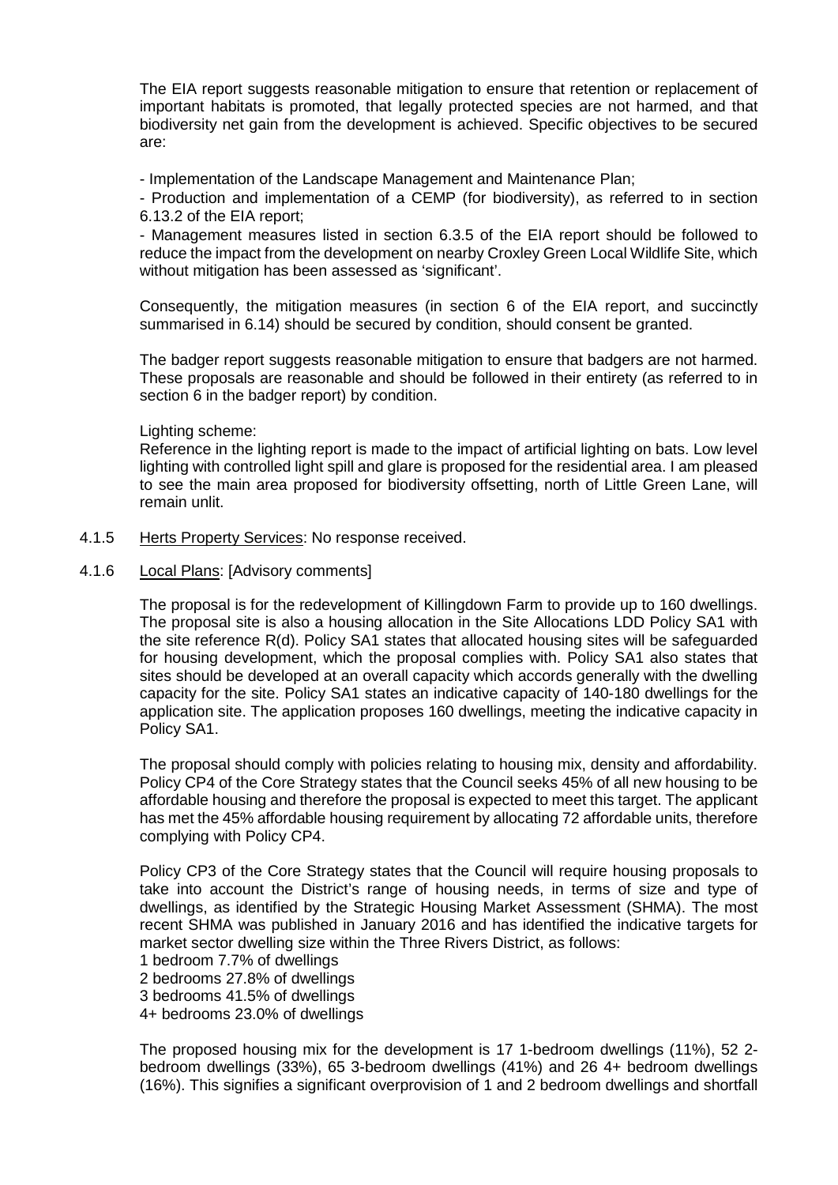The EIA report suggests reasonable mitigation to ensure that retention or replacement of important habitats is promoted, that legally protected species are not harmed, and that biodiversity net gain from the development is achieved. Specific objectives to be secured are:

- Implementation of the Landscape Management and Maintenance Plan;
- Production and implementation of a CEMP (for biodiversity), as referred to in section 6.13.2 of the EIA report;
- Management measures listed in section 6.3.5 of the EIA report should be followed to reduce the impact from the development on nearby Croxley Green Local Wildlife Site, which without mitigation has been assessed as 'significant'.

Consequently, the mitigation measures (in section 6 of the EIA report, and succinctly summarised in 6.14) should be secured by condition, should consent be granted.

The badger report suggests reasonable mitigation to ensure that badgers are not harmed. These proposals are reasonable and should be followed in their entirety (as referred to in section 6 in the badger report) by condition.

Lighting scheme:

Reference in the lighting report is made to the impact of artificial lighting on bats. Low level lighting with controlled light spill and glare is proposed for the residential area. I am pleased to see the main area proposed for biodiversity offsetting, north of Little Green Lane, will remain unlit.

4.1.5 Herts Property Services: No response received.

4.1.6 Local Plans: [Advisory comments]

The proposal is for the redevelopment of Killingdown Farm to provide up to 160 dwellings. The proposal site is also a housing allocation in the Site Allocations LDD Policy SA1 with the site reference R(d). Policy SA1 states that allocated housing sites will be safeguarded for housing development, which the proposal complies with. Policy SA1 also states that sites should be developed at an overall capacity which accords generally with the dwelling capacity for the site. Policy SA1 states an indicative capacity of 140-180 dwellings for the application site. The application proposes 160 dwellings, meeting the indicative capacity in Policy SA1.

The proposal should comply with policies relating to housing mix, density and affordability. Policy CP4 of the Core Strategy states that the Council seeks 45% of all new housing to be affordable housing and therefore the proposal is expected to meet this target. The applicant has met the 45% affordable housing requirement by allocating 72 affordable units, therefore complying with Policy CP4.

Policy CP3 of the Core Strategy states that the Council will require housing proposals to take into account the District's range of housing needs, in terms of size and type of dwellings, as identified by the Strategic Housing Market Assessment (SHMA). The most recent SHMA was published in January 2016 and has identified the indicative targets for market sector dwelling size within the Three Rivers District, as follows:

1 bedroom 7.7% of dwellings
2 bedrooms 27.8% of dwellings
3 bedrooms 41.5% of dwellings
4+ bedrooms 23.0% of dwellings

The proposed housing mix for the development is 17 1-bedroom dwellings (11%), 52 2-bedroom dwellings (33%), 65 3-bedroom dwellings (41%) and 26 4+ bedroom dwellings (16%). This signifies a significant overprovision of 1 and 2 bedroom dwellings and shortfall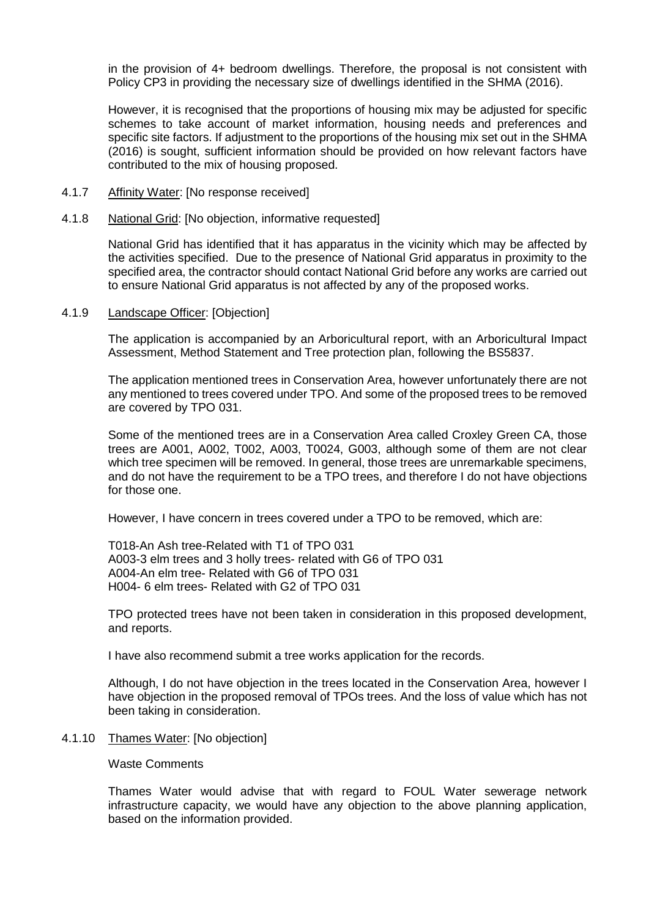in the provision of 4+ bedroom dwellings. Therefore, the proposal is not consistent with Policy CP3 in providing the necessary size of dwellings identified in the SHMA (2016).

However, it is recognised that the proportions of housing mix may be adjusted for specific schemes to take account of market information, housing needs and preferences and specific site factors. If adjustment to the proportions of the housing mix set out in the SHMA (2016) is sought, sufficient information should be provided on how relevant factors have contributed to the mix of housing proposed.

4.1.7 Affinity Water: [No response received]

4.1.8 National Grid: [No objection, informative requested]

National Grid has identified that it has apparatus in the vicinity which may be affected by the activities specified. Due to the presence of National Grid apparatus in proximity to the specified area, the contractor should contact National Grid before any works are carried out to ensure National Grid apparatus is not affected by any of the proposed works.

4.1.9 Landscape Officer: [Objection]

The application is accompanied by an Arboricultural report, with an Arboricultural Impact Assessment, Method Statement and Tree protection plan, following the BS5837.

The application mentioned trees in Conservation Area, however unfortunately there are not any mentioned to trees covered under TPO. And some of the proposed trees to be removed are covered by TPO 031.

Some of the mentioned trees are in a Conservation Area called Croxley Green CA, those trees are A001, A002, T002, A003, T0024, G003, although some of them are not clear which tree specimen will be removed. In general, those trees are unremarkable specimens, and do not have the requirement to be a TPO trees, and therefore I do not have objections for those one.

However, I have concern in trees covered under a TPO to be removed, which are:

T018-An Ash tree-Related with T1 of TPO 031
A003-3 elm trees and 3 holly trees- related with G6 of TPO 031
A004-An elm tree- Related with G6 of TPO 031
H004- 6 elm trees- Related with G2 of TPO 031

TPO protected trees have not been taken in consideration in this proposed development, and reports.

I have also recommend submit a tree works application for the records.

Although, I do not have objection in the trees located in the Conservation Area, however I have objection in the proposed removal of TPOs trees. And the loss of value which has not been taking in consideration.

4.1.10 Thames Water: [No objection]

Waste Comments

Thames Water would advise that with regard to FOUL Water sewerage network infrastructure capacity, we would have any objection to the above planning application, based on the information provided.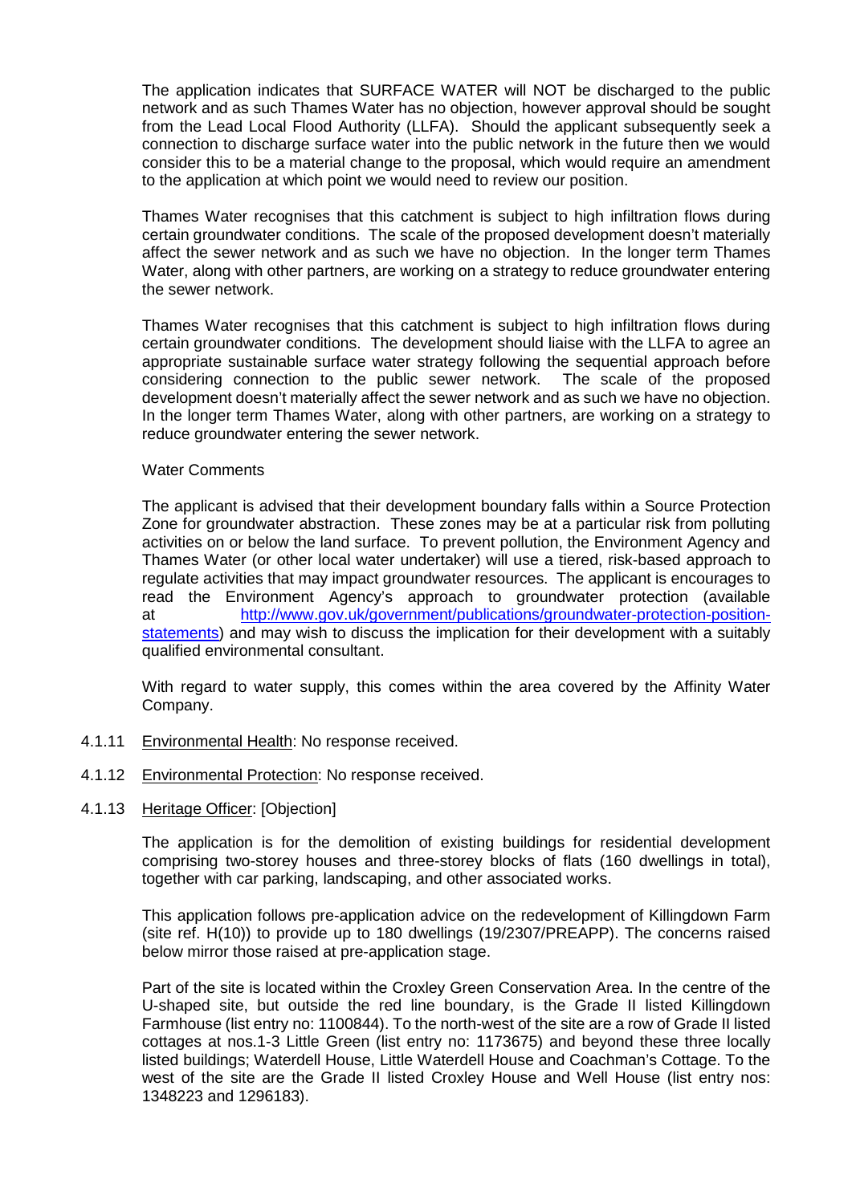The application indicates that SURFACE WATER will NOT be discharged to the public network and as such Thames Water has no objection, however approval should be sought from the Lead Local Flood Authority (LLFA). Should the applicant subsequently seek a connection to discharge surface water into the public network in the future then we would consider this to be a material change to the proposal, which would require an amendment to the application at which point we would need to review our position.

Thames Water recognises that this catchment is subject to high infiltration flows during certain groundwater conditions. The scale of the proposed development doesn't materially affect the sewer network and as such we have no objection. In the longer term Thames Water, along with other partners, are working on a strategy to reduce groundwater entering the sewer network.

Thames Water recognises that this catchment is subject to high infiltration flows during certain groundwater conditions. The development should liaise with the LLFA to agree an appropriate sustainable surface water strategy following the sequential approach before considering connection to the public sewer network. The scale of the proposed development doesn't materially affect the sewer network and as such we have no objection. In the longer term Thames Water, along with other partners, are working on a strategy to reduce groundwater entering the sewer network.

Water Comments

The applicant is advised that their development boundary falls within a Source Protection Zone for groundwater abstraction. These zones may be at a particular risk from polluting activities on or below the land surface. To prevent pollution, the Environment Agency and Thames Water (or other local water undertaker) will use a tiered, risk-based approach to regulate activities that may impact groundwater resources. The applicant is encourages to read the Environment Agency's approach to groundwater protection (available at http://www.gov.uk/government/publications/groundwater-protection-position-statements) and may wish to discuss the implication for their development with a suitably qualified environmental consultant.

With regard to water supply, this comes within the area covered by the Affinity Water Company.

4.1.11 Environmental Health: No response received.

4.1.12 Environmental Protection: No response received.

4.1.13 Heritage Officer: [Objection]

The application is for the demolition of existing buildings for residential development comprising two-storey houses and three-storey blocks of flats (160 dwellings in total), together with car parking, landscaping, and other associated works.

This application follows pre-application advice on the redevelopment of Killingdown Farm (site ref. H(10)) to provide up to 180 dwellings (19/2307/PREAPP). The concerns raised below mirror those raised at pre-application stage.

Part of the site is located within the Croxley Green Conservation Area. In the centre of the U-shaped site, but outside the red line boundary, is the Grade II listed Killingdown Farmhouse (list entry no: 1100844). To the north-west of the site are a row of Grade II listed cottages at nos.1-3 Little Green (list entry no: 1173675) and beyond these three locally listed buildings; Waterdell House, Little Waterdell House and Coachman's Cottage. To the west of the site are the Grade II listed Croxley House and Well House (list entry nos: 1348223 and 1296183).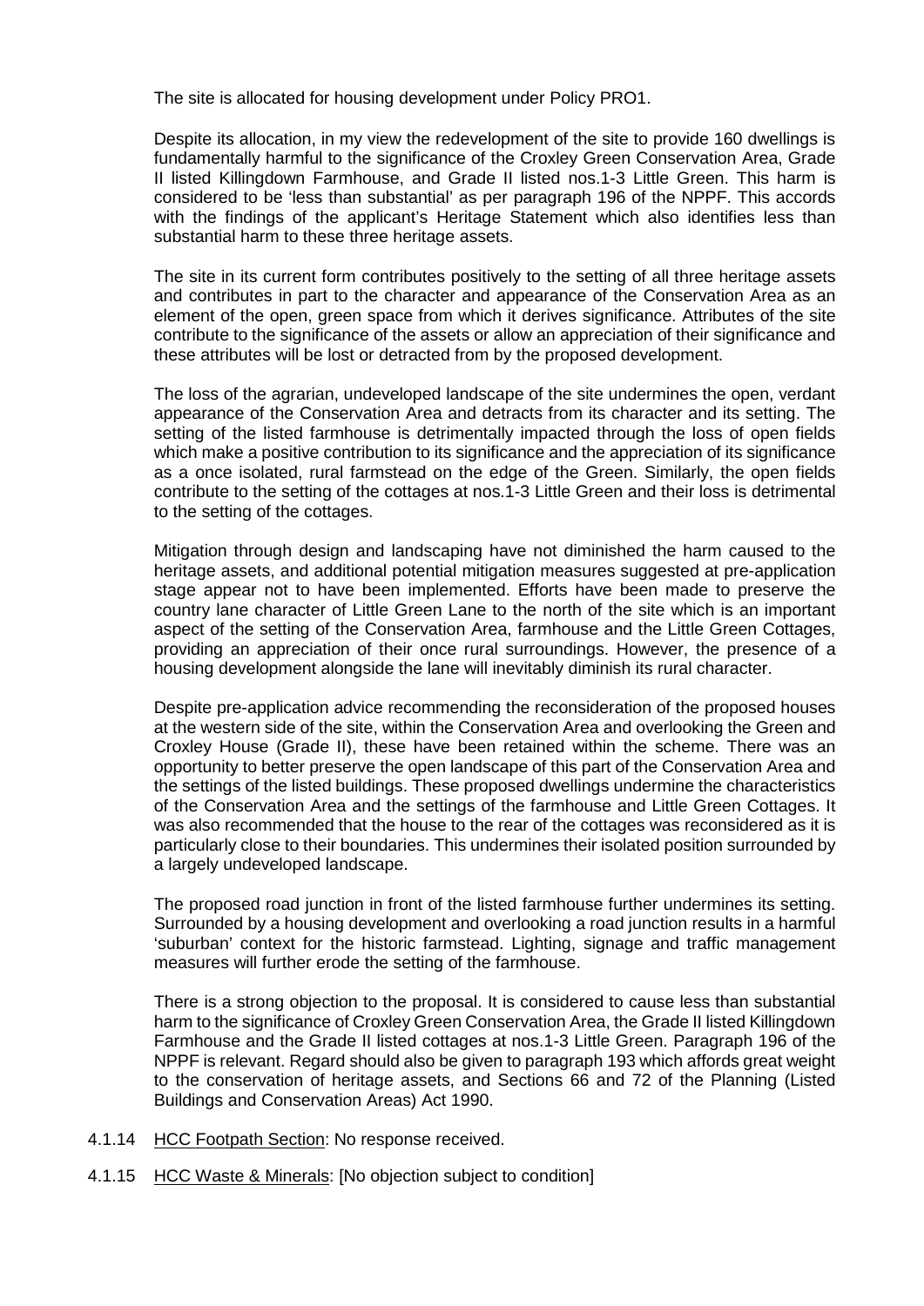The site is allocated for housing development under Policy PRO1.

Despite its allocation, in my view the redevelopment of the site to provide 160 dwellings is fundamentally harmful to the significance of the Croxley Green Conservation Area, Grade II listed Killingdown Farmhouse, and Grade II listed nos.1-3 Little Green. This harm is considered to be 'less than substantial' as per paragraph 196 of the NPPF. This accords with the findings of the applicant's Heritage Statement which also identifies less than substantial harm to these three heritage assets.

The site in its current form contributes positively to the setting of all three heritage assets and contributes in part to the character and appearance of the Conservation Area as an element of the open, green space from which it derives significance. Attributes of the site contribute to the significance of the assets or allow an appreciation of their significance and these attributes will be lost or detracted from by the proposed development.

The loss of the agrarian, undeveloped landscape of the site undermines the open, verdant appearance of the Conservation Area and detracts from its character and its setting. The setting of the listed farmhouse is detrimentally impacted through the loss of open fields which make a positive contribution to its significance and the appreciation of its significance as a once isolated, rural farmstead on the edge of the Green. Similarly, the open fields contribute to the setting of the cottages at nos.1-3 Little Green and their loss is detrimental to the setting of the cottages.

Mitigation through design and landscaping have not diminished the harm caused to the heritage assets, and additional potential mitigation measures suggested at pre-application stage appear not to have been implemented. Efforts have been made to preserve the country lane character of Little Green Lane to the north of the site which is an important aspect of the setting of the Conservation Area, farmhouse and the Little Green Cottages, providing an appreciation of their once rural surroundings. However, the presence of a housing development alongside the lane will inevitably diminish its rural character.

Despite pre-application advice recommending the reconsideration of the proposed houses at the western side of the site, within the Conservation Area and overlooking the Green and Croxley House (Grade II), these have been retained within the scheme. There was an opportunity to better preserve the open landscape of this part of the Conservation Area and the settings of the listed buildings. These proposed dwellings undermine the characteristics of the Conservation Area and the settings of the farmhouse and Little Green Cottages. It was also recommended that the house to the rear of the cottages was reconsidered as it is particularly close to their boundaries. This undermines their isolated position surrounded by a largely undeveloped landscape.

The proposed road junction in front of the listed farmhouse further undermines its setting. Surrounded by a housing development and overlooking a road junction results in a harmful 'suburban' context for the historic farmstead. Lighting, signage and traffic management measures will further erode the setting of the farmhouse.

There is a strong objection to the proposal. It is considered to cause less than substantial harm to the significance of Croxley Green Conservation Area, the Grade II listed Killingdown Farmhouse and the Grade II listed cottages at nos.1-3 Little Green. Paragraph 196 of the NPPF is relevant. Regard should also be given to paragraph 193 which affords great weight to the conservation of heritage assets, and Sections 66 and 72 of the Planning (Listed Buildings and Conservation Areas) Act 1990.

4.1.14 HCC Footpath Section: No response received.

4.1.15 HCC Waste & Minerals: [No objection subject to condition]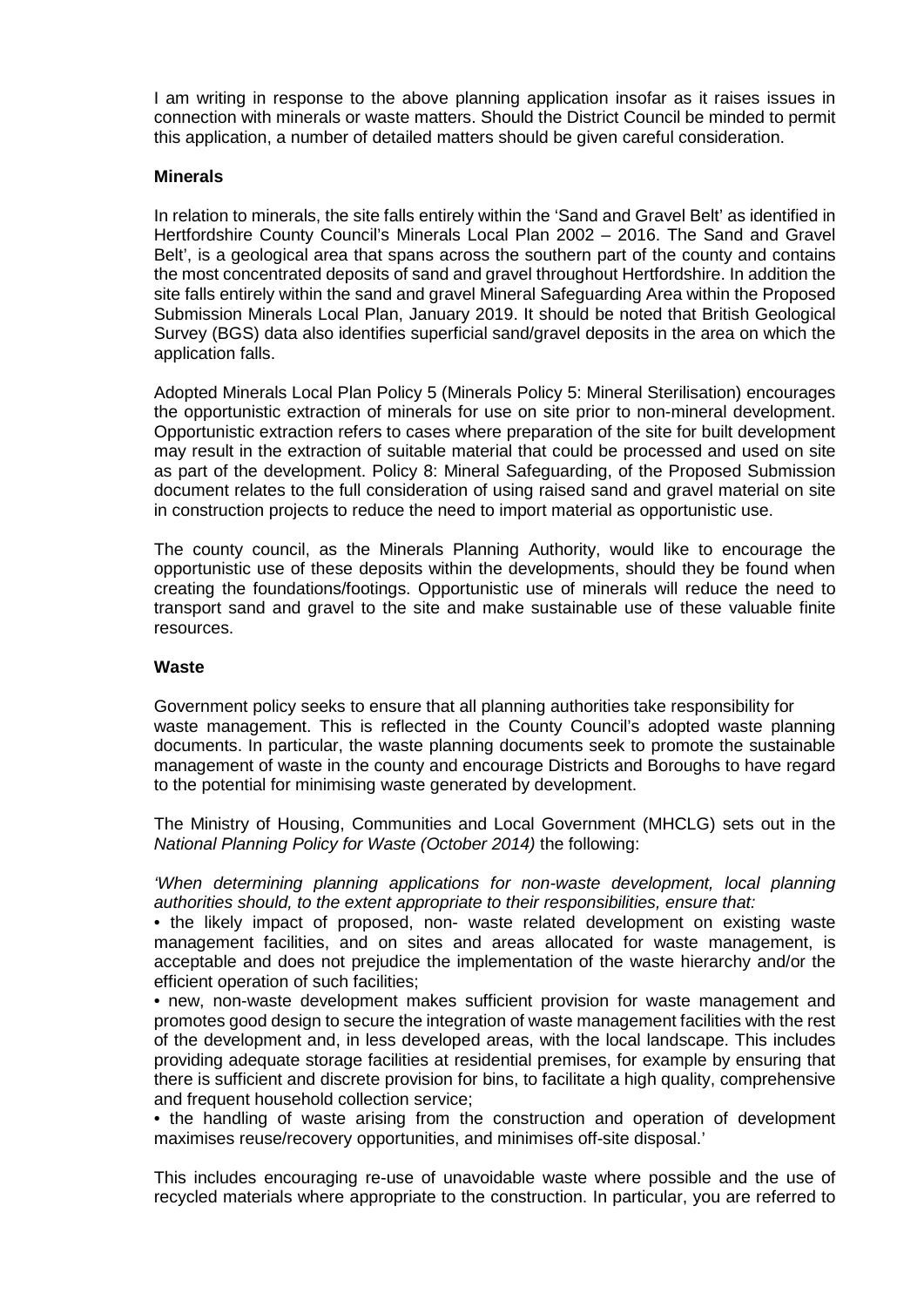I am writing in response to the above planning application insofar as it raises issues in connection with minerals or waste matters. Should the District Council be minded to permit this application, a number of detailed matters should be given careful consideration.

**Minerals**

In relation to minerals, the site falls entirely within the 'Sand and Gravel Belt' as identified in Hertfordshire County Council's Minerals Local Plan 2002 – 2016. The Sand and Gravel Belt', is a geological area that spans across the southern part of the county and contains the most concentrated deposits of sand and gravel throughout Hertfordshire. In addition the site falls entirely within the sand and gravel Mineral Safeguarding Area within the Proposed Submission Minerals Local Plan, January 2019. It should be noted that British Geological Survey (BGS) data also identifies superficial sand/gravel deposits in the area on which the application falls.

Adopted Minerals Local Plan Policy 5 (Minerals Policy 5: Mineral Sterilisation) encourages the opportunistic extraction of minerals for use on site prior to non-mineral development. Opportunistic extraction refers to cases where preparation of the site for built development may result in the extraction of suitable material that could be processed and used on site as part of the development. Policy 8: Mineral Safeguarding, of the Proposed Submission document relates to the full consideration of using raised sand and gravel material on site in construction projects to reduce the need to import material as opportunistic use.

The county council, as the Minerals Planning Authority, would like to encourage the opportunistic use of these deposits within the developments, should they be found when creating the foundations/footings. Opportunistic use of minerals will reduce the need to transport sand and gravel to the site and make sustainable use of these valuable finite resources.

**Waste**

Government policy seeks to ensure that all planning authorities take responsibility for waste management. This is reflected in the County Council's adopted waste planning documents. In particular, the waste planning documents seek to promote the sustainable management of waste in the county and encourage Districts and Boroughs to have regard to the potential for minimising waste generated by development.

The Ministry of Housing, Communities and Local Government (MHCLG) sets out in the *National Planning Policy for Waste (October 2014)* the following:

*'When determining planning applications for non-waste development, local planning authorities should, to the extent appropriate to their responsibilities, ensure that:*

• the likely impact of proposed, non- waste related development on existing waste management facilities, and on sites and areas allocated for waste management, is acceptable and does not prejudice the implementation of the waste hierarchy and/or the efficient operation of such facilities;

• new, non-waste development makes sufficient provision for waste management and promotes good design to secure the integration of waste management facilities with the rest of the development and, in less developed areas, with the local landscape. This includes providing adequate storage facilities at residential premises, for example by ensuring that there is sufficient and discrete provision for bins, to facilitate a high quality, comprehensive and frequent household collection service;

• the handling of waste arising from the construction and operation of development maximises reuse/recovery opportunities, and minimises off-site disposal.'

This includes encouraging re-use of unavoidable waste where possible and the use of recycled materials where appropriate to the construction. In particular, you are referred to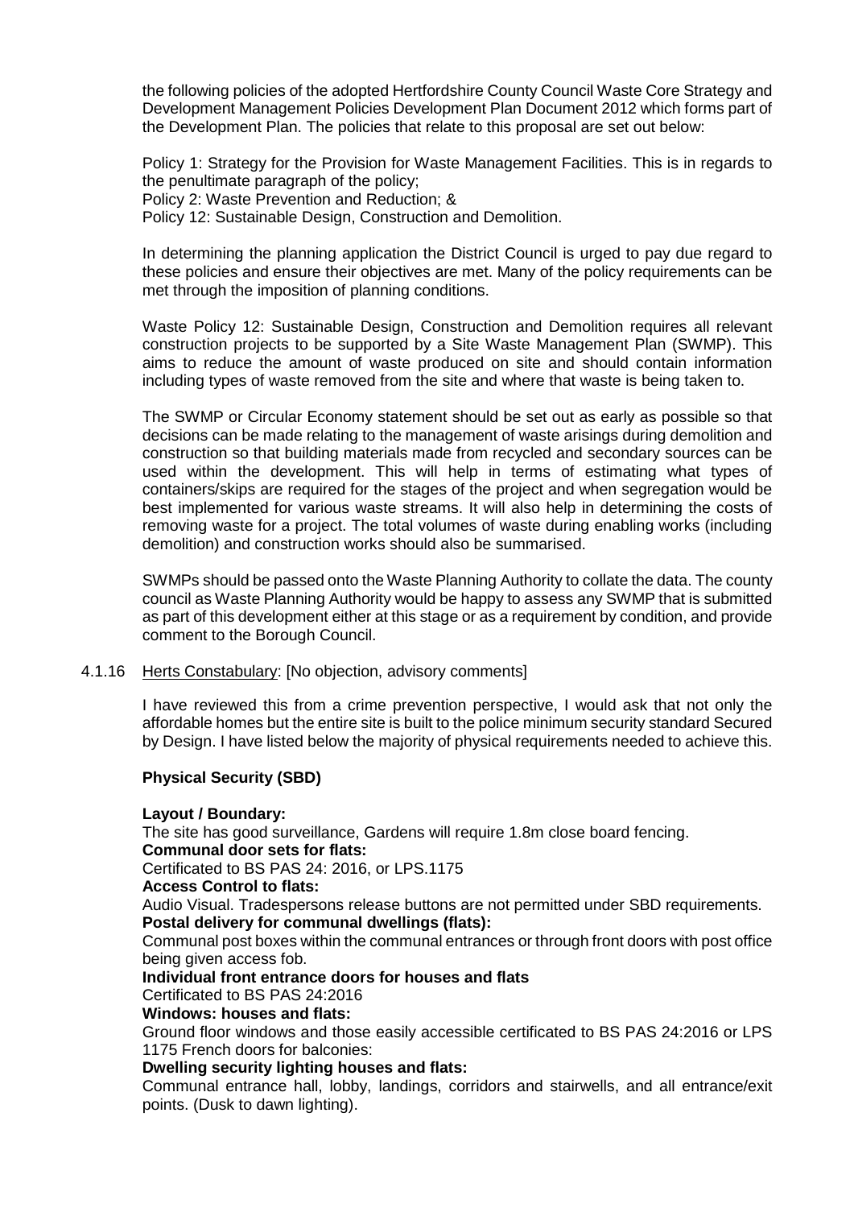the following policies of the adopted Hertfordshire County Council Waste Core Strategy and Development Management Policies Development Plan Document 2012 which forms part of the Development Plan. The policies that relate to this proposal are set out below:

Policy 1: Strategy for the Provision for Waste Management Facilities. This is in regards to the penultimate paragraph of the policy;
Policy 2: Waste Prevention and Reduction; &
Policy 12: Sustainable Design, Construction and Demolition.

In determining the planning application the District Council is urged to pay due regard to these policies and ensure their objectives are met. Many of the policy requirements can be met through the imposition of planning conditions.

Waste Policy 12: Sustainable Design, Construction and Demolition requires all relevant construction projects to be supported by a Site Waste Management Plan (SWMP). This aims to reduce the amount of waste produced on site and should contain information including types of waste removed from the site and where that waste is being taken to.

The SWMP or Circular Economy statement should be set out as early as possible so that decisions can be made relating to the management of waste arisings during demolition and construction so that building materials made from recycled and secondary sources can be used within the development. This will help in terms of estimating what types of containers/skips are required for the stages of the project and when segregation would be best implemented for various waste streams. It will also help in determining the costs of removing waste for a project. The total volumes of waste during enabling works (including demolition) and construction works should also be summarised.

SWMPs should be passed onto the Waste Planning Authority to collate the data. The county council as Waste Planning Authority would be happy to assess any SWMP that is submitted as part of this development either at this stage or as a requirement by condition, and provide comment to the Borough Council.

4.1.16 Herts Constabulary: [No objection, advisory comments]

I have reviewed this from a crime prevention perspective, I would ask that not only the affordable homes but the entire site is built to the police minimum security standard Secured by Design. I have listed below the majority of physical requirements needed to achieve this.

**Physical Security (SBD)**

**Layout / Boundary:**
The site has good surveillance, Gardens will require 1.8m close board fencing.
**Communal door sets for flats:**
Certificated to BS PAS 24: 2016, or LPS.1175
**Access Control to flats:**
Audio Visual. Tradespersons release buttons are not permitted under SBD requirements.
**Postal delivery for communal dwellings (flats):**
Communal post boxes within the communal entrances or through front doors with post office being given access fob.
**Individual front entrance doors for houses and flats**
Certificated to BS PAS 24:2016
**Windows: houses and flats:**
Ground floor windows and those easily accessible certificated to BS PAS 24:2016 or LPS 1175 French doors for balconies:
**Dwelling security lighting houses and flats:**
Communal entrance hall, lobby, landings, corridors and stairwells, and all entrance/exit points. (Dusk to dawn lighting).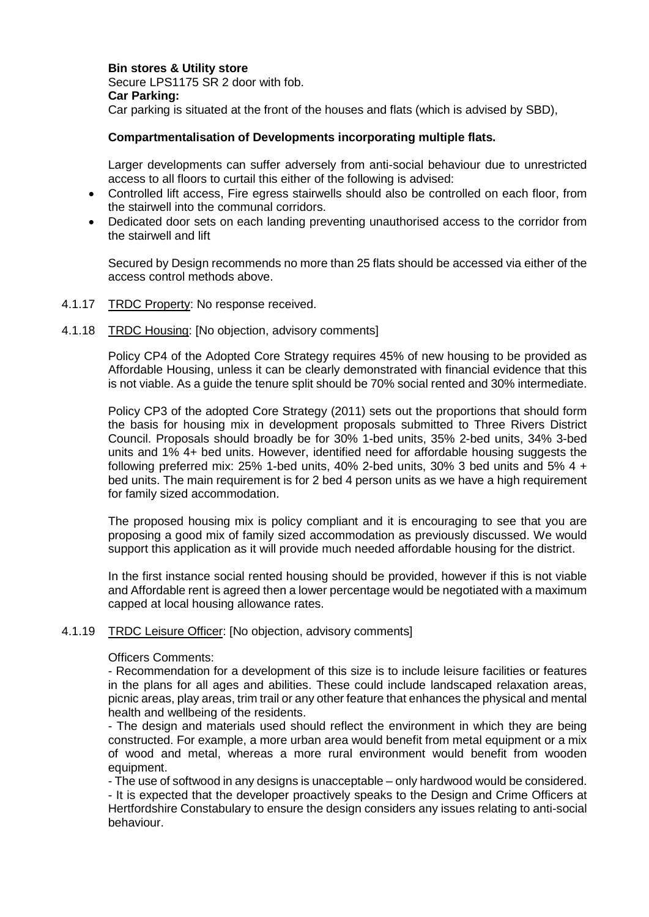**Bin stores & Utility store**

Secure LPS1175 SR 2 door with fob.

**Car Parking:**

Car parking is situated at the front of the houses and flats (which is advised by SBD),

**Compartmentalisation of Developments incorporating multiple flats.**

Larger developments can suffer adversely from anti-social behaviour due to unrestricted access to all floors to curtail this either of the following is advised:

- Controlled lift access, Fire egress stairwells should also be controlled on each floor, from the stairwell into the communal corridors.
- Dedicated door sets on each landing preventing unauthorised access to the corridor from the stairwell and lift

Secured by Design recommends no more than 25 flats should be accessed via either of the access control methods above.

4.1.17 TRDC Property: No response received.

4.1.18 TRDC Housing: [No objection, advisory comments]

Policy CP4 of the Adopted Core Strategy requires 45% of new housing to be provided as Affordable Housing, unless it can be clearly demonstrated with financial evidence that this is not viable. As a guide the tenure split should be 70% social rented and 30% intermediate.

Policy CP3 of the adopted Core Strategy (2011) sets out the proportions that should form the basis for housing mix in development proposals submitted to Three Rivers District Council. Proposals should broadly be for 30% 1-bed units, 35% 2-bed units, 34% 3-bed units and 1% 4+ bed units. However, identified need for affordable housing suggests the following preferred mix: 25% 1-bed units, 40% 2-bed units, 30% 3 bed units and 5% 4 + bed units. The main requirement is for 2 bed 4 person units as we have a high requirement for family sized accommodation.

The proposed housing mix is policy compliant and it is encouraging to see that you are proposing a good mix of family sized accommodation as previously discussed. We would support this application as it will provide much needed affordable housing for the district.

In the first instance social rented housing should be provided, however if this is not viable and Affordable rent is agreed then a lower percentage would be negotiated with a maximum capped at local housing allowance rates.

4.1.19 TRDC Leisure Officer: [No objection, advisory comments]

Officers Comments:

- Recommendation for a development of this size is to include leisure facilities or features in the plans for all ages and abilities. These could include landscaped relaxation areas, picnic areas, play areas, trim trail or any other feature that enhances the physical and mental health and wellbeing of the residents.
- The design and materials used should reflect the environment in which they are being constructed. For example, a more urban area would benefit from metal equipment or a mix of wood and metal, whereas a more rural environment would benefit from wooden equipment.
- The use of softwood in any designs is unacceptable – only hardwood would be considered.
- It is expected that the developer proactively speaks to the Design and Crime Officers at Hertfordshire Constabulary to ensure the design considers any issues relating to anti-social behaviour.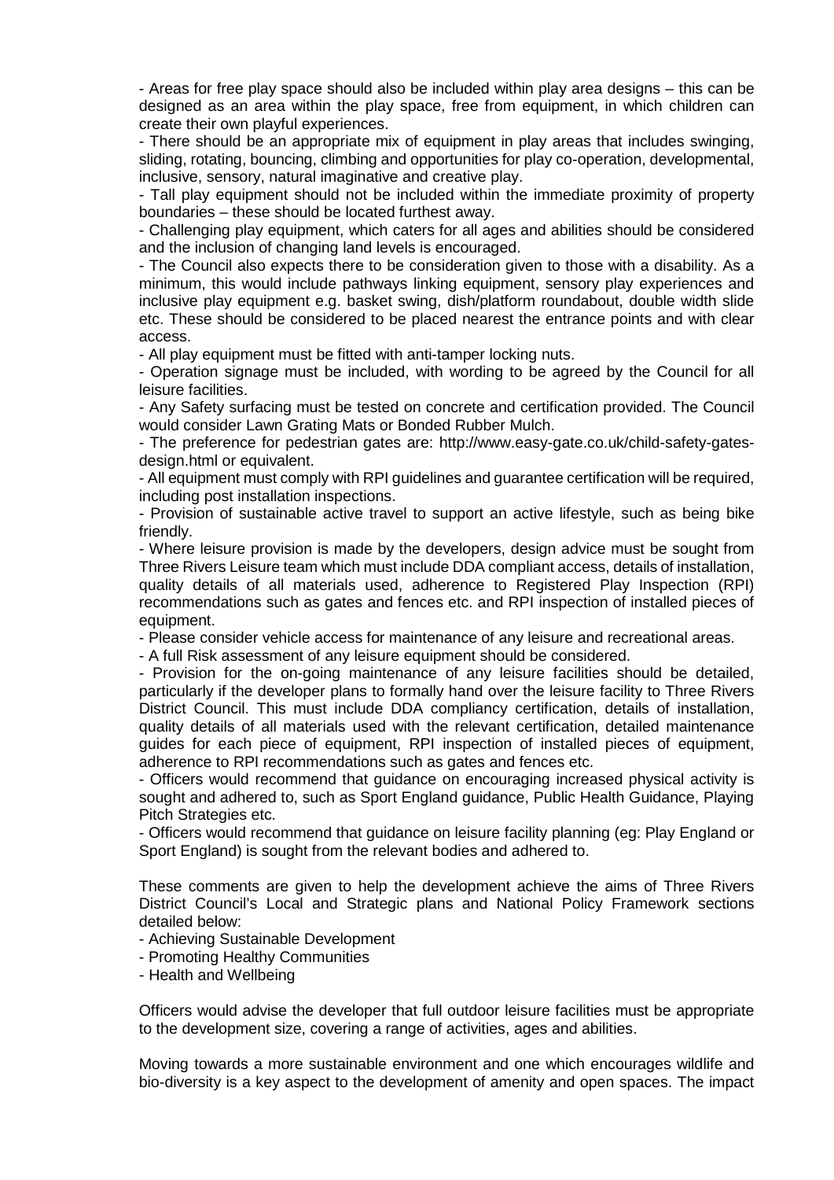- Areas for free play space should also be included within play area designs – this can be designed as an area within the play space, free from equipment, in which children can create their own playful experiences.

- There should be an appropriate mix of equipment in play areas that includes swinging, sliding, rotating, bouncing, climbing and opportunities for play co-operation, developmental, inclusive, sensory, natural imaginative and creative play.

- Tall play equipment should not be included within the immediate proximity of property boundaries – these should be located furthest away.

- Challenging play equipment, which caters for all ages and abilities should be considered and the inclusion of changing land levels is encouraged.

- The Council also expects there to be consideration given to those with a disability. As a minimum, this would include pathways linking equipment, sensory play experiences and inclusive play equipment e.g. basket swing, dish/platform roundabout, double width slide etc. These should be considered to be placed nearest the entrance points and with clear access.

- All play equipment must be fitted with anti-tamper locking nuts.

- Operation signage must be included, with wording to be agreed by the Council for all leisure facilities.

- Any Safety surfacing must be tested on concrete and certification provided. The Council would consider Lawn Grating Mats or Bonded Rubber Mulch.

- The preference for pedestrian gates are: http://www.easy-gate.co.uk/child-safety-gates-design.html or equivalent.

- All equipment must comply with RPI guidelines and guarantee certification will be required, including post installation inspections.

- Provision of sustainable active travel to support an active lifestyle, such as being bike friendly.

- Where leisure provision is made by the developers, design advice must be sought from Three Rivers Leisure team which must include DDA compliant access, details of installation, quality details of all materials used, adherence to Registered Play Inspection (RPI) recommendations such as gates and fences etc. and RPI inspection of installed pieces of equipment.

- Please consider vehicle access for maintenance of any leisure and recreational areas.

- A full Risk assessment of any leisure equipment should be considered.

- Provision for the on-going maintenance of any leisure facilities should be detailed, particularly if the developer plans to formally hand over the leisure facility to Three Rivers District Council. This must include DDA compliancy certification, details of installation, quality details of all materials used with the relevant certification, detailed maintenance guides for each piece of equipment, RPI inspection of installed pieces of equipment, adherence to RPI recommendations such as gates and fences etc.

- Officers would recommend that guidance on encouraging increased physical activity is sought and adhered to, such as Sport England guidance, Public Health Guidance, Playing Pitch Strategies etc.

- Officers would recommend that guidance on leisure facility planning (eg: Play England or Sport England) is sought from the relevant bodies and adhered to.

These comments are given to help the development achieve the aims of Three Rivers District Council's Local and Strategic plans and National Policy Framework sections detailed below:

- Achieving Sustainable Development
- Promoting Healthy Communities
- Health and Wellbeing

Officers would advise the developer that full outdoor leisure facilities must be appropriate to the development size, covering a range of activities, ages and abilities.

Moving towards a more sustainable environment and one which encourages wildlife and bio-diversity is a key aspect to the development of amenity and open spaces. The impact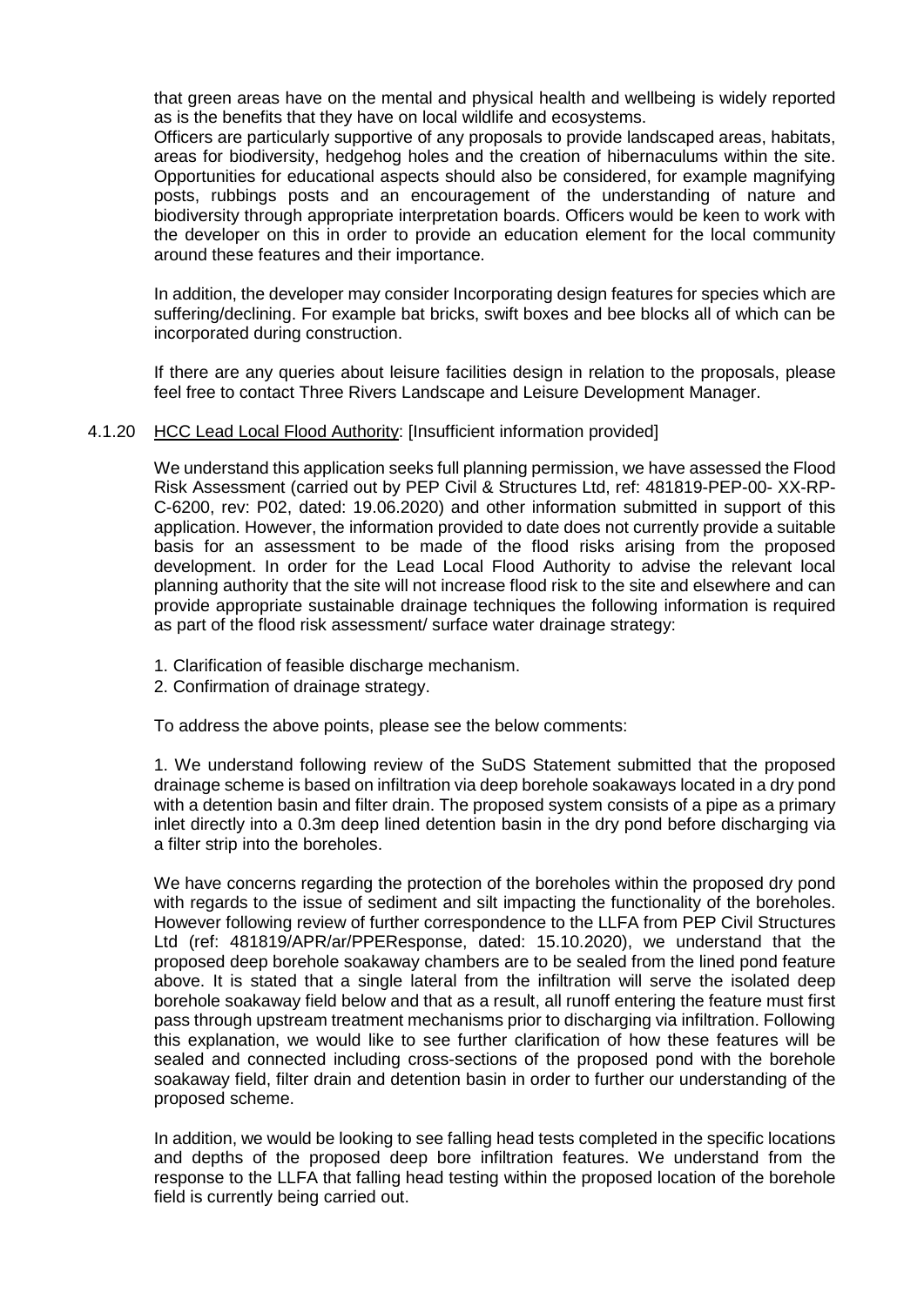that green areas have on the mental and physical health and wellbeing is widely reported as is the benefits that they have on local wildlife and ecosystems.

Officers are particularly supportive of any proposals to provide landscaped areas, habitats, areas for biodiversity, hedgehog holes and the creation of hibernaculums within the site. Opportunities for educational aspects should also be considered, for example magnifying posts, rubbings posts and an encouragement of the understanding of nature and biodiversity through appropriate interpretation boards. Officers would be keen to work with the developer on this in order to provide an education element for the local community around these features and their importance.

In addition, the developer may consider Incorporating design features for species which are suffering/declining. For example bat bricks, swift boxes and bee blocks all of which can be incorporated during construction.

If there are any queries about leisure facilities design in relation to the proposals, please feel free to contact Three Rivers Landscape and Leisure Development Manager.

4.1.20 <u>HCC Lead Local Flood Authority</u>: [Insufficient information provided]

We understand this application seeks full planning permission, we have assessed the Flood Risk Assessment (carried out by PEP Civil & Structures Ltd, ref: 481819-PEP-00- XX-RP-C-6200, rev: P02, dated: 19.06.2020) and other information submitted in support of this application. However, the information provided to date does not currently provide a suitable basis for an assessment to be made of the flood risks arising from the proposed development. In order for the Lead Local Flood Authority to advise the relevant local planning authority that the site will not increase flood risk to the site and elsewhere and can provide appropriate sustainable drainage techniques the following information is required as part of the flood risk assessment/ surface water drainage strategy:

1. Clarification of feasible discharge mechanism.
2. Confirmation of drainage strategy.

To address the above points, please see the below comments:

1. We understand following review of the SuDS Statement submitted that the proposed drainage scheme is based on infiltration via deep borehole soakaways located in a dry pond with a detention basin and filter drain. The proposed system consists of a pipe as a primary inlet directly into a 0.3m deep lined detention basin in the dry pond before discharging via a filter strip into the boreholes.

We have concerns regarding the protection of the boreholes within the proposed dry pond with regards to the issue of sediment and silt impacting the functionality of the boreholes. However following review of further correspondence to the LLFA from PEP Civil Structures Ltd (ref: 481819/APR/ar/PPEResponse, dated: 15.10.2020), we understand that the proposed deep borehole soakaway chambers are to be sealed from the lined pond feature above. It is stated that a single lateral from the infiltration will serve the isolated deep borehole soakaway field below and that as a result, all runoff entering the feature must first pass through upstream treatment mechanisms prior to discharging via infiltration. Following this explanation, we would like to see further clarification of how these features will be sealed and connected including cross-sections of the proposed pond with the borehole soakaway field, filter drain and detention basin in order to further our understanding of the proposed scheme.

In addition, we would be looking to see falling head tests completed in the specific locations and depths of the proposed deep bore infiltration features. We understand from the response to the LLFA that falling head testing within the proposed location of the borehole field is currently being carried out.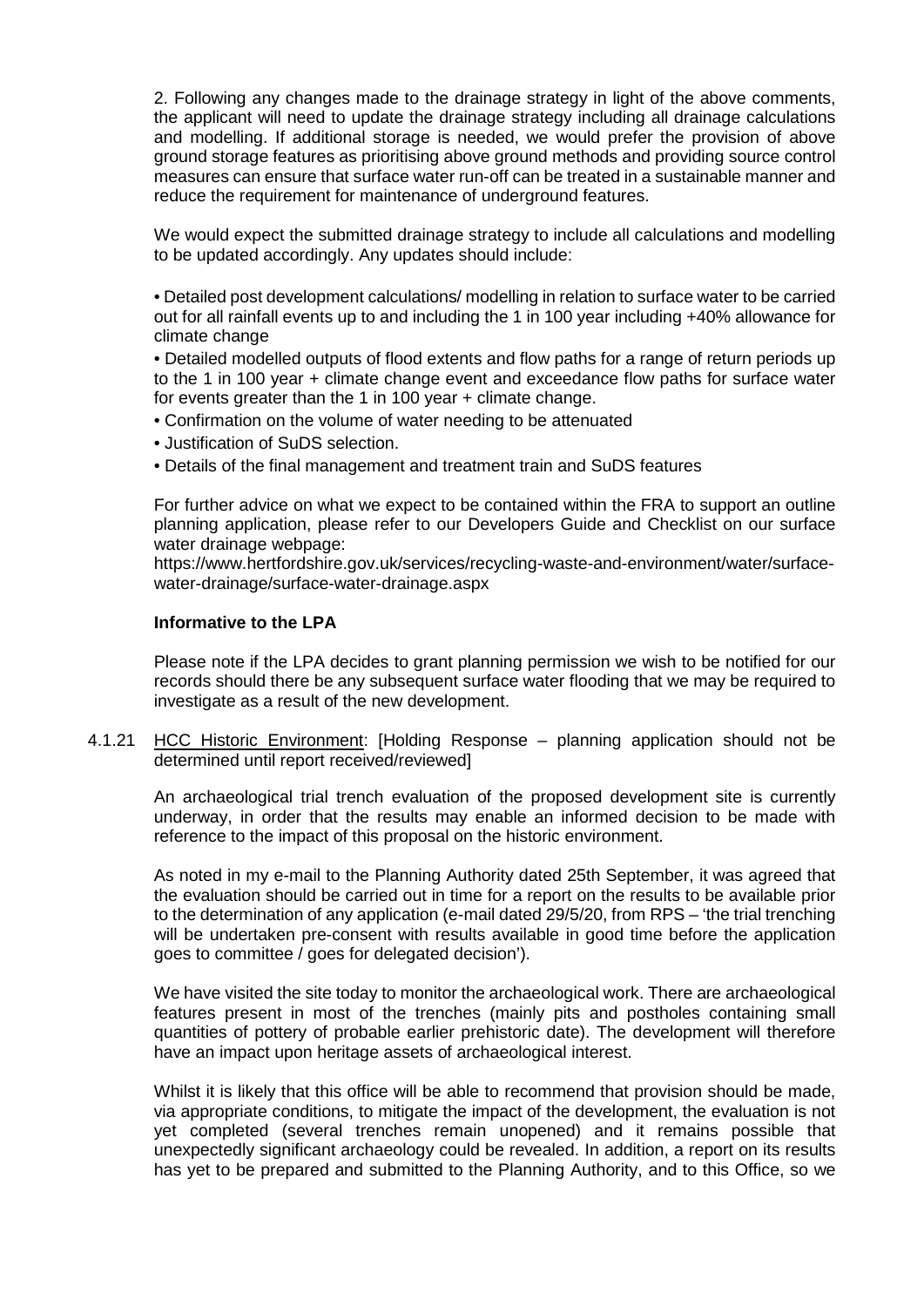2. Following any changes made to the drainage strategy in light of the above comments, the applicant will need to update the drainage strategy including all drainage calculations and modelling. If additional storage is needed, we would prefer the provision of above ground storage features as prioritising above ground methods and providing source control measures can ensure that surface water run-off can be treated in a sustainable manner and reduce the requirement for maintenance of underground features.

We would expect the submitted drainage strategy to include all calculations and modelling to be updated accordingly. Any updates should include:

- Detailed post development calculations/ modelling in relation to surface water to be carried out for all rainfall events up to and including the 1 in 100 year including +40% allowance for climate change
- Detailed modelled outputs of flood extents and flow paths for a range of return periods up to the 1 in 100 year + climate change event and exceedance flow paths for surface water for events greater than the 1 in 100 year + climate change.
- Confirmation on the volume of water needing to be attenuated
- Justification of SuDS selection.
- Details of the final management and treatment train and SuDS features

For further advice on what we expect to be contained within the FRA to support an outline planning application, please refer to our Developers Guide and Checklist on our surface water drainage webpage:
https://www.hertfordshire.gov.uk/services/recycling-waste-and-environment/water/surface-water-drainage/surface-water-drainage.aspx

**Informative to the LPA**

Please note if the LPA decides to grant planning permission we wish to be notified for our records should there be any subsequent surface water flooding that we may be required to investigate as a result of the new development.

4.1.21 HCC Historic Environment: [Holding Response – planning application should not be determined until report received/reviewed]

An archaeological trial trench evaluation of the proposed development site is currently underway, in order that the results may enable an informed decision to be made with reference to the impact of this proposal on the historic environment.

As noted in my e-mail to the Planning Authority dated 25th September, it was agreed that the evaluation should be carried out in time for a report on the results to be available prior to the determination of any application (e-mail dated 29/5/20, from RPS – 'the trial trenching will be undertaken pre-consent with results available in good time before the application goes to committee / goes for delegated decision').

We have visited the site today to monitor the archaeological work. There are archaeological features present in most of the trenches (mainly pits and postholes containing small quantities of pottery of probable earlier prehistoric date). The development will therefore have an impact upon heritage assets of archaeological interest.

Whilst it is likely that this office will be able to recommend that provision should be made, via appropriate conditions, to mitigate the impact of the development, the evaluation is not yet completed (several trenches remain unopened) and it remains possible that unexpectedly significant archaeology could be revealed. In addition, a report on its results has yet to be prepared and submitted to the Planning Authority, and to this Office, so we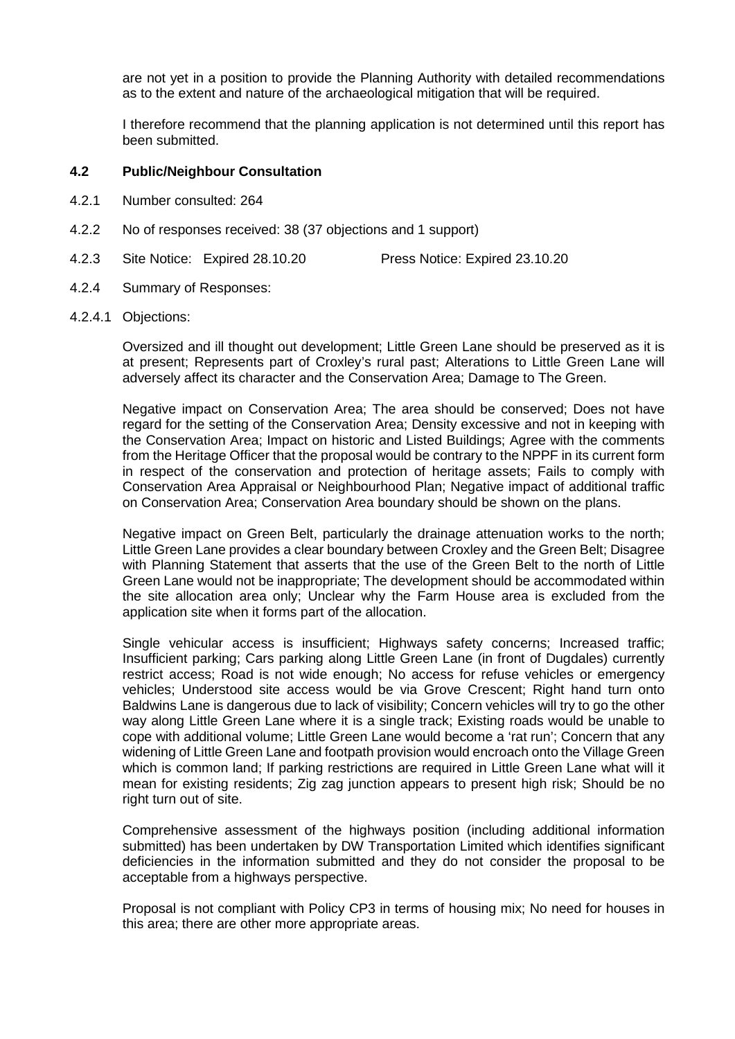are not yet in a position to provide the Planning Authority with detailed recommendations as to the extent and nature of the archaeological mitigation that will be required.

I therefore recommend that the planning application is not determined until this report has been submitted.

### 4.2 Public/Neighbour Consultation

4.2.1 Number consulted: 264

4.2.2 No of responses received: 38 (37 objections and 1 support)

4.2.3 Site Notice: Expired 28.10.20 Press Notice: Expired 23.10.20

4.2.4 Summary of Responses:

4.2.4.1 Objections:

Oversized and ill thought out development; Little Green Lane should be preserved as it is at present; Represents part of Croxley's rural past; Alterations to Little Green Lane will adversely affect its character and the Conservation Area; Damage to The Green.

Negative impact on Conservation Area; The area should be conserved; Does not have regard for the setting of the Conservation Area; Density excessive and not in keeping with the Conservation Area; Impact on historic and Listed Buildings; Agree with the comments from the Heritage Officer that the proposal would be contrary to the NPPF in its current form in respect of the conservation and protection of heritage assets; Fails to comply with Conservation Area Appraisal or Neighbourhood Plan; Negative impact of additional traffic on Conservation Area; Conservation Area boundary should be shown on the plans.

Negative impact on Green Belt, particularly the drainage attenuation works to the north; Little Green Lane provides a clear boundary between Croxley and the Green Belt; Disagree with Planning Statement that asserts that the use of the Green Belt to the north of Little Green Lane would not be inappropriate; The development should be accommodated within the site allocation area only; Unclear why the Farm House area is excluded from the application site when it forms part of the allocation.

Single vehicular access is insufficient; Highways safety concerns; Increased traffic; Insufficient parking; Cars parking along Little Green Lane (in front of Dugdales) currently restrict access; Road is not wide enough; No access for refuse vehicles or emergency vehicles; Understood site access would be via Grove Crescent; Right hand turn onto Baldwins Lane is dangerous due to lack of visibility; Concern vehicles will try to go the other way along Little Green Lane where it is a single track; Existing roads would be unable to cope with additional volume; Little Green Lane would become a 'rat run'; Concern that any widening of Little Green Lane and footpath provision would encroach onto the Village Green which is common land; If parking restrictions are required in Little Green Lane what will it mean for existing residents; Zig zag junction appears to present high risk; Should be no right turn out of site.

Comprehensive assessment of the highways position (including additional information submitted) has been undertaken by DW Transportation Limited which identifies significant deficiencies in the information submitted and they do not consider the proposal to be acceptable from a highways perspective.

Proposal is not compliant with Policy CP3 in terms of housing mix; No need for houses in this area; there are other more appropriate areas.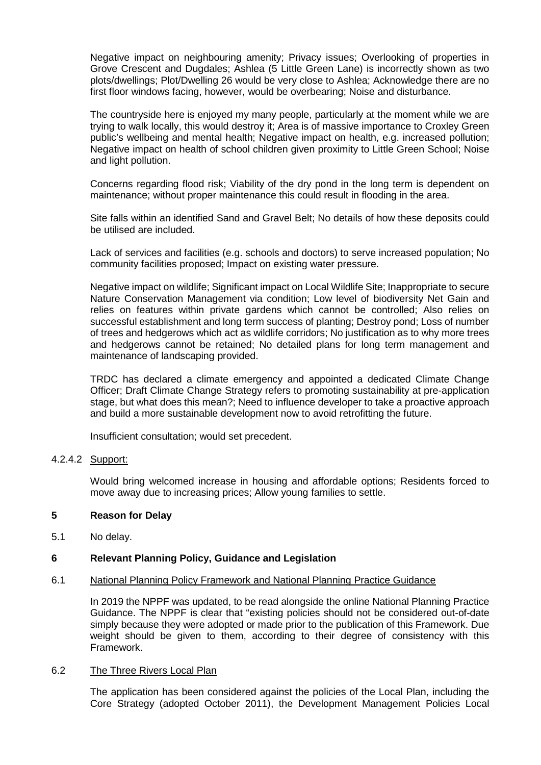Negative impact on neighbouring amenity; Privacy issues; Overlooking of properties in Grove Crescent and Dugdales; Ashlea (5 Little Green Lane) is incorrectly shown as two plots/dwellings; Plot/Dwelling 26 would be very close to Ashlea; Acknowledge there are no first floor windows facing, however, would be overbearing; Noise and disturbance.

The countryside here is enjoyed my many people, particularly at the moment while we are trying to walk locally, this would destroy it; Area is of massive importance to Croxley Green public's wellbeing and mental health; Negative impact on health, e.g. increased pollution; Negative impact on health of school children given proximity to Little Green School; Noise and light pollution.

Concerns regarding flood risk; Viability of the dry pond in the long term is dependent on maintenance; without proper maintenance this could result in flooding in the area.

Site falls within an identified Sand and Gravel Belt; No details of how these deposits could be utilised are included.

Lack of services and facilities (e.g. schools and doctors) to serve increased population; No community facilities proposed; Impact on existing water pressure.

Negative impact on wildlife; Significant impact on Local Wildlife Site; Inappropriate to secure Nature Conservation Management via condition; Low level of biodiversity Net Gain and relies on features within private gardens which cannot be controlled; Also relies on successful establishment and long term success of planting; Destroy pond; Loss of number of trees and hedgerows which act as wildlife corridors; No justification as to why more trees and hedgerows cannot be retained; No detailed plans for long term management and maintenance of landscaping provided.

TRDC has declared a climate emergency and appointed a dedicated Climate Change Officer; Draft Climate Change Strategy refers to promoting sustainability at pre-application stage, but what does this mean?; Need to influence developer to take a proactive approach and build a more sustainable development now to avoid retrofitting the future.

Insufficient consultation; would set precedent.

4.2.4.2 Support:

Would bring welcomed increase in housing and affordable options; Residents forced to move away due to increasing prices; Allow young families to settle.

## 5 Reason for Delay

5.1 No delay.

## 6 Relevant Planning Policy, Guidance and Legislation

6.1 National Planning Policy Framework and National Planning Practice Guidance

In 2019 the NPPF was updated, to be read alongside the online National Planning Practice Guidance. The NPPF is clear that "existing policies should not be considered out-of-date simply because they were adopted or made prior to the publication of this Framework. Due weight should be given to them, according to their degree of consistency with this Framework.

6.2 The Three Rivers Local Plan

The application has been considered against the policies of the Local Plan, including the Core Strategy (adopted October 2011), the Development Management Policies Local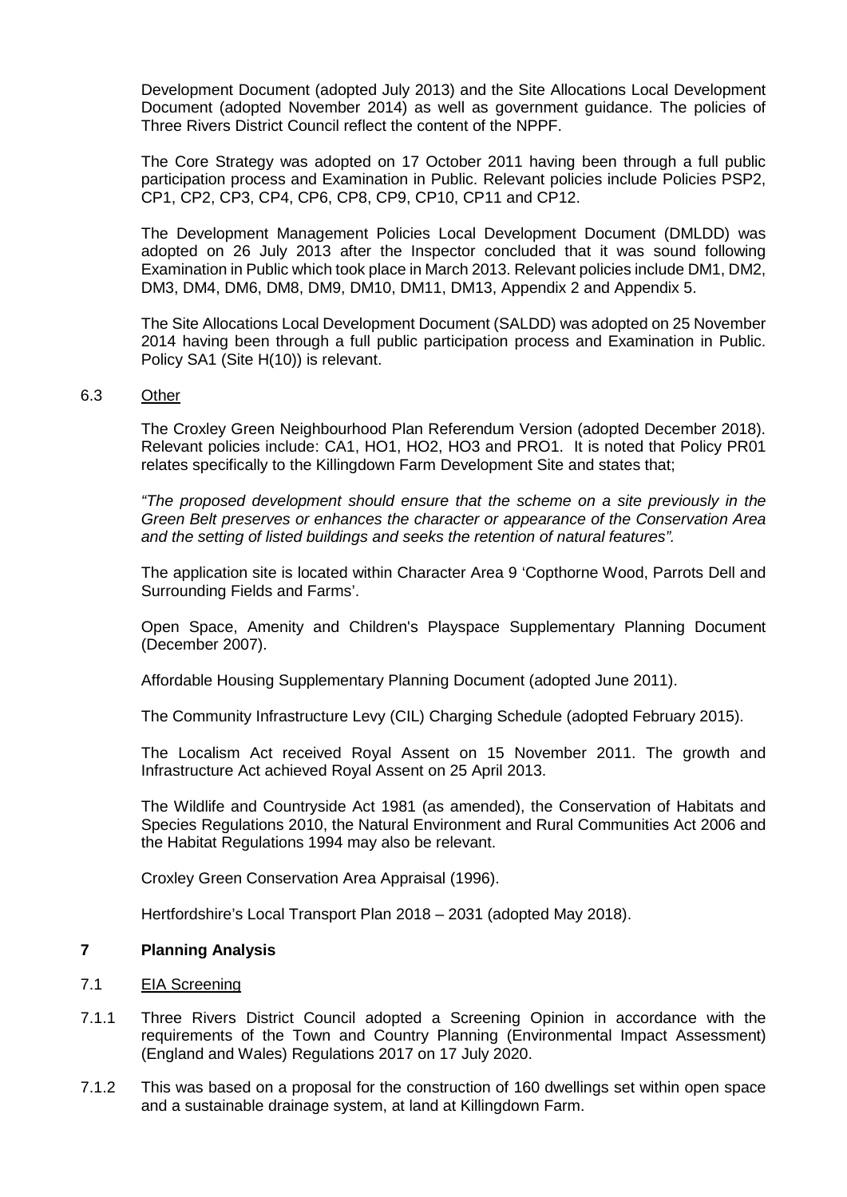Development Document (adopted July 2013) and the Site Allocations Local Development Document (adopted November 2014) as well as government guidance. The policies of Three Rivers District Council reflect the content of the NPPF.

The Core Strategy was adopted on 17 October 2011 having been through a full public participation process and Examination in Public. Relevant policies include Policies PSP2, CP1, CP2, CP3, CP4, CP6, CP8, CP9, CP10, CP11 and CP12.

The Development Management Policies Local Development Document (DMLDD) was adopted on 26 July 2013 after the Inspector concluded that it was sound following Examination in Public which took place in March 2013. Relevant policies include DM1, DM2, DM3, DM4, DM6, DM8, DM9, DM10, DM11, DM13, Appendix 2 and Appendix 5.

The Site Allocations Local Development Document (SALDD) was adopted on 25 November 2014 having been through a full public participation process and Examination in Public. Policy SA1 (Site H(10)) is relevant.

6.3 Other

The Croxley Green Neighbourhood Plan Referendum Version (adopted December 2018). Relevant policies include: CA1, HO1, HO2, HO3 and PRO1. It is noted that Policy PR01 relates specifically to the Killingdown Farm Development Site and states that;

*"The proposed development should ensure that the scheme on a site previously in the Green Belt preserves or enhances the character or appearance of the Conservation Area and the setting of listed buildings and seeks the retention of natural features".*

The application site is located within Character Area 9 'Copthorne Wood, Parrots Dell and Surrounding Fields and Farms'.

Open Space, Amenity and Children's Playspace Supplementary Planning Document (December 2007).

Affordable Housing Supplementary Planning Document (adopted June 2011).

The Community Infrastructure Levy (CIL) Charging Schedule (adopted February 2015).

The Localism Act received Royal Assent on 15 November 2011. The growth and Infrastructure Act achieved Royal Assent on 25 April 2013.

The Wildlife and Countryside Act 1981 (as amended), the Conservation of Habitats and Species Regulations 2010, the Natural Environment and Rural Communities Act 2006 and the Habitat Regulations 1994 may also be relevant.

Croxley Green Conservation Area Appraisal (1996).

Hertfordshire's Local Transport Plan 2018 – 2031 (adopted May 2018).

## 7 Planning Analysis

7.1 EIA Screening

7.1.1 Three Rivers District Council adopted a Screening Opinion in accordance with the requirements of the Town and Country Planning (Environmental Impact Assessment) (England and Wales) Regulations 2017 on 17 July 2020.

7.1.2 This was based on a proposal for the construction of 160 dwellings set within open space and a sustainable drainage system, at land at Killingdown Farm.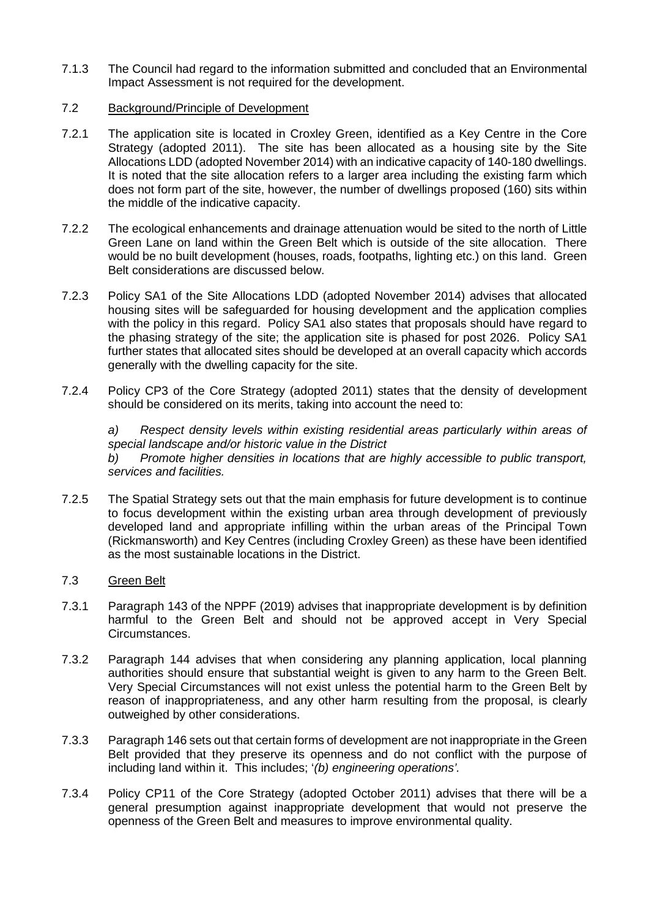7.1.3 The Council had regard to the information submitted and concluded that an Environmental Impact Assessment is not required for the development.

7.2 Background/Principle of Development

7.2.1 The application site is located in Croxley Green, identified as a Key Centre in the Core Strategy (adopted 2011). The site has been allocated as a housing site by the Site Allocations LDD (adopted November 2014) with an indicative capacity of 140-180 dwellings. It is noted that the site allocation refers to a larger area including the existing farm which does not form part of the site, however, the number of dwellings proposed (160) sits within the middle of the indicative capacity.

7.2.2 The ecological enhancements and drainage attenuation would be sited to the north of Little Green Lane on land within the Green Belt which is outside of the site allocation. There would be no built development (houses, roads, footpaths, lighting etc.) on this land. Green Belt considerations are discussed below.

7.2.3 Policy SA1 of the Site Allocations LDD (adopted November 2014) advises that allocated housing sites will be safeguarded for housing development and the application complies with the policy in this regard. Policy SA1 also states that proposals should have regard to the phasing strategy of the site; the application site is phased for post 2026. Policy SA1 further states that allocated sites should be developed at an overall capacity which accords generally with the dwelling capacity for the site.

7.2.4 Policy CP3 of the Core Strategy (adopted 2011) states that the density of development should be considered on its merits, taking into account the need to:

*a) Respect density levels within existing residential areas particularly within areas of special landscape and/or historic value in the District*
*b) Promote higher densities in locations that are highly accessible to public transport, services and facilities.*

7.2.5 The Spatial Strategy sets out that the main emphasis for future development is to continue to focus development within the existing urban area through development of previously developed land and appropriate infilling within the urban areas of the Principal Town (Rickmansworth) and Key Centres (including Croxley Green) as these have been identified as the most sustainable locations in the District.

7.3 Green Belt

7.3.1 Paragraph 143 of the NPPF (2019) advises that inappropriate development is by definition harmful to the Green Belt and should not be approved accept in Very Special Circumstances.

7.3.2 Paragraph 144 advises that when considering any planning application, local planning authorities should ensure that substantial weight is given to any harm to the Green Belt. Very Special Circumstances will not exist unless the potential harm to the Green Belt by reason of inappropriateness, and any other harm resulting from the proposal, is clearly outweighed by other considerations.

7.3.3 Paragraph 146 sets out that certain forms of development are not inappropriate in the Green Belt provided that they preserve its openness and do not conflict with the purpose of including land within it. This includes; '*(b) engineering operations'*.

7.3.4 Policy CP11 of the Core Strategy (adopted October 2011) advises that there will be a general presumption against inappropriate development that would not preserve the openness of the Green Belt and measures to improve environmental quality.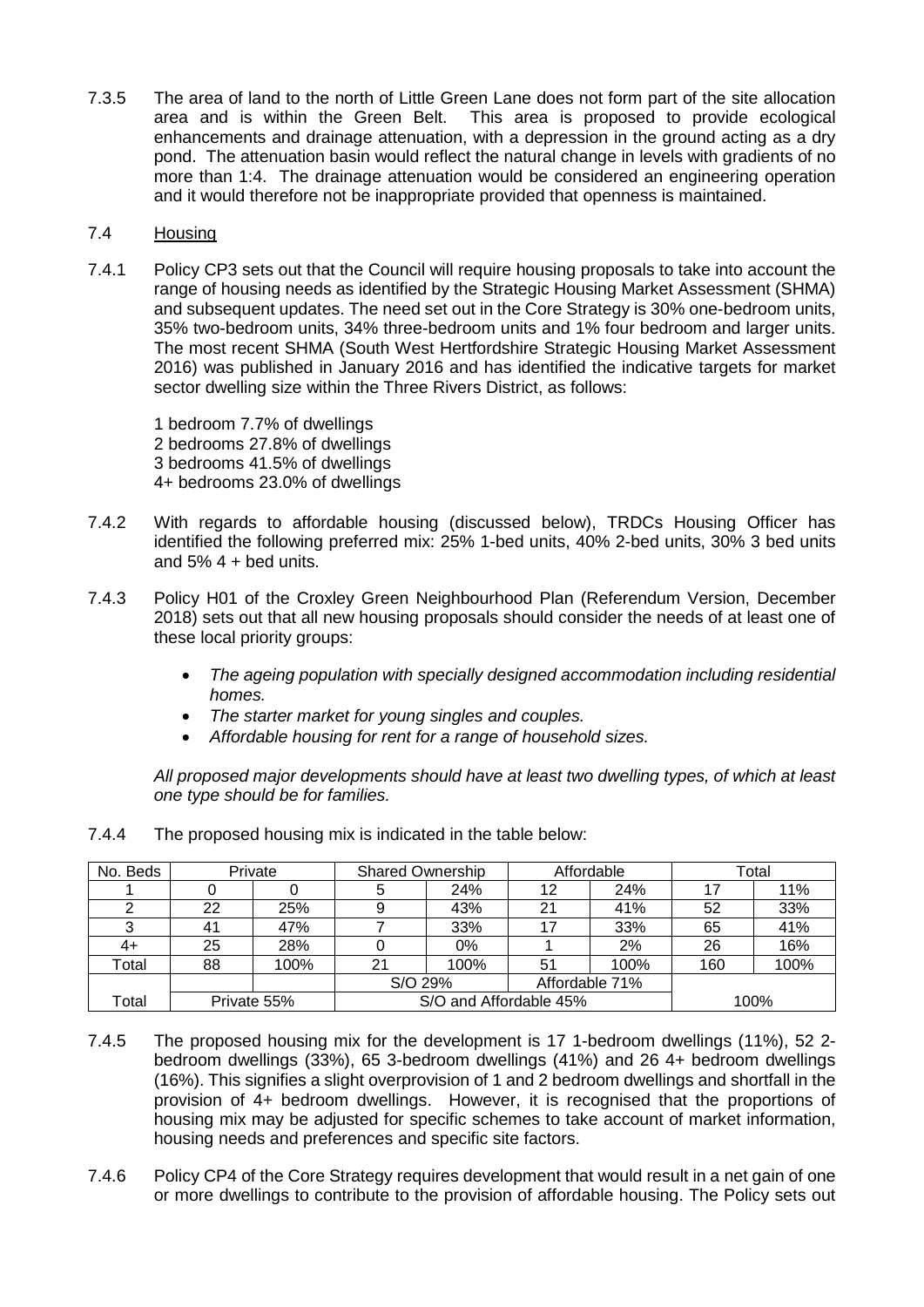7.3.5 The area of land to the north of Little Green Lane does not form part of the site allocation area and is within the Green Belt. This area is proposed to provide ecological enhancements and drainage attenuation, with a depression in the ground acting as a dry pond. The attenuation basin would reflect the natural change in levels with gradients of no more than 1:4. The drainage attenuation would be considered an engineering operation and it would therefore not be inappropriate provided that openness is maintained.

7.4 Housing

7.4.1 Policy CP3 sets out that the Council will require housing proposals to take into account the range of housing needs as identified by the Strategic Housing Market Assessment (SHMA) and subsequent updates. The need set out in the Core Strategy is 30% one-bedroom units, 35% two-bedroom units, 34% three-bedroom units and 1% four bedroom and larger units. The most recent SHMA (South West Hertfordshire Strategic Housing Market Assessment 2016) was published in January 2016 and has identified the indicative targets for market sector dwelling size within the Three Rivers District, as follows:

1 bedroom 7.7% of dwellings
2 bedrooms 27.8% of dwellings
3 bedrooms 41.5% of dwellings
4+ bedrooms 23.0% of dwellings

7.4.2 With regards to affordable housing (discussed below), TRDCs Housing Officer has identified the following preferred mix: 25% 1-bed units, 40% 2-bed units, 30% 3 bed units and 5% 4 + bed units.

7.4.3 Policy H01 of the Croxley Green Neighbourhood Plan (Referendum Version, December 2018) sets out that all new housing proposals should consider the needs of at least one of these local priority groups:

- *The ageing population with specially designed accommodation including residential homes.*
- *The starter market for young singles and couples.*
- *Affordable housing for rent for a range of household sizes.*

*All proposed major developments should have at least two dwelling types, of which at least one type should be for families.*

7.4.4 The proposed housing mix is indicated in the table below:

| No. Beds | Private | | Shared Ownership | | Affordable | | Total | |
|---|---|---|---|---|---|---|---|---|
| 1 | 0 | 0 | 5 | 24% | 12 | 24% | 17 | 11% |
| 2 | 22 | 25% | 9 | 43% | 21 | 41% | 52 | 33% |
| 3 | 41 | 47% | 7 | 33% | 17 | 33% | 65 | 41% |
| 4+ | 25 | 28% | 0 | 0% | 1 | 2% | 26 | 16% |
| Total | 88 | 100% | 21 | 100% | 51 | 100% | 160 | 100% |
| | | | S/O 29% | | Affordable 71% | | | |
| Total | Private 55% | | S/O and Affordable 45% | | | | 100% | |

7.4.5 The proposed housing mix for the development is 17 1-bedroom dwellings (11%), 52 2-bedroom dwellings (33%), 65 3-bedroom dwellings (41%) and 26 4+ bedroom dwellings (16%). This signifies a slight overprovision of 1 and 2 bedroom dwellings and shortfall in the provision of 4+ bedroom dwellings. However, it is recognised that the proportions of housing mix may be adjusted for specific schemes to take account of market information, housing needs and preferences and specific site factors.

7.4.6 Policy CP4 of the Core Strategy requires development that would result in a net gain of one or more dwellings to contribute to the provision of affordable housing. The Policy sets out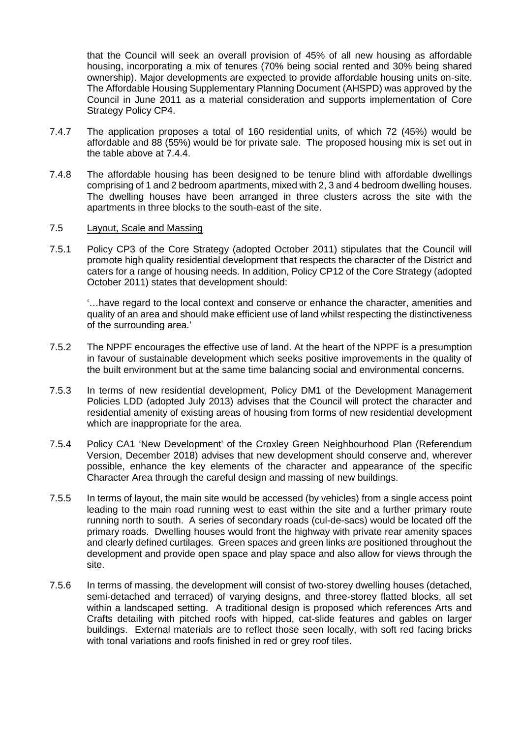that the Council will seek an overall provision of 45% of all new housing as affordable housing, incorporating a mix of tenures (70% being social rented and 30% being shared ownership). Major developments are expected to provide affordable housing units on-site. The Affordable Housing Supplementary Planning Document (AHSPD) was approved by the Council in June 2011 as a material consideration and supports implementation of Core Strategy Policy CP4.

7.4.7 The application proposes a total of 160 residential units, of which 72 (45%) would be affordable and 88 (55%) would be for private sale. The proposed housing mix is set out in the table above at 7.4.4.

7.4.8 The affordable housing has been designed to be tenure blind with affordable dwellings comprising of 1 and 2 bedroom apartments, mixed with 2, 3 and 4 bedroom dwelling houses. The dwelling houses have been arranged in three clusters across the site with the apartments in three blocks to the south-east of the site.

7.5 <u>Layout, Scale and Massing</u>

7.5.1 Policy CP3 of the Core Strategy (adopted October 2011) stipulates that the Council will promote high quality residential development that respects the character of the District and caters for a range of housing needs. In addition, Policy CP12 of the Core Strategy (adopted October 2011) states that development should:

> '…have regard to the local context and conserve or enhance the character, amenities and quality of an area and should make efficient use of land whilst respecting the distinctiveness of the surrounding area.'

7.5.2 The NPPF encourages the effective use of land. At the heart of the NPPF is a presumption in favour of sustainable development which seeks positive improvements in the quality of the built environment but at the same time balancing social and environmental concerns.

7.5.3 In terms of new residential development, Policy DM1 of the Development Management Policies LDD (adopted July 2013) advises that the Council will protect the character and residential amenity of existing areas of housing from forms of new residential development which are inappropriate for the area.

7.5.4 Policy CA1 'New Development' of the Croxley Green Neighbourhood Plan (Referendum Version, December 2018) advises that new development should conserve and, wherever possible, enhance the key elements of the character and appearance of the specific Character Area through the careful design and massing of new buildings.

7.5.5 In terms of layout, the main site would be accessed (by vehicles) from a single access point leading to the main road running west to east within the site and a further primary route running north to south. A series of secondary roads (cul-de-sacs) would be located off the primary roads. Dwelling houses would front the highway with private rear amenity spaces and clearly defined curtilages. Green spaces and green links are positioned throughout the development and provide open space and play space and also allow for views through the site.

7.5.6 In terms of massing, the development will consist of two-storey dwelling houses (detached, semi-detached and terraced) of varying designs, and three-storey flatted blocks, all set within a landscaped setting. A traditional design is proposed which references Arts and Crafts detailing with pitched roofs with hipped, cat-slide features and gables on larger buildings. External materials are to reflect those seen locally, with soft red facing bricks with tonal variations and roofs finished in red or grey roof tiles.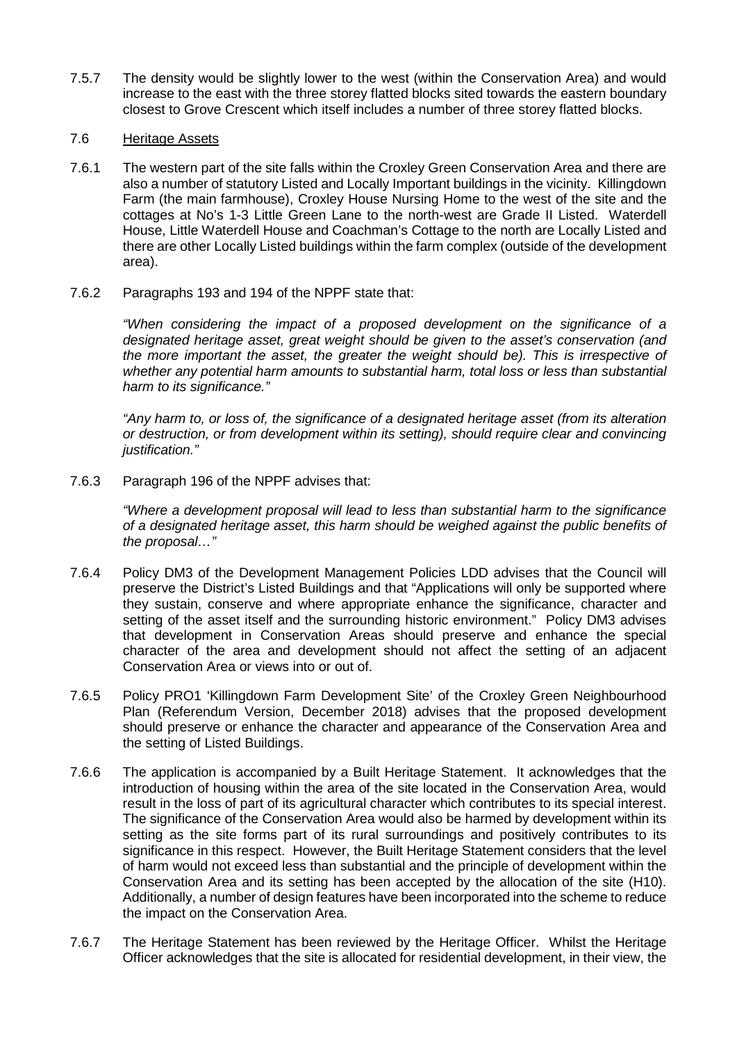7.5.7 The density would be slightly lower to the west (within the Conservation Area) and would increase to the east with the three storey flatted blocks sited towards the eastern boundary closest to Grove Crescent which itself includes a number of three storey flatted blocks.

## 7.6 Heritage Assets

7.6.1 The western part of the site falls within the Croxley Green Conservation Area and there are also a number of statutory Listed and Locally Important buildings in the vicinity. Killingdown Farm (the main farmhouse), Croxley House Nursing Home to the west of the site and the cottages at No's 1-3 Little Green Lane to the north-west are Grade II Listed. Waterdell House, Little Waterdell House and Coachman's Cottage to the north are Locally Listed and there are other Locally Listed buildings within the farm complex (outside of the development area).

7.6.2 Paragraphs 193 and 194 of the NPPF state that:

> *"When considering the impact of a proposed development on the significance of a designated heritage asset, great weight should be given to the asset's conservation (and the more important the asset, the greater the weight should be). This is irrespective of whether any potential harm amounts to substantial harm, total loss or less than substantial harm to its significance."*
>
> *"Any harm to, or loss of, the significance of a designated heritage asset (from its alteration or destruction, or from development within its setting), should require clear and convincing justification."*

7.6.3 Paragraph 196 of the NPPF advises that:

> *"Where a development proposal will lead to less than substantial harm to the significance of a designated heritage asset, this harm should be weighed against the public benefits of the proposal…"*

7.6.4 Policy DM3 of the Development Management Policies LDD advises that the Council will preserve the District's Listed Buildings and that "Applications will only be supported where they sustain, conserve and where appropriate enhance the significance, character and setting of the asset itself and the surrounding historic environment." Policy DM3 advises that development in Conservation Areas should preserve and enhance the special character of the area and development should not affect the setting of an adjacent Conservation Area or views into or out of.

7.6.5 Policy PRO1 'Killingdown Farm Development Site' of the Croxley Green Neighbourhood Plan (Referendum Version, December 2018) advises that the proposed development should preserve or enhance the character and appearance of the Conservation Area and the setting of Listed Buildings.

7.6.6 The application is accompanied by a Built Heritage Statement. It acknowledges that the introduction of housing within the area of the site located in the Conservation Area, would result in the loss of part of its agricultural character which contributes to its special interest. The significance of the Conservation Area would also be harmed by development within its setting as the site forms part of its rural surroundings and positively contributes to its significance in this respect. However, the Built Heritage Statement considers that the level of harm would not exceed less than substantial and the principle of development within the Conservation Area and its setting has been accepted by the allocation of the site (H10). Additionally, a number of design features have been incorporated into the scheme to reduce the impact on the Conservation Area.

7.6.7 The Heritage Statement has been reviewed by the Heritage Officer. Whilst the Heritage Officer acknowledges that the site is allocated for residential development, in their view, the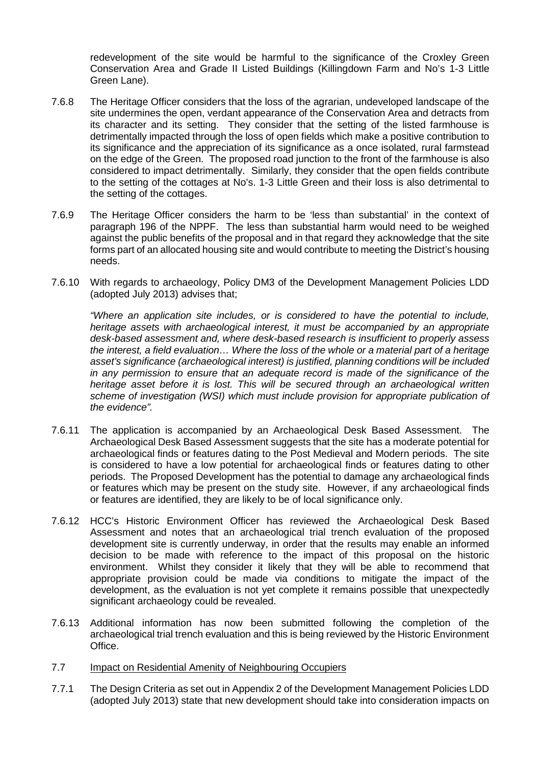redevelopment of the site would be harmful to the significance of the Croxley Green Conservation Area and Grade II Listed Buildings (Killingdown Farm and No's 1-3 Little Green Lane).

7.6.8 The Heritage Officer considers that the loss of the agrarian, undeveloped landscape of the site undermines the open, verdant appearance of the Conservation Area and detracts from its character and its setting. They consider that the setting of the listed farmhouse is detrimentally impacted through the loss of open fields which make a positive contribution to its significance and the appreciation of its significance as a once isolated, rural farmstead on the edge of the Green. The proposed road junction to the front of the farmhouse is also considered to impact detrimentally. Similarly, they consider that the open fields contribute to the setting of the cottages at No's. 1-3 Little Green and their loss is also detrimental to the setting of the cottages.

7.6.9 The Heritage Officer considers the harm to be 'less than substantial' in the context of paragraph 196 of the NPPF. The less than substantial harm would need to be weighed against the public benefits of the proposal and in that regard they acknowledge that the site forms part of an allocated housing site and would contribute to meeting the District's housing needs.

7.6.10 With regards to archaeology, Policy DM3 of the Development Management Policies LDD (adopted July 2013) advises that;

*"Where an application site includes, or is considered to have the potential to include, heritage assets with archaeological interest, it must be accompanied by an appropriate desk-based assessment and, where desk-based research is insufficient to properly assess the interest, a field evaluation… Where the loss of the whole or a material part of a heritage asset's significance (archaeological interest) is justified, planning conditions will be included in any permission to ensure that an adequate record is made of the significance of the heritage asset before it is lost. This will be secured through an archaeological written scheme of investigation (WSI) which must include provision for appropriate publication of the evidence".*

7.6.11 The application is accompanied by an Archaeological Desk Based Assessment. The Archaeological Desk Based Assessment suggests that the site has a moderate potential for archaeological finds or features dating to the Post Medieval and Modern periods. The site is considered to have a low potential for archaeological finds or features dating to other periods. The Proposed Development has the potential to damage any archaeological finds or features which may be present on the study site. However, if any archaeological finds or features are identified, they are likely to be of local significance only.

7.6.12 HCC's Historic Environment Officer has reviewed the Archaeological Desk Based Assessment and notes that an archaeological trial trench evaluation of the proposed development site is currently underway, in order that the results may enable an informed decision to be made with reference to the impact of this proposal on the historic environment. Whilst they consider it likely that they will be able to recommend that appropriate provision could be made via conditions to mitigate the impact of the development, as the evaluation is not yet complete it remains possible that unexpectedly significant archaeology could be revealed.

7.6.13 Additional information has now been submitted following the completion of the archaeological trial trench evaluation and this is being reviewed by the Historic Environment Office.

7.7 Impact on Residential Amenity of Neighbouring Occupiers

7.7.1 The Design Criteria as set out in Appendix 2 of the Development Management Policies LDD (adopted July 2013) state that new development should take into consideration impacts on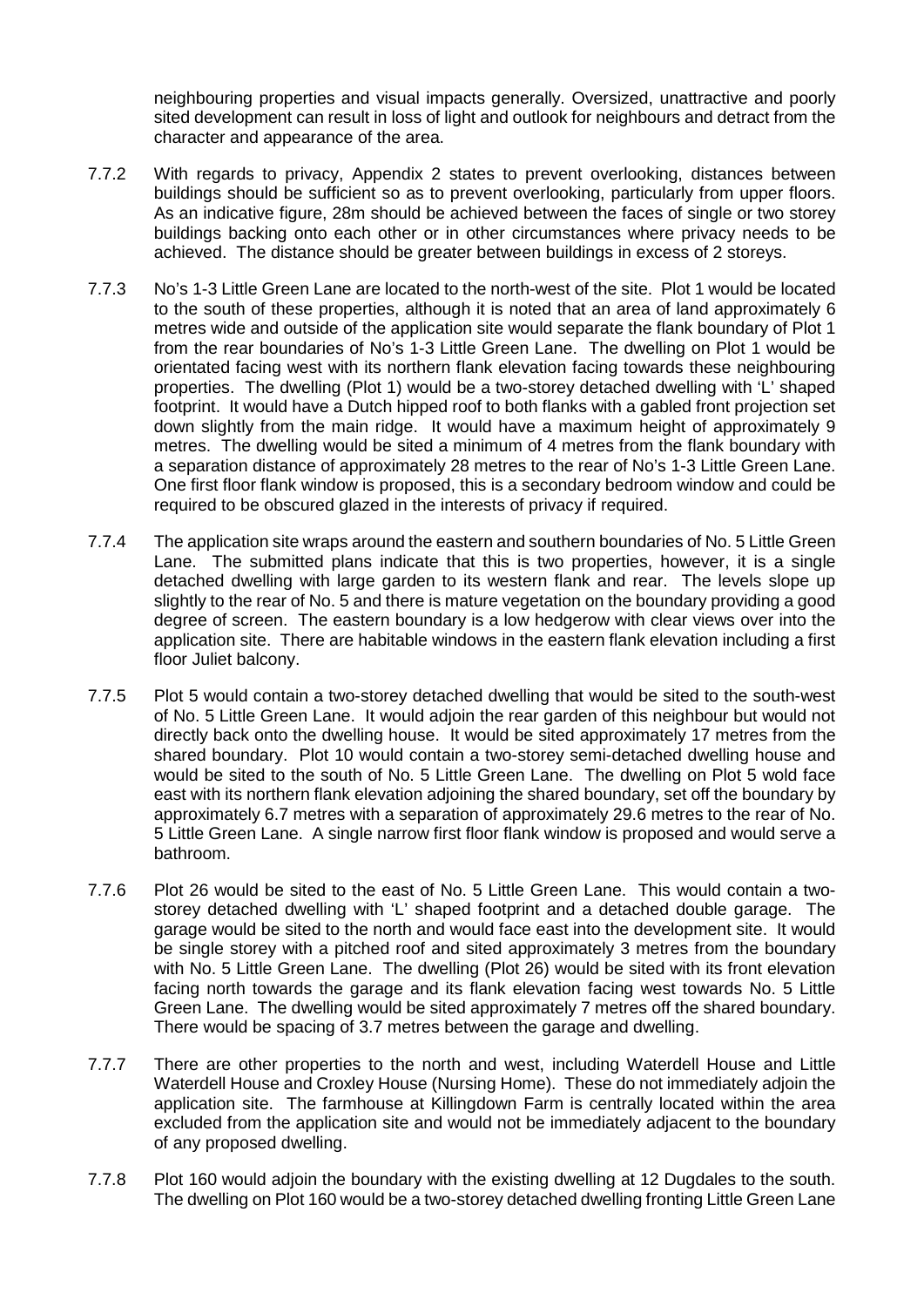neighbouring properties and visual impacts generally. Oversized, unattractive and poorly sited development can result in loss of light and outlook for neighbours and detract from the character and appearance of the area.

7.7.2 With regards to privacy, Appendix 2 states to prevent overlooking, distances between buildings should be sufficient so as to prevent overlooking, particularly from upper floors. As an indicative figure, 28m should be achieved between the faces of single or two storey buildings backing onto each other or in other circumstances where privacy needs to be achieved. The distance should be greater between buildings in excess of 2 storeys.

7.7.3 No's 1-3 Little Green Lane are located to the north-west of the site. Plot 1 would be located to the south of these properties, although it is noted that an area of land approximately 6 metres wide and outside of the application site would separate the flank boundary of Plot 1 from the rear boundaries of No's 1-3 Little Green Lane. The dwelling on Plot 1 would be orientated facing west with its northern flank elevation facing towards these neighbouring properties. The dwelling (Plot 1) would be a two-storey detached dwelling with 'L' shaped footprint. It would have a Dutch hipped roof to both flanks with a gabled front projection set down slightly from the main ridge. It would have a maximum height of approximately 9 metres. The dwelling would be sited a minimum of 4 metres from the flank boundary with a separation distance of approximately 28 metres to the rear of No's 1-3 Little Green Lane. One first floor flank window is proposed, this is a secondary bedroom window and could be required to be obscured glazed in the interests of privacy if required.

7.7.4 The application site wraps around the eastern and southern boundaries of No. 5 Little Green Lane. The submitted plans indicate that this is two properties, however, it is a single detached dwelling with large garden to its western flank and rear. The levels slope up slightly to the rear of No. 5 and there is mature vegetation on the boundary providing a good degree of screen. The eastern boundary is a low hedgerow with clear views over into the application site. There are habitable windows in the eastern flank elevation including a first floor Juliet balcony.

7.7.5 Plot 5 would contain a two-storey detached dwelling that would be sited to the south-west of No. 5 Little Green Lane. It would adjoin the rear garden of this neighbour but would not directly back onto the dwelling house. It would be sited approximately 17 metres from the shared boundary. Plot 10 would contain a two-storey semi-detached dwelling house and would be sited to the south of No. 5 Little Green Lane. The dwelling on Plot 5 wold face east with its northern flank elevation adjoining the shared boundary, set off the boundary by approximately 6.7 metres with a separation of approximately 29.6 metres to the rear of No. 5 Little Green Lane. A single narrow first floor flank window is proposed and would serve a bathroom.

7.7.6 Plot 26 would be sited to the east of No. 5 Little Green Lane. This would contain a two-storey detached dwelling with 'L' shaped footprint and a detached double garage. The garage would be sited to the north and would face east into the development site. It would be single storey with a pitched roof and sited approximately 3 metres from the boundary with No. 5 Little Green Lane. The dwelling (Plot 26) would be sited with its front elevation facing north towards the garage and its flank elevation facing west towards No. 5 Little Green Lane. The dwelling would be sited approximately 7 metres off the shared boundary. There would be spacing of 3.7 metres between the garage and dwelling.

7.7.7 There are other properties to the north and west, including Waterdell House and Little Waterdell House and Croxley House (Nursing Home). These do not immediately adjoin the application site. The farmhouse at Killingdown Farm is centrally located within the area excluded from the application site and would not be immediately adjacent to the boundary of any proposed dwelling.

7.7.8 Plot 160 would adjoin the boundary with the existing dwelling at 12 Dugdales to the south. The dwelling on Plot 160 would be a two-storey detached dwelling fronting Little Green Lane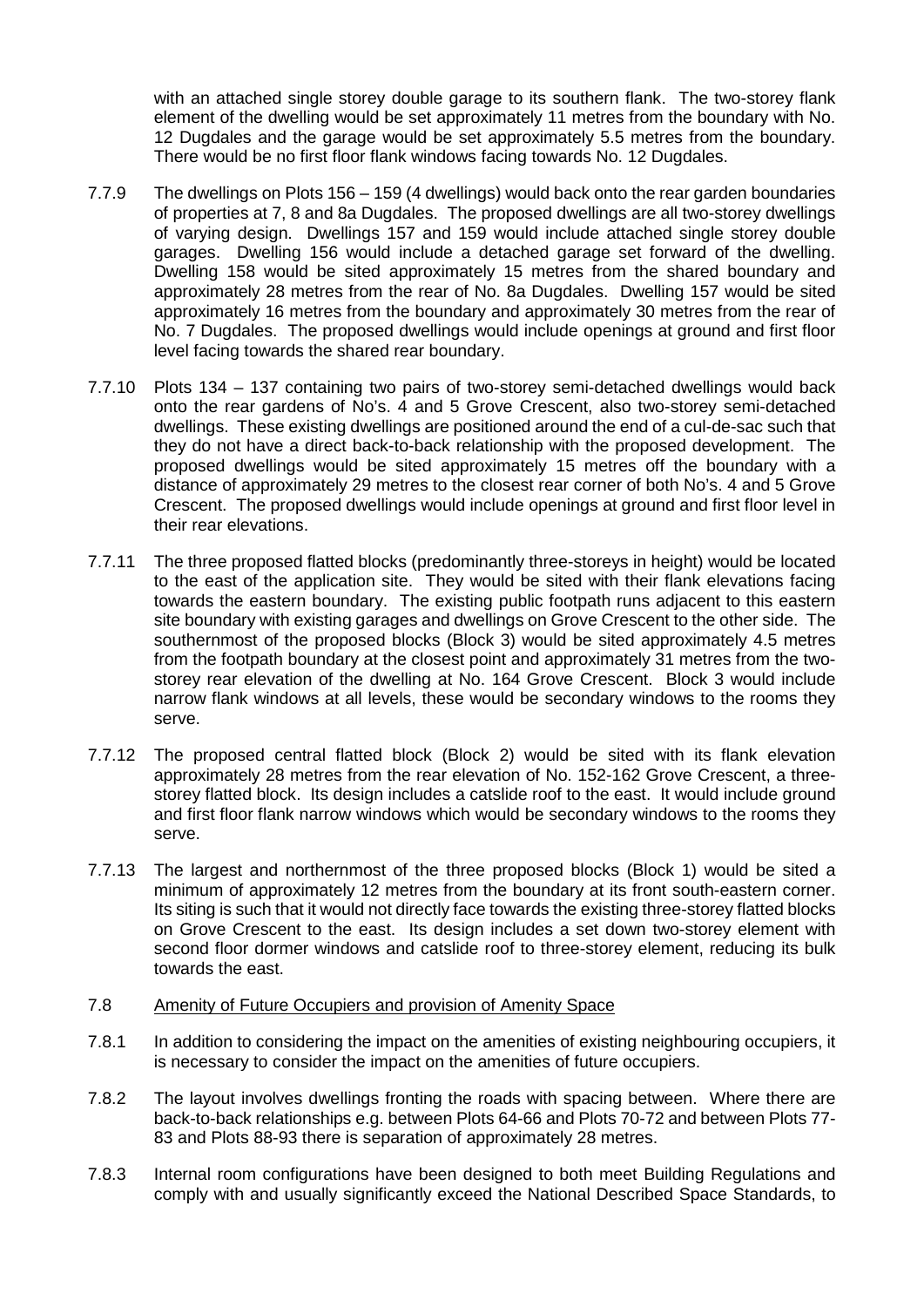with an attached single storey double garage to its southern flank. The two-storey flank element of the dwelling would be set approximately 11 metres from the boundary with No. 12 Dugdales and the garage would be set approximately 5.5 metres from the boundary. There would be no first floor flank windows facing towards No. 12 Dugdales.

7.7.9 The dwellings on Plots 156 – 159 (4 dwellings) would back onto the rear garden boundaries of properties at 7, 8 and 8a Dugdales. The proposed dwellings are all two-storey dwellings of varying design. Dwellings 157 and 159 would include attached single storey double garages. Dwelling 156 would include a detached garage set forward of the dwelling. Dwelling 158 would be sited approximately 15 metres from the shared boundary and approximately 28 metres from the rear of No. 8a Dugdales. Dwelling 157 would be sited approximately 16 metres from the boundary and approximately 30 metres from the rear of No. 7 Dugdales. The proposed dwellings would include openings at ground and first floor level facing towards the shared rear boundary.

7.7.10 Plots 134 – 137 containing two pairs of two-storey semi-detached dwellings would back onto the rear gardens of No's. 4 and 5 Grove Crescent, also two-storey semi-detached dwellings. These existing dwellings are positioned around the end of a cul-de-sac such that they do not have a direct back-to-back relationship with the proposed development. The proposed dwellings would be sited approximately 15 metres off the boundary with a distance of approximately 29 metres to the closest rear corner of both No's. 4 and 5 Grove Crescent. The proposed dwellings would include openings at ground and first floor level in their rear elevations.

7.7.11 The three proposed flatted blocks (predominantly three-storeys in height) would be located to the east of the application site. They would be sited with their flank elevations facing towards the eastern boundary. The existing public footpath runs adjacent to this eastern site boundary with existing garages and dwellings on Grove Crescent to the other side. The southernmost of the proposed blocks (Block 3) would be sited approximately 4.5 metres from the footpath boundary at the closest point and approximately 31 metres from the two-storey rear elevation of the dwelling at No. 164 Grove Crescent. Block 3 would include narrow flank windows at all levels, these would be secondary windows to the rooms they serve.

7.7.12 The proposed central flatted block (Block 2) would be sited with its flank elevation approximately 28 metres from the rear elevation of No. 152-162 Grove Crescent, a three-storey flatted block. Its design includes a catslide roof to the east. It would include ground and first floor flank narrow windows which would be secondary windows to the rooms they serve.

7.7.13 The largest and northernmost of the three proposed blocks (Block 1) would be sited a minimum of approximately 12 metres from the boundary at its front south-eastern corner. Its siting is such that it would not directly face towards the existing three-storey flatted blocks on Grove Crescent to the east. Its design includes a set down two-storey element with second floor dormer windows and catslide roof to three-storey element, reducing its bulk towards the east.

7.8 Amenity of Future Occupiers and provision of Amenity Space

7.8.1 In addition to considering the impact on the amenities of existing neighbouring occupiers, it is necessary to consider the impact on the amenities of future occupiers.

7.8.2 The layout involves dwellings fronting the roads with spacing between. Where there are back-to-back relationships e.g. between Plots 64-66 and Plots 70-72 and between Plots 77-83 and Plots 88-93 there is separation of approximately 28 metres.

7.8.3 Internal room configurations have been designed to both meet Building Regulations and comply with and usually significantly exceed the National Described Space Standards, to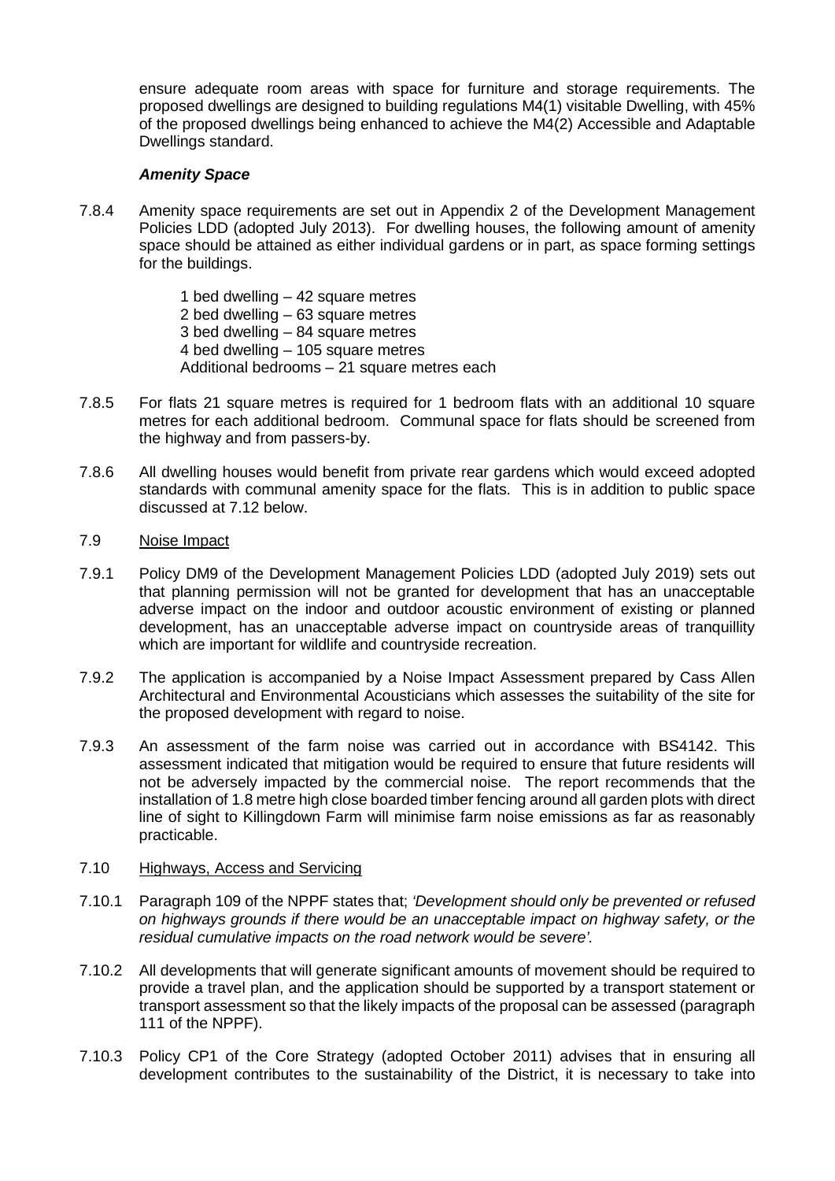ensure adequate room areas with space for furniture and storage requirements. The proposed dwellings are designed to building regulations M4(1) visitable Dwelling, with 45% of the proposed dwellings being enhanced to achieve the M4(2) Accessible and Adaptable Dwellings standard.

***Amenity Space***

7.8.4 Amenity space requirements are set out in Appendix 2 of the Development Management Policies LDD (adopted July 2013). For dwelling houses, the following amount of amenity space should be attained as either individual gardens or in part, as space forming settings for the buildings.

1 bed dwelling – 42 square metres
2 bed dwelling – 63 square metres
3 bed dwelling – 84 square metres
4 bed dwelling – 105 square metres
Additional bedrooms – 21 square metres each

7.8.5 For flats 21 square metres is required for 1 bedroom flats with an additional 10 square metres for each additional bedroom. Communal space for flats should be screened from the highway and from passers-by.

7.8.6 All dwelling houses would benefit from private rear gardens which would exceed adopted standards with communal amenity space for the flats. This is in addition to public space discussed at 7.12 below.

7.9 Noise Impact

7.9.1 Policy DM9 of the Development Management Policies LDD (adopted July 2019) sets out that planning permission will not be granted for development that has an unacceptable adverse impact on the indoor and outdoor acoustic environment of existing or planned development, has an unacceptable adverse impact on countryside areas of tranquillity which are important for wildlife and countryside recreation.

7.9.2 The application is accompanied by a Noise Impact Assessment prepared by Cass Allen Architectural and Environmental Acousticians which assesses the suitability of the site for the proposed development with regard to noise.

7.9.3 An assessment of the farm noise was carried out in accordance with BS4142. This assessment indicated that mitigation would be required to ensure that future residents will not be adversely impacted by the commercial noise. The report recommends that the installation of 1.8 metre high close boarded timber fencing around all garden plots with direct line of sight to Killingdown Farm will minimise farm noise emissions as far as reasonably practicable.

7.10 Highways, Access and Servicing

7.10.1 Paragraph 109 of the NPPF states that; *'Development should only be prevented or refused on highways grounds if there would be an unacceptable impact on highway safety, or the residual cumulative impacts on the road network would be severe'.*

7.10.2 All developments that will generate significant amounts of movement should be required to provide a travel plan, and the application should be supported by a transport statement or transport assessment so that the likely impacts of the proposal can be assessed (paragraph 111 of the NPPF).

7.10.3 Policy CP1 of the Core Strategy (adopted October 2011) advises that in ensuring all development contributes to the sustainability of the District, it is necessary to take into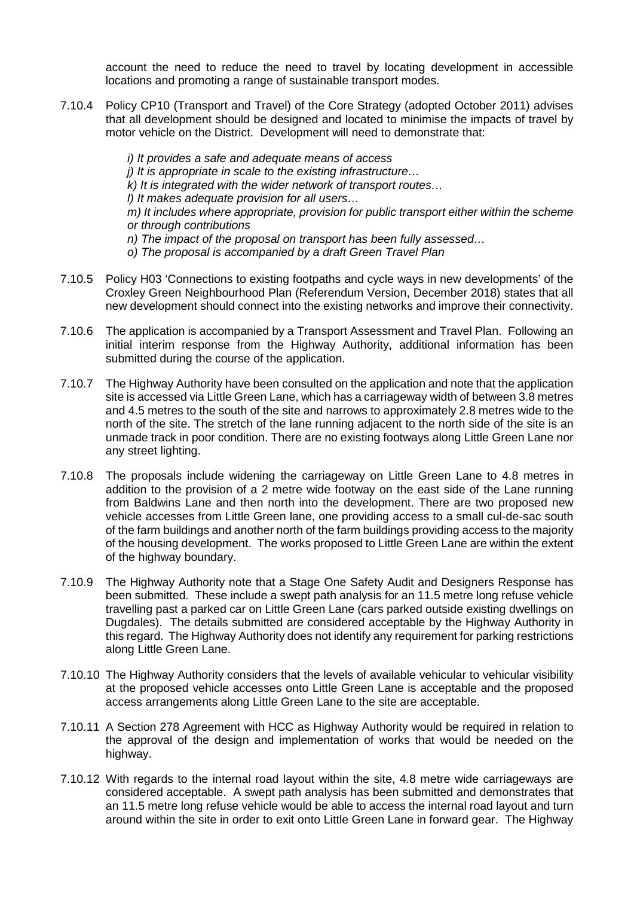account the need to reduce the need to travel by locating development in accessible locations and promoting a range of sustainable transport modes.

7.10.4 Policy CP10 (Transport and Travel) of the Core Strategy (adopted October 2011) advises that all development should be designed and located to minimise the impacts of travel by motor vehicle on the District. Development will need to demonstrate that:

*i) It provides a safe and adequate means of access*
*j) It is appropriate in scale to the existing infrastructure…*
*k) It is integrated with the wider network of transport routes…*
*l) It makes adequate provision for all users…*
*m) It includes where appropriate, provision for public transport either within the scheme or through contributions*
*n) The impact of the proposal on transport has been fully assessed…*
*o) The proposal is accompanied by a draft Green Travel Plan*

7.10.5 Policy H03 'Connections to existing footpaths and cycle ways in new developments' of the Croxley Green Neighbourhood Plan (Referendum Version, December 2018) states that all new development should connect into the existing networks and improve their connectivity.

7.10.6 The application is accompanied by a Transport Assessment and Travel Plan. Following an initial interim response from the Highway Authority, additional information has been submitted during the course of the application.

7.10.7 The Highway Authority have been consulted on the application and note that the application site is accessed via Little Green Lane, which has a carriageway width of between 3.8 metres and 4.5 metres to the south of the site and narrows to approximately 2.8 metres wide to the north of the site. The stretch of the lane running adjacent to the north side of the site is an unmade track in poor condition. There are no existing footways along Little Green Lane nor any street lighting.

7.10.8 The proposals include widening the carriageway on Little Green Lane to 4.8 metres in addition to the provision of a 2 metre wide footway on the east side of the Lane running from Baldwins Lane and then north into the development. There are two proposed new vehicle accesses from Little Green lane, one providing access to a small cul-de-sac south of the farm buildings and another north of the farm buildings providing access to the majority of the housing development. The works proposed to Little Green Lane are within the extent of the highway boundary.

7.10.9 The Highway Authority note that a Stage One Safety Audit and Designers Response has been submitted. These include a swept path analysis for an 11.5 metre long refuse vehicle travelling past a parked car on Little Green Lane (cars parked outside existing dwellings on Dugdales). The details submitted are considered acceptable by the Highway Authority in this regard. The Highway Authority does not identify any requirement for parking restrictions along Little Green Lane.

7.10.10 The Highway Authority considers that the levels of available vehicular to vehicular visibility at the proposed vehicle accesses onto Little Green Lane is acceptable and the proposed access arrangements along Little Green Lane to the site are acceptable.

7.10.11 A Section 278 Agreement with HCC as Highway Authority would be required in relation to the approval of the design and implementation of works that would be needed on the highway.

7.10.12 With regards to the internal road layout within the site, 4.8 metre wide carriageways are considered acceptable. A swept path analysis has been submitted and demonstrates that an 11.5 metre long refuse vehicle would be able to access the internal road layout and turn around within the site in order to exit onto Little Green Lane in forward gear. The Highway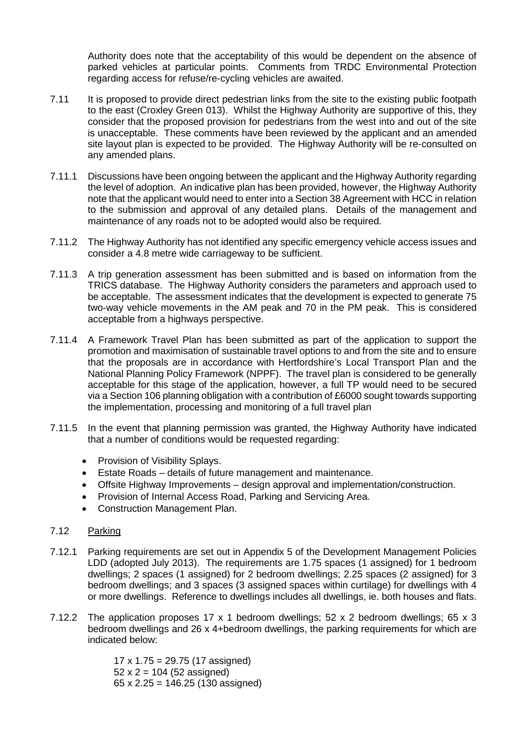Authority does note that the acceptability of this would be dependent on the absence of parked vehicles at particular points. Comments from TRDC Environmental Protection regarding access for refuse/re-cycling vehicles are awaited.

7.11 It is proposed to provide direct pedestrian links from the site to the existing public footpath to the east (Croxley Green 013). Whilst the Highway Authority are supportive of this, they consider that the proposed provision for pedestrians from the west into and out of the site is unacceptable. These comments have been reviewed by the applicant and an amended site layout plan is expected to be provided. The Highway Authority will be re-consulted on any amended plans.

7.11.1 Discussions have been ongoing between the applicant and the Highway Authority regarding the level of adoption. An indicative plan has been provided, however, the Highway Authority note that the applicant would need to enter into a Section 38 Agreement with HCC in relation to the submission and approval of any detailed plans. Details of the management and maintenance of any roads not to be adopted would also be required.

7.11.2 The Highway Authority has not identified any specific emergency vehicle access issues and consider a 4.8 metre wide carriageway to be sufficient.

7.11.3 A trip generation assessment has been submitted and is based on information from the TRICS database. The Highway Authority considers the parameters and approach used to be acceptable. The assessment indicates that the development is expected to generate 75 two-way vehicle movements in the AM peak and 70 in the PM peak. This is considered acceptable from a highways perspective.

7.11.4 A Framework Travel Plan has been submitted as part of the application to support the promotion and maximisation of sustainable travel options to and from the site and to ensure that the proposals are in accordance with Hertfordshire's Local Transport Plan and the National Planning Policy Framework (NPPF). The travel plan is considered to be generally acceptable for this stage of the application, however, a full TP would need to be secured via a Section 106 planning obligation with a contribution of £6000 sought towards supporting the implementation, processing and monitoring of a full travel plan

7.11.5 In the event that planning permission was granted, the Highway Authority have indicated that a number of conditions would be requested regarding:

- Provision of Visibility Splays.
- Estate Roads – details of future management and maintenance.
- Offsite Highway Improvements – design approval and implementation/construction.
- Provision of Internal Access Road, Parking and Servicing Area.
- Construction Management Plan.

7.12 Parking

7.12.1 Parking requirements are set out in Appendix 5 of the Development Management Policies LDD (adopted July 2013). The requirements are 1.75 spaces (1 assigned) for 1 bedroom dwellings; 2 spaces (1 assigned) for 2 bedroom dwellings; 2.25 spaces (2 assigned) for 3 bedroom dwellings; and 3 spaces (3 assigned spaces within curtilage) for dwellings with 4 or more dwellings. Reference to dwellings includes all dwellings, ie. both houses and flats.

7.12.2 The application proposes 17 x 1 bedroom dwellings; 52 x 2 bedroom dwellings; 65 x 3 bedroom dwellings and 26 x 4+bedroom dwellings, the parking requirements for which are indicated below:

17 x 1.75 = 29.75 (17 assigned)
52 x 2 = 104 (52 assigned)
65 x 2.25 = 146.25 (130 assigned)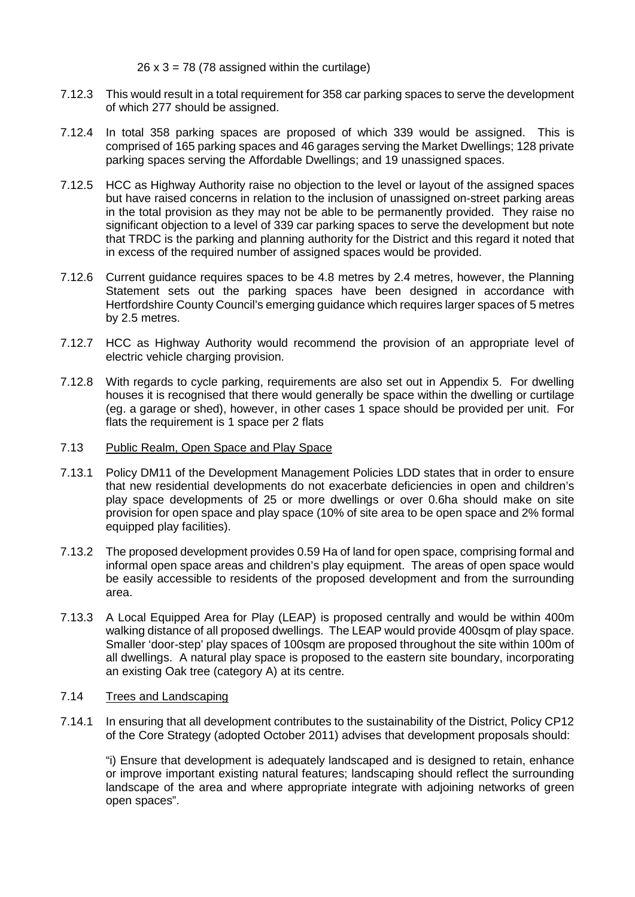26 x 3 = 78 (78 assigned within the curtilage)

7.12.3 This would result in a total requirement for 358 car parking spaces to serve the development of which 277 should be assigned.

7.12.4 In total 358 parking spaces are proposed of which 339 would be assigned. This is comprised of 165 parking spaces and 46 garages serving the Market Dwellings; 128 private parking spaces serving the Affordable Dwellings; and 19 unassigned spaces.

7.12.5 HCC as Highway Authority raise no objection to the level or layout of the assigned spaces but have raised concerns in relation to the inclusion of unassigned on-street parking areas in the total provision as they may not be able to be permanently provided. They raise no significant objection to a level of 339 car parking spaces to serve the development but note that TRDC is the parking and planning authority for the District and this regard it noted that in excess of the required number of assigned spaces would be provided.

7.12.6 Current guidance requires spaces to be 4.8 metres by 2.4 metres, however, the Planning Statement sets out the parking spaces have been designed in accordance with Hertfordshire County Council's emerging guidance which requires larger spaces of 5 metres by 2.5 metres.

7.12.7 HCC as Highway Authority would recommend the provision of an appropriate level of electric vehicle charging provision.

7.12.8 With regards to cycle parking, requirements are also set out in Appendix 5. For dwelling houses it is recognised that there would generally be space within the dwelling or curtilage (eg. a garage or shed), however, in other cases 1 space should be provided per unit. For flats the requirement is 1 space per 2 flats

7.13 Public Realm, Open Space and Play Space

7.13.1 Policy DM11 of the Development Management Policies LDD states that in order to ensure that new residential developments do not exacerbate deficiencies in open and children's play space developments of 25 or more dwellings or over 0.6ha should make on site provision for open space and play space (10% of site area to be open space and 2% formal equipped play facilities).

7.13.2 The proposed development provides 0.59 Ha of land for open space, comprising formal and informal open space areas and children's play equipment. The areas of open space would be easily accessible to residents of the proposed development and from the surrounding area.

7.13.3 A Local Equipped Area for Play (LEAP) is proposed centrally and would be within 400m walking distance of all proposed dwellings. The LEAP would provide 400sqm of play space. Smaller 'door-step' play spaces of 100sqm are proposed throughout the site within 100m of all dwellings. A natural play space is proposed to the eastern site boundary, incorporating an existing Oak tree (category A) at its centre.

7.14 Trees and Landscaping

7.14.1 In ensuring that all development contributes to the sustainability of the District, Policy CP12 of the Core Strategy (adopted October 2011) advises that development proposals should:

"i) Ensure that development is adequately landscaped and is designed to retain, enhance or improve important existing natural features; landscaping should reflect the surrounding landscape of the area and where appropriate integrate with adjoining networks of green open spaces".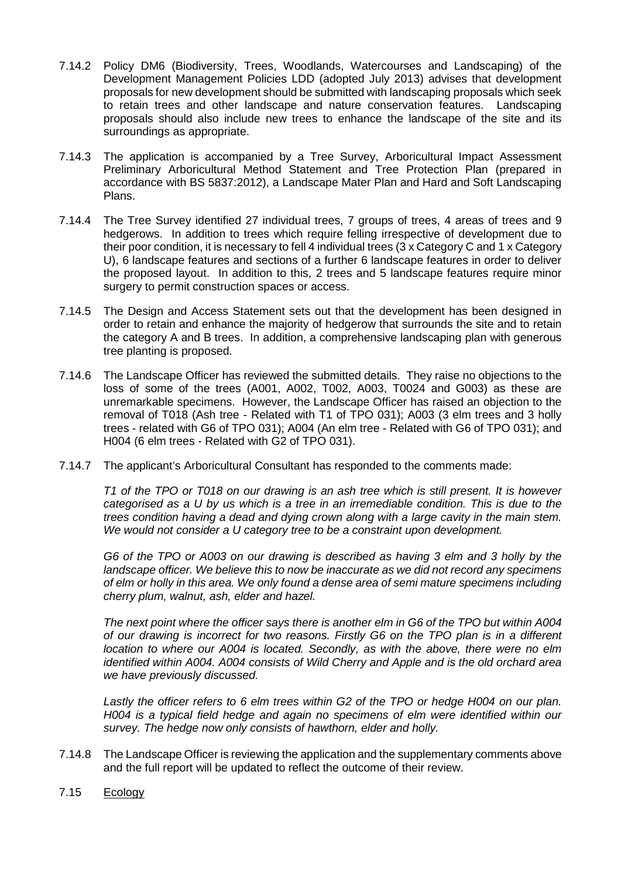7.14.2 Policy DM6 (Biodiversity, Trees, Woodlands, Watercourses and Landscaping) of the Development Management Policies LDD (adopted July 2013) advises that development proposals for new development should be submitted with landscaping proposals which seek to retain trees and other landscape and nature conservation features. Landscaping proposals should also include new trees to enhance the landscape of the site and its surroundings as appropriate.

7.14.3 The application is accompanied by a Tree Survey, Arboricultural Impact Assessment Preliminary Arboricultural Method Statement and Tree Protection Plan (prepared in accordance with BS 5837:2012), a Landscape Mater Plan and Hard and Soft Landscaping Plans.

7.14.4 The Tree Survey identified 27 individual trees, 7 groups of trees, 4 areas of trees and 9 hedgerows. In addition to trees which require felling irrespective of development due to their poor condition, it is necessary to fell 4 individual trees (3 x Category C and 1 x Category U), 6 landscape features and sections of a further 6 landscape features in order to deliver the proposed layout. In addition to this, 2 trees and 5 landscape features require minor surgery to permit construction spaces or access.

7.14.5 The Design and Access Statement sets out that the development has been designed in order to retain and enhance the majority of hedgerow that surrounds the site and to retain the category A and B trees. In addition, a comprehensive landscaping plan with generous tree planting is proposed.

7.14.6 The Landscape Officer has reviewed the submitted details. They raise no objections to the loss of some of the trees (A001, A002, T002, A003, T0024 and G003) as these are unremarkable specimens. However, the Landscape Officer has raised an objection to the removal of T018 (Ash tree - Related with T1 of TPO 031); A003 (3 elm trees and 3 holly trees - related with G6 of TPO 031); A004 (An elm tree - Related with G6 of TPO 031); and H004 (6 elm trees - Related with G2 of TPO 031).

7.14.7 The applicant's Arboricultural Consultant has responded to the comments made:

*T1 of the TPO or T018 on our drawing is an ash tree which is still present. It is however categorised as a U by us which is a tree in an irremediable condition. This is due to the trees condition having a dead and dying crown along with a large cavity in the main stem. We would not consider a U category tree to be a constraint upon development.*

*G6 of the TPO or A003 on our drawing is described as having 3 elm and 3 holly by the landscape officer. We believe this to now be inaccurate as we did not record any specimens of elm or holly in this area. We only found a dense area of semi mature specimens including cherry plum, walnut, ash, elder and hazel.*

*The next point where the officer says there is another elm in G6 of the TPO but within A004 of our drawing is incorrect for two reasons. Firstly G6 on the TPO plan is in a different location to where our A004 is located. Secondly, as with the above, there were no elm identified within A004. A004 consists of Wild Cherry and Apple and is the old orchard area we have previously discussed.*

*Lastly the officer refers to 6 elm trees within G2 of the TPO or hedge H004 on our plan. H004 is a typical field hedge and again no specimens of elm were identified within our survey. The hedge now only consists of hawthorn, elder and holly.*

7.14.8 The Landscape Officer is reviewing the application and the supplementary comments above and the full report will be updated to reflect the outcome of their review.

7.15 Ecology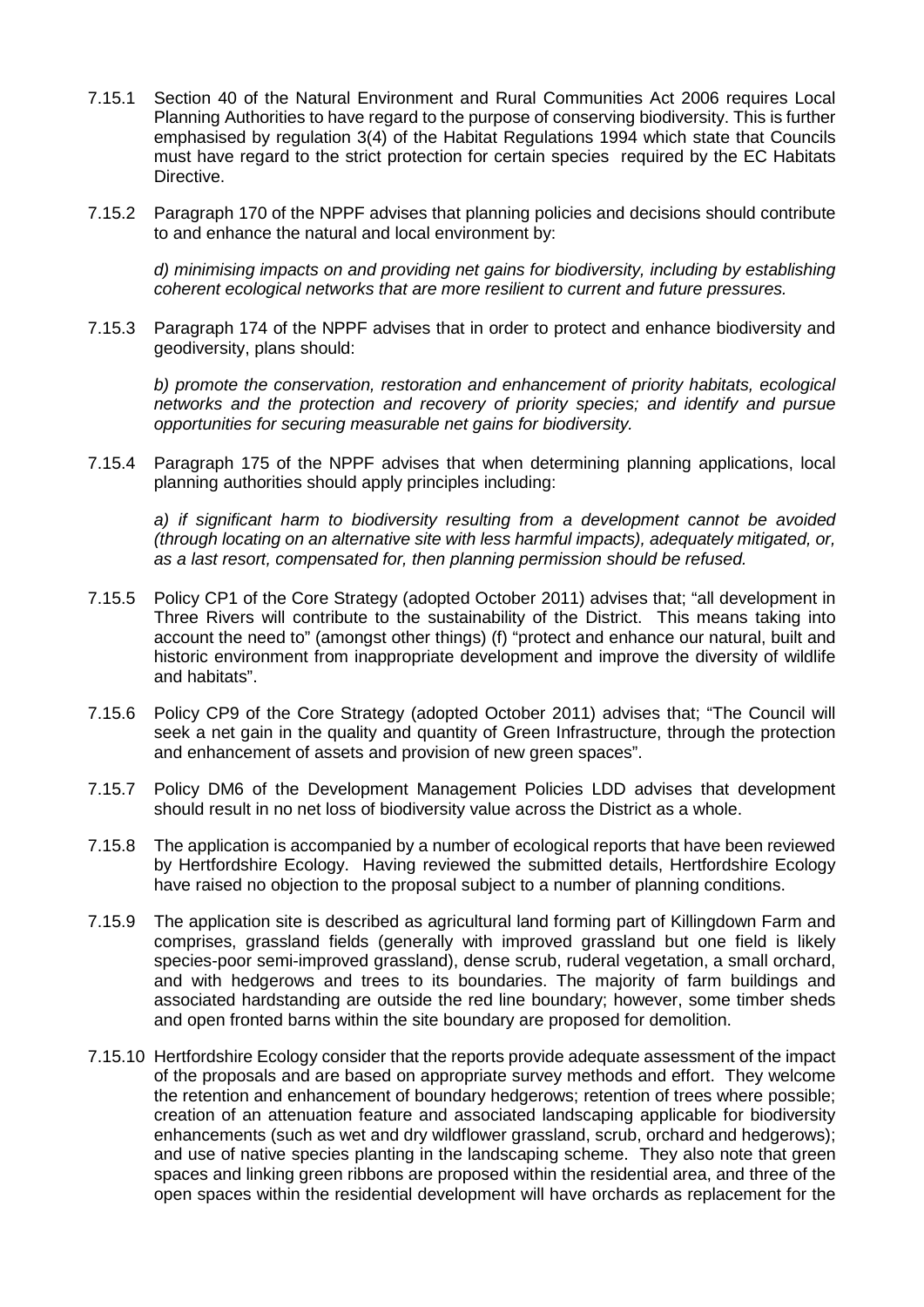7.15.1 Section 40 of the Natural Environment and Rural Communities Act 2006 requires Local Planning Authorities to have regard to the purpose of conserving biodiversity. This is further emphasised by regulation 3(4) of the Habitat Regulations 1994 which state that Councils must have regard to the strict protection for certain species required by the EC Habitats Directive.

7.15.2 Paragraph 170 of the NPPF advises that planning policies and decisions should contribute to and enhance the natural and local environment by:

> *d) minimising impacts on and providing net gains for biodiversity, including by establishing coherent ecological networks that are more resilient to current and future pressures.*

7.15.3 Paragraph 174 of the NPPF advises that in order to protect and enhance biodiversity and geodiversity, plans should:

> *b) promote the conservation, restoration and enhancement of priority habitats, ecological networks and the protection and recovery of priority species; and identify and pursue opportunities for securing measurable net gains for biodiversity.*

7.15.4 Paragraph 175 of the NPPF advises that when determining planning applications, local planning authorities should apply principles including:

> *a) if significant harm to biodiversity resulting from a development cannot be avoided (through locating on an alternative site with less harmful impacts), adequately mitigated, or, as a last resort, compensated for, then planning permission should be refused.*

7.15.5 Policy CP1 of the Core Strategy (adopted October 2011) advises that; "all development in Three Rivers will contribute to the sustainability of the District. This means taking into account the need to" (amongst other things) (f) "protect and enhance our natural, built and historic environment from inappropriate development and improve the diversity of wildlife and habitats".

7.15.6 Policy CP9 of the Core Strategy (adopted October 2011) advises that; "The Council will seek a net gain in the quality and quantity of Green Infrastructure, through the protection and enhancement of assets and provision of new green spaces".

7.15.7 Policy DM6 of the Development Management Policies LDD advises that development should result in no net loss of biodiversity value across the District as a whole.

7.15.8 The application is accompanied by a number of ecological reports that have been reviewed by Hertfordshire Ecology. Having reviewed the submitted details, Hertfordshire Ecology have raised no objection to the proposal subject to a number of planning conditions.

7.15.9 The application site is described as agricultural land forming part of Killingdown Farm and comprises, grassland fields (generally with improved grassland but one field is likely species-poor semi-improved grassland), dense scrub, ruderal vegetation, a small orchard, and with hedgerows and trees to its boundaries. The majority of farm buildings and associated hardstanding are outside the red line boundary; however, some timber sheds and open fronted barns within the site boundary are proposed for demolition.

7.15.10 Hertfordshire Ecology consider that the reports provide adequate assessment of the impact of the proposals and are based on appropriate survey methods and effort. They welcome the retention and enhancement of boundary hedgerows; retention of trees where possible; creation of an attenuation feature and associated landscaping applicable for biodiversity enhancements (such as wet and dry wildflower grassland, scrub, orchard and hedgerows); and use of native species planting in the landscaping scheme. They also note that green spaces and linking green ribbons are proposed within the residential area, and three of the open spaces within the residential development will have orchards as replacement for the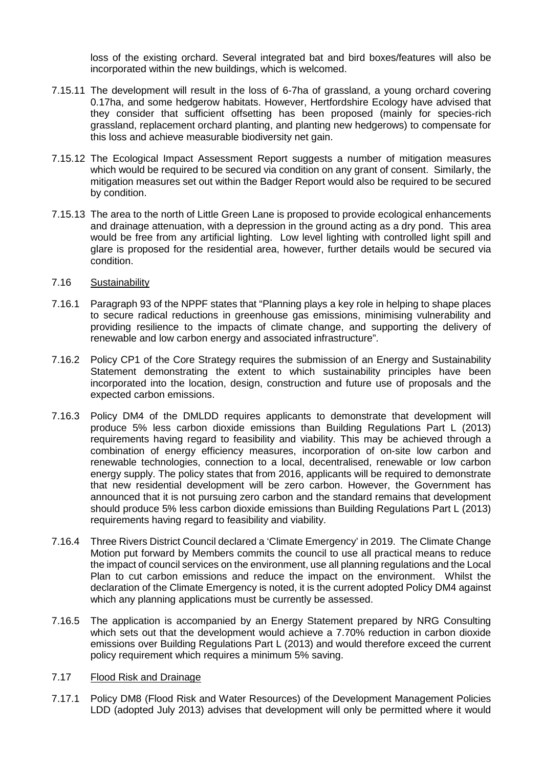loss of the existing orchard. Several integrated bat and bird boxes/features will also be incorporated within the new buildings, which is welcomed.

7.15.11 The development will result in the loss of 6-7ha of grassland, a young orchard covering 0.17ha, and some hedgerow habitats. However, Hertfordshire Ecology have advised that they consider that sufficient offsetting has been proposed (mainly for species-rich grassland, replacement orchard planting, and planting new hedgerows) to compensate for this loss and achieve measurable biodiversity net gain.

7.15.12 The Ecological Impact Assessment Report suggests a number of mitigation measures which would be required to be secured via condition on any grant of consent. Similarly, the mitigation measures set out within the Badger Report would also be required to be secured by condition.

7.15.13 The area to the north of Little Green Lane is proposed to provide ecological enhancements and drainage attenuation, with a depression in the ground acting as a dry pond. This area would be free from any artificial lighting. Low level lighting with controlled light spill and glare is proposed for the residential area, however, further details would be secured via condition.

## 7.16 Sustainability

7.16.1 Paragraph 93 of the NPPF states that "Planning plays a key role in helping to shape places to secure radical reductions in greenhouse gas emissions, minimising vulnerability and providing resilience to the impacts of climate change, and supporting the delivery of renewable and low carbon energy and associated infrastructure".

7.16.2 Policy CP1 of the Core Strategy requires the submission of an Energy and Sustainability Statement demonstrating the extent to which sustainability principles have been incorporated into the location, design, construction and future use of proposals and the expected carbon emissions.

7.16.3 Policy DM4 of the DMLDD requires applicants to demonstrate that development will produce 5% less carbon dioxide emissions than Building Regulations Part L (2013) requirements having regard to feasibility and viability. This may be achieved through a combination of energy efficiency measures, incorporation of on-site low carbon and renewable technologies, connection to a local, decentralised, renewable or low carbon energy supply. The policy states that from 2016, applicants will be required to demonstrate that new residential development will be zero carbon. However, the Government has announced that it is not pursuing zero carbon and the standard remains that development should produce 5% less carbon dioxide emissions than Building Regulations Part L (2013) requirements having regard to feasibility and viability.

7.16.4 Three Rivers District Council declared a 'Climate Emergency' in 2019. The Climate Change Motion put forward by Members commits the council to use all practical means to reduce the impact of council services on the environment, use all planning regulations and the Local Plan to cut carbon emissions and reduce the impact on the environment. Whilst the declaration of the Climate Emergency is noted, it is the current adopted Policy DM4 against which any planning applications must be currently be assessed.

7.16.5 The application is accompanied by an Energy Statement prepared by NRG Consulting which sets out that the development would achieve a 7.70% reduction in carbon dioxide emissions over Building Regulations Part L (2013) and would therefore exceed the current policy requirement which requires a minimum 5% saving.

## 7.17 Flood Risk and Drainage

7.17.1 Policy DM8 (Flood Risk and Water Resources) of the Development Management Policies LDD (adopted July 2013) advises that development will only be permitted where it would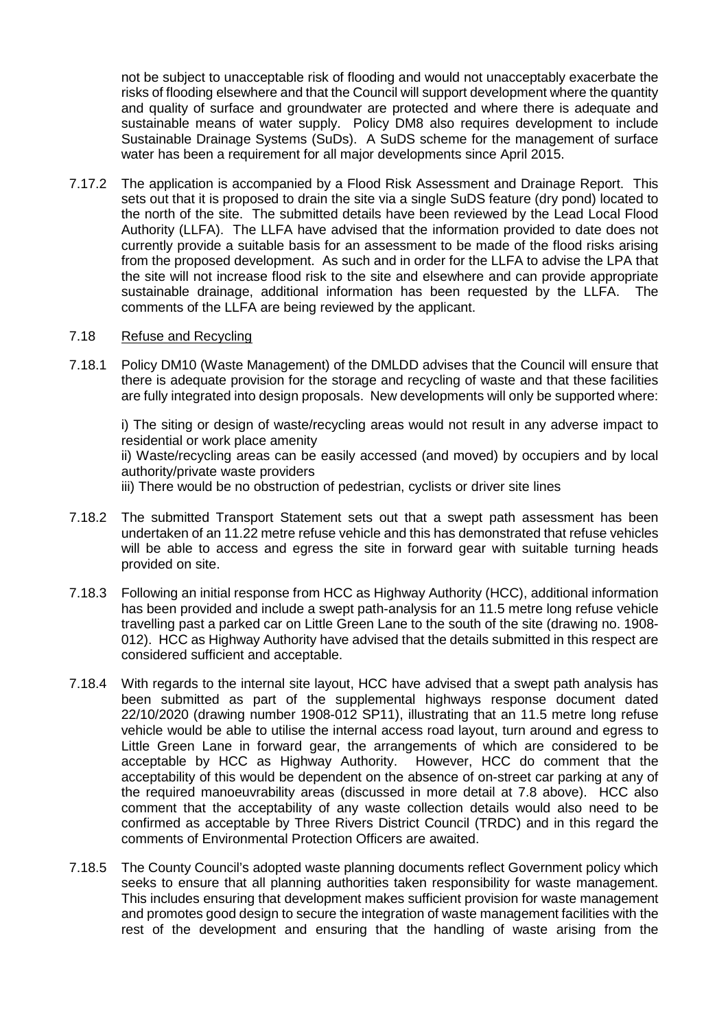not be subject to unacceptable risk of flooding and would not unacceptably exacerbate the risks of flooding elsewhere and that the Council will support development where the quantity and quality of surface and groundwater are protected and where there is adequate and sustainable means of water supply. Policy DM8 also requires development to include Sustainable Drainage Systems (SuDs). A SuDS scheme for the management of surface water has been a requirement for all major developments since April 2015.

7.17.2 The application is accompanied by a Flood Risk Assessment and Drainage Report. This sets out that it is proposed to drain the site via a single SuDS feature (dry pond) located to the north of the site. The submitted details have been reviewed by the Lead Local Flood Authority (LLFA). The LLFA have advised that the information provided to date does not currently provide a suitable basis for an assessment to be made of the flood risks arising from the proposed development. As such and in order for the LLFA to advise the LPA that the site will not increase flood risk to the site and elsewhere and can provide appropriate sustainable drainage, additional information has been requested by the LLFA. The comments of the LLFA are being reviewed by the applicant.

7.18 Refuse and Recycling

7.18.1 Policy DM10 (Waste Management) of the DMLDD advises that the Council will ensure that there is adequate provision for the storage and recycling of waste and that these facilities are fully integrated into design proposals. New developments will only be supported where:

i) The siting or design of waste/recycling areas would not result in any adverse impact to residential or work place amenity

ii) Waste/recycling areas can be easily accessed (and moved) by occupiers and by local authority/private waste providers

iii) There would be no obstruction of pedestrian, cyclists or driver site lines

7.18.2 The submitted Transport Statement sets out that a swept path assessment has been undertaken of an 11.22 metre refuse vehicle and this has demonstrated that refuse vehicles will be able to access and egress the site in forward gear with suitable turning heads provided on site.

7.18.3 Following an initial response from HCC as Highway Authority (HCC), additional information has been provided and include a swept path-analysis for an 11.5 metre long refuse vehicle travelling past a parked car on Little Green Lane to the south of the site (drawing no. 1908-012). HCC as Highway Authority have advised that the details submitted in this respect are considered sufficient and acceptable.

7.18.4 With regards to the internal site layout, HCC have advised that a swept path analysis has been submitted as part of the supplemental highways response document dated 22/10/2020 (drawing number 1908-012 SP11), illustrating that an 11.5 metre long refuse vehicle would be able to utilise the internal access road layout, turn around and egress to Little Green Lane in forward gear, the arrangements of which are considered to be acceptable by HCC as Highway Authority. However, HCC do comment that the acceptability of this would be dependent on the absence of on-street car parking at any of the required manoeuvrability areas (discussed in more detail at 7.8 above). HCC also comment that the acceptability of any waste collection details would also need to be confirmed as acceptable by Three Rivers District Council (TRDC) and in this regard the comments of Environmental Protection Officers are awaited.

7.18.5 The County Council's adopted waste planning documents reflect Government policy which seeks to ensure that all planning authorities taken responsibility for waste management. This includes ensuring that development makes sufficient provision for waste management and promotes good design to secure the integration of waste management facilities with the rest of the development and ensuring that the handling of waste arising from the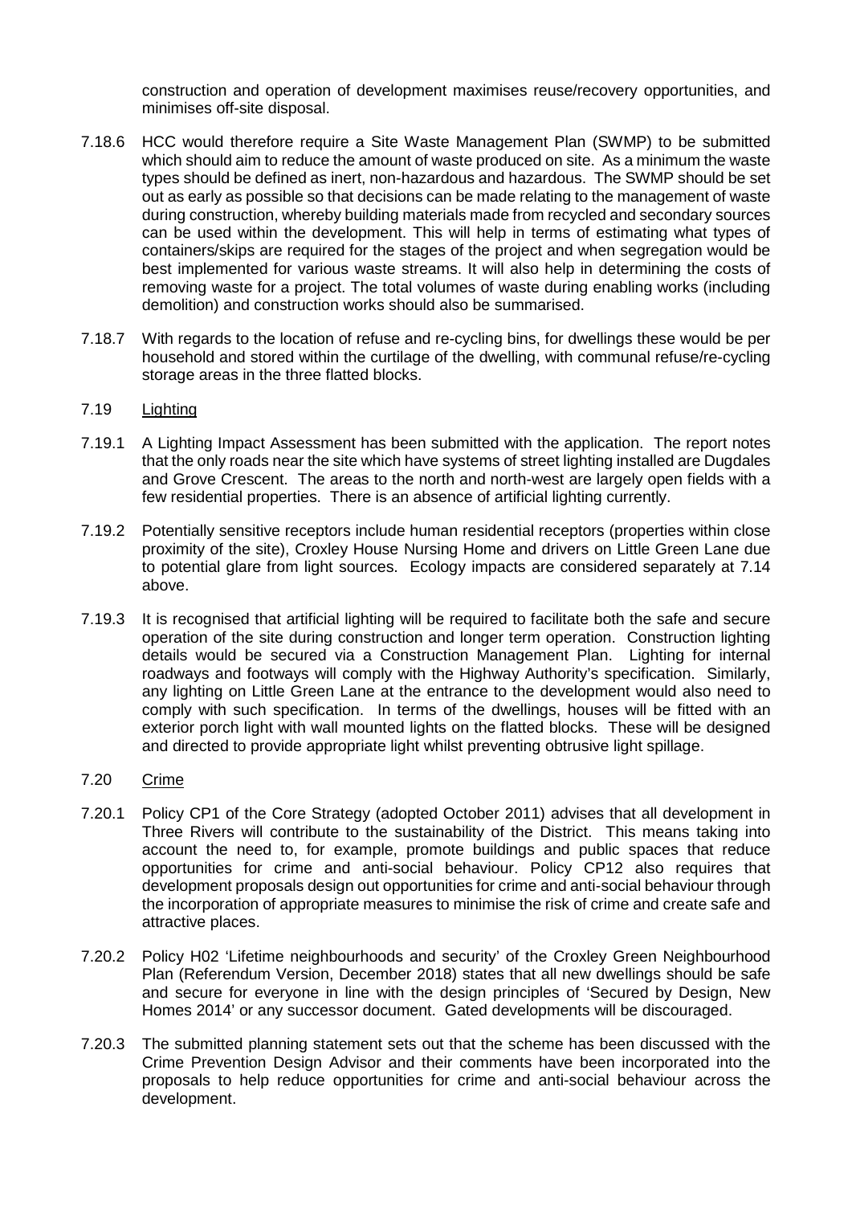construction and operation of development maximises reuse/recovery opportunities, and minimises off-site disposal.

7.18.6 HCC would therefore require a Site Waste Management Plan (SWMP) to be submitted which should aim to reduce the amount of waste produced on site. As a minimum the waste types should be defined as inert, non-hazardous and hazardous. The SWMP should be set out as early as possible so that decisions can be made relating to the management of waste during construction, whereby building materials made from recycled and secondary sources can be used within the development. This will help in terms of estimating what types of containers/skips are required for the stages of the project and when segregation would be best implemented for various waste streams. It will also help in determining the costs of removing waste for a project. The total volumes of waste during enabling works (including demolition) and construction works should also be summarised.

7.18.7 With regards to the location of refuse and re-cycling bins, for dwellings these would be per household and stored within the curtilage of the dwelling, with communal refuse/re-cycling storage areas in the three flatted blocks.

7.19 Lighting

7.19.1 A Lighting Impact Assessment has been submitted with the application. The report notes that the only roads near the site which have systems of street lighting installed are Dugdales and Grove Crescent. The areas to the north and north-west are largely open fields with a few residential properties. There is an absence of artificial lighting currently.

7.19.2 Potentially sensitive receptors include human residential receptors (properties within close proximity of the site), Croxley House Nursing Home and drivers on Little Green Lane due to potential glare from light sources. Ecology impacts are considered separately at 7.14 above.

7.19.3 It is recognised that artificial lighting will be required to facilitate both the safe and secure operation of the site during construction and longer term operation. Construction lighting details would be secured via a Construction Management Plan. Lighting for internal roadways and footways will comply with the Highway Authority's specification. Similarly, any lighting on Little Green Lane at the entrance to the development would also need to comply with such specification. In terms of the dwellings, houses will be fitted with an exterior porch light with wall mounted lights on the flatted blocks. These will be designed and directed to provide appropriate light whilst preventing obtrusive light spillage.

7.20 Crime

7.20.1 Policy CP1 of the Core Strategy (adopted October 2011) advises that all development in Three Rivers will contribute to the sustainability of the District. This means taking into account the need to, for example, promote buildings and public spaces that reduce opportunities for crime and anti-social behaviour. Policy CP12 also requires that development proposals design out opportunities for crime and anti-social behaviour through the incorporation of appropriate measures to minimise the risk of crime and create safe and attractive places.

7.20.2 Policy H02 'Lifetime neighbourhoods and security' of the Croxley Green Neighbourhood Plan (Referendum Version, December 2018) states that all new dwellings should be safe and secure for everyone in line with the design principles of 'Secured by Design, New Homes 2014' or any successor document. Gated developments will be discouraged.

7.20.3 The submitted planning statement sets out that the scheme has been discussed with the Crime Prevention Design Advisor and their comments have been incorporated into the proposals to help reduce opportunities for crime and anti-social behaviour across the development.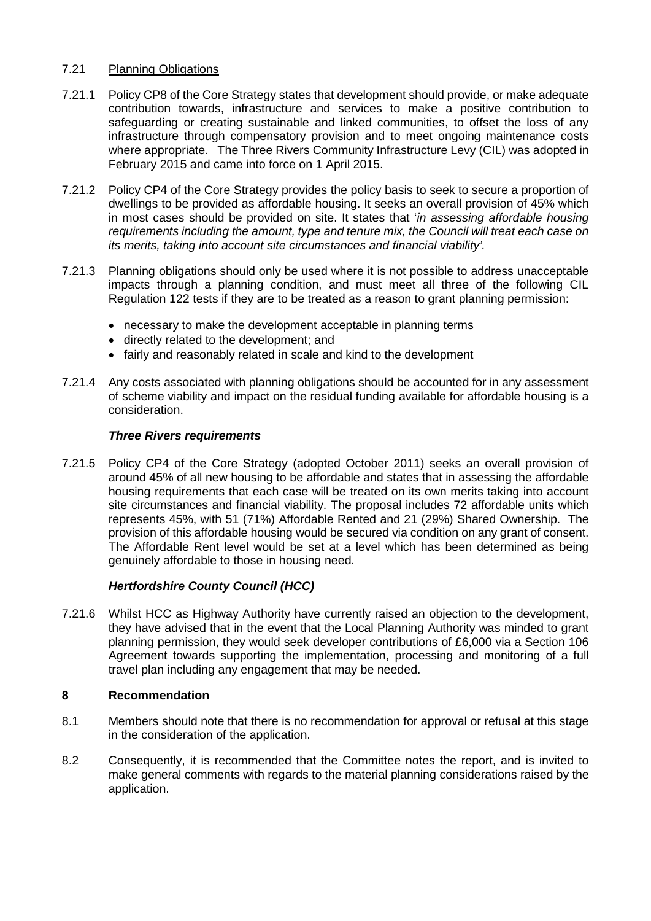### 7.21 Planning Obligations

7.21.1 Policy CP8 of the Core Strategy states that development should provide, or make adequate contribution towards, infrastructure and services to make a positive contribution to safeguarding or creating sustainable and linked communities, to offset the loss of any infrastructure through compensatory provision and to meet ongoing maintenance costs where appropriate. The Three Rivers Community Infrastructure Levy (CIL) was adopted in February 2015 and came into force on 1 April 2015.

7.21.2 Policy CP4 of the Core Strategy provides the policy basis to seek to secure a proportion of dwellings to be provided as affordable housing. It seeks an overall provision of 45% which in most cases should be provided on site. It states that '*in assessing affordable housing requirements including the amount, type and tenure mix, the Council will treat each case on its merits, taking into account site circumstances and financial viability'.*

7.21.3 Planning obligations should only be used where it is not possible to address unacceptable impacts through a planning condition, and must meet all three of the following CIL Regulation 122 tests if they are to be treated as a reason to grant planning permission:

- necessary to make the development acceptable in planning terms
- directly related to the development; and
- fairly and reasonably related in scale and kind to the development

7.21.4 Any costs associated with planning obligations should be accounted for in any assessment of scheme viability and impact on the residual funding available for affordable housing is a consideration.

***Three Rivers requirements***

7.21.5 Policy CP4 of the Core Strategy (adopted October 2011) seeks an overall provision of around 45% of all new housing to be affordable and states that in assessing the affordable housing requirements that each case will be treated on its own merits taking into account site circumstances and financial viability. The proposal includes 72 affordable units which represents 45%, with 51 (71%) Affordable Rented and 21 (29%) Shared Ownership. The provision of this affordable housing would be secured via condition on any grant of consent. The Affordable Rent level would be set at a level which has been determined as being genuinely affordable to those in housing need.

***Hertfordshire County Council (HCC)***

7.21.6 Whilst HCC as Highway Authority have currently raised an objection to the development, they have advised that in the event that the Local Planning Authority was minded to grant planning permission, they would seek developer contributions of £6,000 via a Section 106 Agreement towards supporting the implementation, processing and monitoring of a full travel plan including any engagement that may be needed.

## 8 Recommendation

8.1 Members should note that there is no recommendation for approval or refusal at this stage in the consideration of the application.

8.2 Consequently, it is recommended that the Committee notes the report, and is invited to make general comments with regards to the material planning considerations raised by the application.